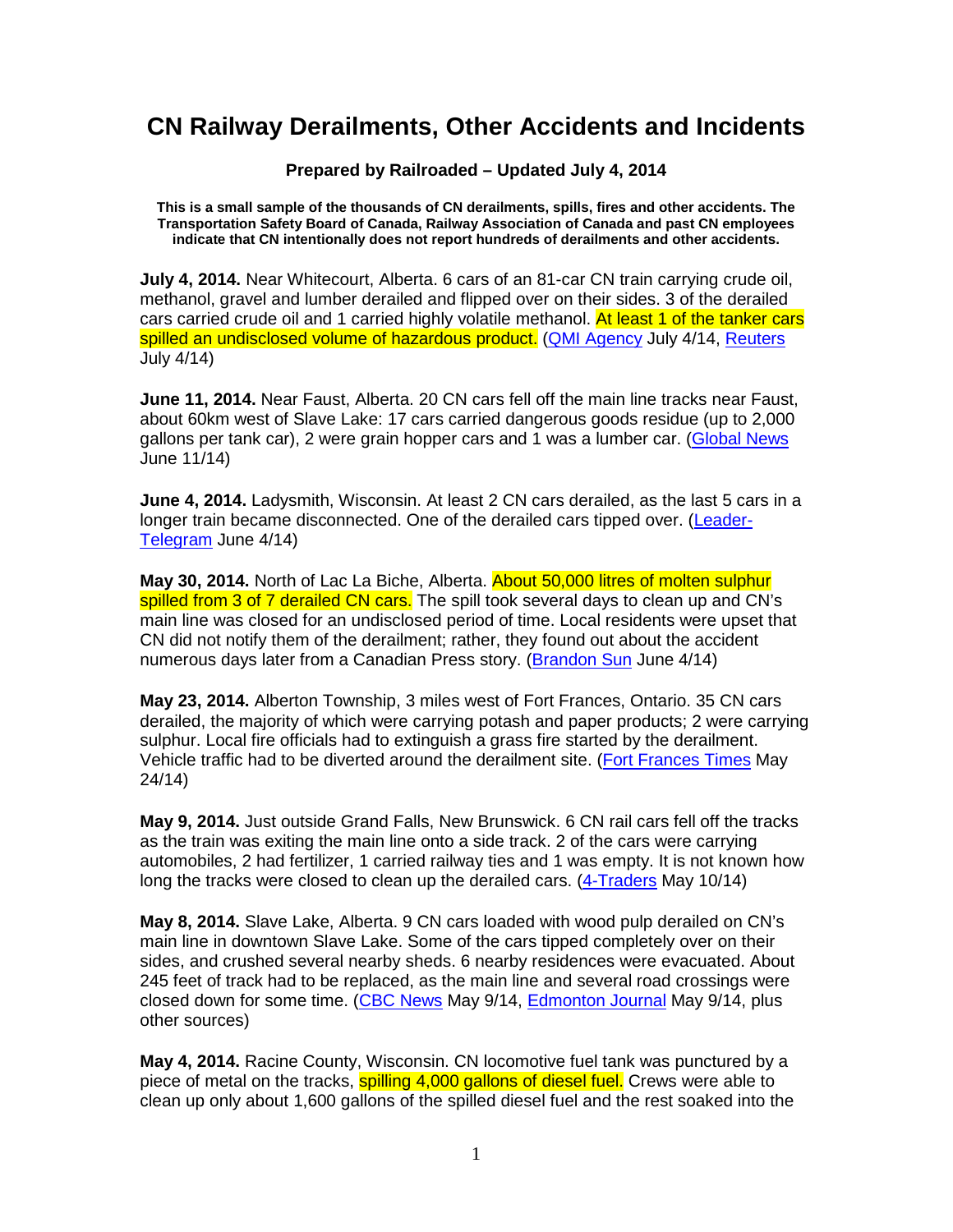# CN Railway Derailments, Other Accidents and Incidents

**Prepared by Railroaded – Updated July 4, 2014**

**This is a small sample of the thousands of CN derailments, spills, fires and other accidents. The Transportation Safety Board of Canada, Railway Association of Canada and past CN employees indicate that CN intentionally does not report hundreds of derailments and other accidents.**

**July 4, 2014.** Near Whitecourt, Alberta. 6 cars of an 81-car CN train carrying crude oil, methanol, gravel and lumber derailed and flipped over on their sides. 3 of the derailed cars carried crude oil and 1 carried highly volatile methanol. At least 1 of the tanker cars spilled an undisclosed volume of hazardous product. (QMI Agency July 4/14, Reuters July 4/14)

**June 11, 2014.** Near Faust, Alberta. 20 CN cars fell off the main line tracks near Faust, about 60km west of Slave Lake: 17 cars carried dangerous goods residue (up to 2,000 gallons per tank car), 2 were grain hopper cars and 1 was a lumber car. (Global News June 11/14)

**June 4, 2014.** Ladysmith, Wisconsin. At least 2 CN cars derailed, as the last 5 cars in a longer train became disconnected. One of the derailed cars tipped over. (Leader-Telegram June 4/14)

**May 30, 2014.** North of Lac La Biche, Alberta. About 50,000 litres of molten sulphur spilled from 3 of 7 derailed CN cars. The spill took several days to clean up and CN's main line was closed for an undisclosed period of time. Local residents were upset that CN did not notify them of the derailment; rather, they found out about the accident numerous days later from a Canadian Press story. (Brandon Sun June 4/14)

**May 23, 2014.** Alberton Township, 3 miles west of Fort Frances, Ontario. 35 CN cars derailed, the majority of which were carrying potash and paper products; 2 were carrying sulphur. Local fire officials had to extinguish a grass fire started by the derailment. Vehicle traffic had to be diverted around the derailment site. (Fort Frances Times May 24/14)

**May 9, 2014.** Just outside Grand Falls, New Brunswick. 6 CN rail cars fell off the tracks as the train was exiting the main line onto a side track. 2 of the cars were carrying automobiles, 2 had fertilizer, 1 carried railway ties and 1 was empty. It is not known how long the tracks were closed to clean up the derailed cars. (4-Traders May 10/14)

**May 8, 2014.** Slave Lake, Alberta. 9 CN cars loaded with wood pulp derailed on CN's main line in downtown Slave Lake. Some of the cars tipped completely over on their sides, and crushed several nearby sheds. 6 nearby residences were evacuated. About 245 feet of track had to be replaced, as the main line and several road crossings were closed down for some time. (CBC News May 9/14, Edmonton Journal May 9/14, plus other sources)

**May 4, 2014.** Racine County, Wisconsin. CN locomotive fuel tank was punctured by a piece of metal on the tracks, spilling 4,000 gallons of diesel fuel. Crews were able to clean up only about 1,600 gallons of the spilled diesel fuel and the rest soaked into the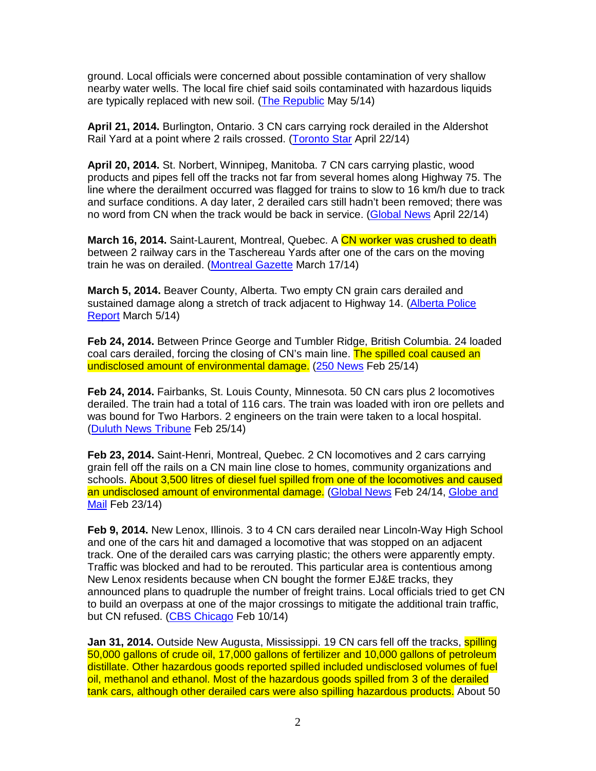ground. Local officials were concerned about possible contamination of very shallow nearby water wells. The local fire chief said soils contaminated with hazardous liquids are typically replaced with new soil. (The Republic May 5/14)

**April 21, 2014.** Burlington, Ontario. 3 CN cars carrying rock derailed in the Aldershot Rail Yard at a point where 2 rails crossed. (Toronto Star April 22/14)

**April 20, 2014.** St. Norbert, Winnipeg, Manitoba. 7 CN cars carrying plastic, wood products and pipes fell off the tracks not far from several homes along Highway 75. The line where the derailment occurred was flagged for trains to slow to 16 km/h due to track and surface conditions. A day later, 2 derailed cars still hadn't been removed; there was no word from CN when the track would be back in service. (Global News April 22/14)

**March 16, 2014.** Saint-Laurent, Montreal, Quebec. A CN worker was crushed to death between 2 railway cars in the Taschereau Yards after one of the cars on the moving train he was on derailed. (Montreal Gazette March 17/14)

**March 5, 2014.** Beaver County, Alberta. Two empty CN grain cars derailed and sustained damage along a stretch of track adjacent to Highway 14. (Alberta Police Report March 5/14)

**Feb 24, 2014.** Between Prince George and Tumbler Ridge, British Columbia. 24 loaded coal cars derailed, forcing the closing of CN's main line. The spilled coal caused an undisclosed amount of environmental damage. (250 News Feb 25/14)

**Feb 24, 2014.** Fairbanks, St. Louis County, Minnesota. 50 CN cars plus 2 locomotives derailed. The train had a total of 116 cars. The train was loaded with iron ore pellets and was bound for Two Harbors. 2 engineers on the train were taken to a local hospital. (Duluth News Tribune Feb 25/14)

**Feb 23, 2014.** Saint-Henri, Montreal, Quebec. 2 CN locomotives and 2 cars carrying grain fell off the rails on a CN main line close to homes, community organizations and schools. About 3,500 litres of diesel fuel spilled from one of the locomotives and caused an undisclosed amount of environmental damage. (Global News Feb 24/14, Globe and Mail Feb 23/14)

**Feb 9, 2014.** New Lenox, Illinois. 3 to 4 CN cars derailed near Lincoln-Way High School and one of the cars hit and damaged a locomotive that was stopped on an adjacent track. One of the derailed cars was carrying plastic; the others were apparently empty. Traffic was blocked and had to be rerouted. This particular area is contentious among New Lenox residents because when CN bought the former EJ&E tracks, they announced plans to quadruple the number of freight trains. Local officials tried to get CN to build an overpass at one of the major crossings to mitigate the additional train traffic, but CN refused. (CBS Chicago Feb 10/14)

**Jan 31, 2014.** Outside New Augusta, Mississippi. 19 CN cars fell off the tracks, spilling 50,000 gallons of crude oil, 17,000 gallons of fertilizer and 10,000 gallons of petroleum distillate. Other hazardous goods reported spilled included undisclosed volumes of fuel oil, methanol and ethanol. Most of the hazardous goods spilled from 3 of the derailed tank cars, although other derailed cars were also spilling hazardous products. About 50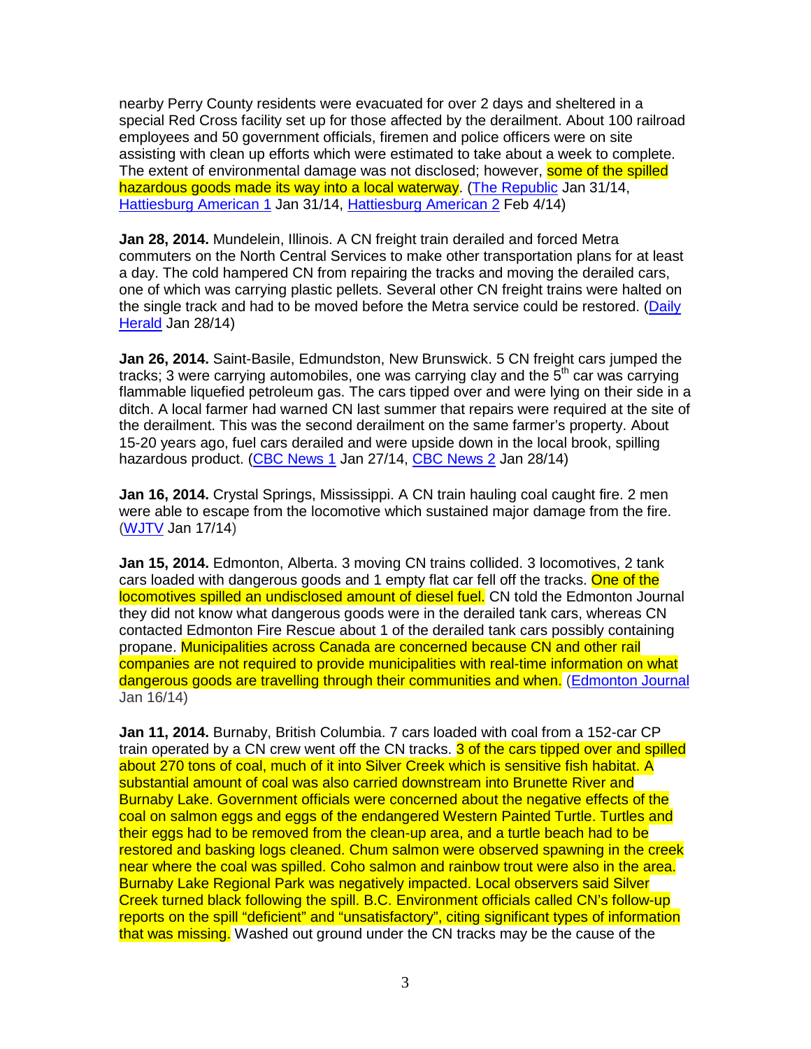nearby Perry County residents were evacuated for over 2 days and sheltered in a special Red Cross facility set up for those affected by the derailment. About 100 railroad employees and 50 government officials, firemen and police officers were on site assisting with clean up efforts which were estimated to take about a week to complete. The extent of environmental damage was not disclosed; however, some of the spilled hazardous goods made its way into a local waterway. (The Republic Jan 31/14, Hattiesburg American 1 Jan 31/14, Hattiesburg American 2 Feb 4/14)

**Jan 28, 2014.** Mundelein, Illinois. A CN freight train derailed and forced Metra commuters on the North Central Services to make other transportation plans for at least a day. The cold hampered CN from repairing the tracks and moving the derailed cars, one of which was carrying plastic pellets. Several other CN freight trains were halted on the single track and had to be moved before the Metra service could be restored. (Daily Herald Jan 28/14)

**Jan 26, 2014.** Saint-Basile, Edmundston, New Brunswick. 5 CN freight cars jumped the tracks; 3 were carrying automobiles, one was carrying clay and the 5th car was carrying flammable liquefied petroleum gas. The cars tipped over and were lying on their side in a ditch. A local farmer had warned CN last summer that repairs were required at the site of the derailment. This was the second derailment on the same farmer's property. About 15-20 years ago, fuel cars derailed and were upside down in the local brook, spilling hazardous product. (CBC News 1 Jan 27/14, CBC News 2 Jan 28/14)

**Jan 16, 2014.** Crystal Springs, Mississippi. A CN train hauling coal caught fire. 2 men were able to escape from the locomotive which sustained major damage from the fire. (WJTV Jan 17/14)

**Jan 15, 2014.** Edmonton, Alberta. 3 moving CN trains collided. 3 locomotives, 2 tank cars loaded with dangerous goods and 1 empty flat car fell off the tracks. One of the locomotives spilled an undisclosed amount of diesel fuel. CN told the Edmonton Journal they did not know what dangerous goods were in the derailed tank cars, whereas CN contacted Edmonton Fire Rescue about 1 of the derailed tank cars possibly containing propane. Municipalities across Canada are concerned because CN and other rail companies are not required to provide municipalities with real-time information on what dangerous goods are travelling through their communities and when. (Edmonton Journal Jan 16/14)

**Jan 11, 2014.** Burnaby, British Columbia. 7 cars loaded with coal from a 152-car CP train operated by a CN crew went off the CN tracks. 3 of the cars tipped over and spilled about 270 tons of coal, much of it into Silver Creek which is sensitive fish habitat. A substantial amount of coal was also carried downstream into Brunette River and Burnaby Lake. Government officials were concerned about the negative effects of the coal on salmon eggs and eggs of the endangered Western Painted Turtle. Turtles and their eggs had to be removed from the clean-up area, and a turtle beach had to be restored and basking logs cleaned. Chum salmon were observed spawning in the creek near where the coal was spilled. Coho salmon and rainbow trout were also in the area. Burnaby Lake Regional Park was negatively impacted. Local observers said Silver Creek turned black following the spill. B.C. Environment officials called CN's follow-up reports on the spill "deficient" and "unsatisfactory", citing significant types of information that was missing. Washed out ground under the CN tracks may be the cause of the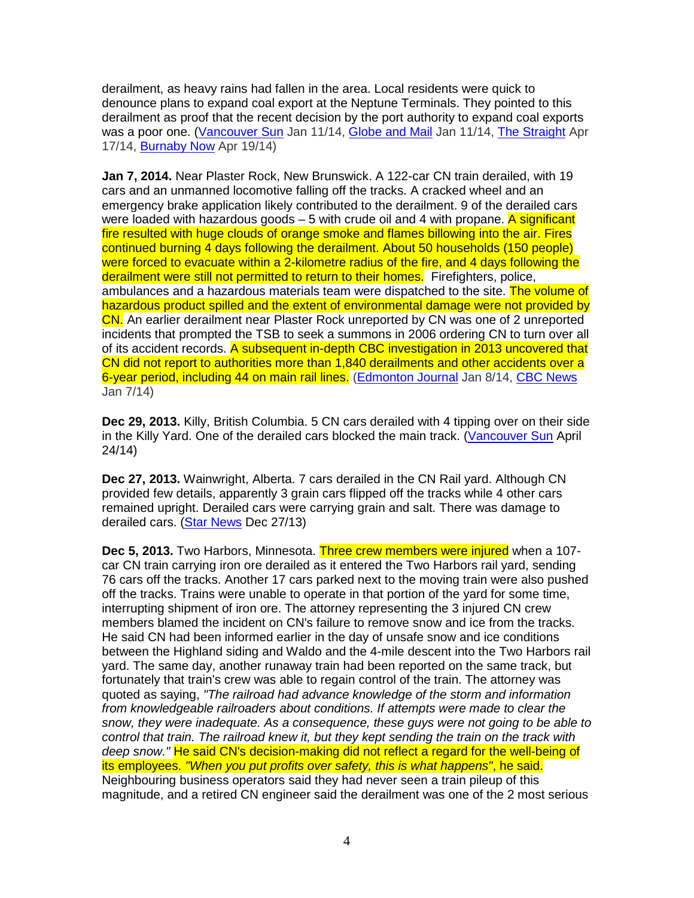derailment, as heavy rains had fallen in the area. Local residents were quick to denounce plans to expand coal export at the Neptune Terminals. They pointed to this derailment as proof that the recent decision by the port authority to expand coal exports was a poor one. (Vancouver Sun Jan 11/14, Globe and Mail Jan 11/14, The Straight Apr 17/14, Burnaby Now Apr 19/14)

**Jan 7, 2014.** Near Plaster Rock, New Brunswick. A 122-car CN train derailed, with 19 cars and an unmanned locomotive falling off the tracks. A cracked wheel and an emergency brake application likely contributed to the derailment. 9 of the derailed cars were loaded with hazardous goods – 5 with crude oil and 4 with propane. A significant fire resulted with huge clouds of orange smoke and flames billowing into the air. Fires continued burning 4 days following the derailment. About 50 households (150 people) were forced to evacuate within a 2-kilometre radius of the fire, and 4 days following the derailment were still not permitted to return to their homes. Firefighters, police, ambulances and a hazardous materials team were dispatched to the site. The volume of hazardous product spilled and the extent of environmental damage were not provided by CN. An earlier derailment near Plaster Rock unreported by CN was one of 2 unreported incidents that prompted the TSB to seek a summons in 2006 ordering CN to turn over all of its accident records. A subsequent in-depth CBC investigation in 2013 uncovered that CN did not report to authorities more than 1,840 derailments and other accidents over a 6-year period, including 44 on main rail lines. (Edmonton Journal Jan 8/14, CBC News Jan 7/14)

**Dec 29, 2013.** Killy, British Columbia. 5 CN cars derailed with 4 tipping over on their side in the Killy Yard. One of the derailed cars blocked the main track. (Vancouver Sun April 24/14)

**Dec 27, 2013.** Wainwright, Alberta. 7 cars derailed in the CN Rail yard. Although CN provided few details, apparently 3 grain cars flipped off the tracks while 4 other cars remained upright. Derailed cars were carrying grain and salt. There was damage to derailed cars. (Star News Dec 27/13)

**Dec 5, 2013.** Two Harbors, Minnesota. Three crew members were injured when a 107-car CN train carrying iron ore derailed as it entered the Two Harbors rail yard, sending 76 cars off the tracks. Another 17 cars parked next to the moving train were also pushed off the tracks. Trains were unable to operate in that portion of the yard for some time, interrupting shipment of iron ore. The attorney representing the 3 injured CN crew members blamed the incident on CN's failure to remove snow and ice from the tracks. He said CN had been informed earlier in the day of unsafe snow and ice conditions between the Highland siding and Waldo and the 4-mile descent into the Two Harbors rail yard. The same day, another runaway train had been reported on the same track, but fortunately that train's crew was able to regain control of the train. The attorney was quoted as saying, *"The railroad had advance knowledge of the storm and information from knowledgeable railroaders about conditions. If attempts were made to clear the snow, they were inadequate. As a consequence, these guys were not going to be able to control that train. The railroad knew it, but they kept sending the train on the track with deep snow."* He said CN's decision-making did not reflect a regard for the well-being of its employees. *"When you put profits over safety, this is what happens"*, he said. Neighbouring business operators said they had never seen a train pileup of this magnitude, and a retired CN engineer said the derailment was one of the 2 most serious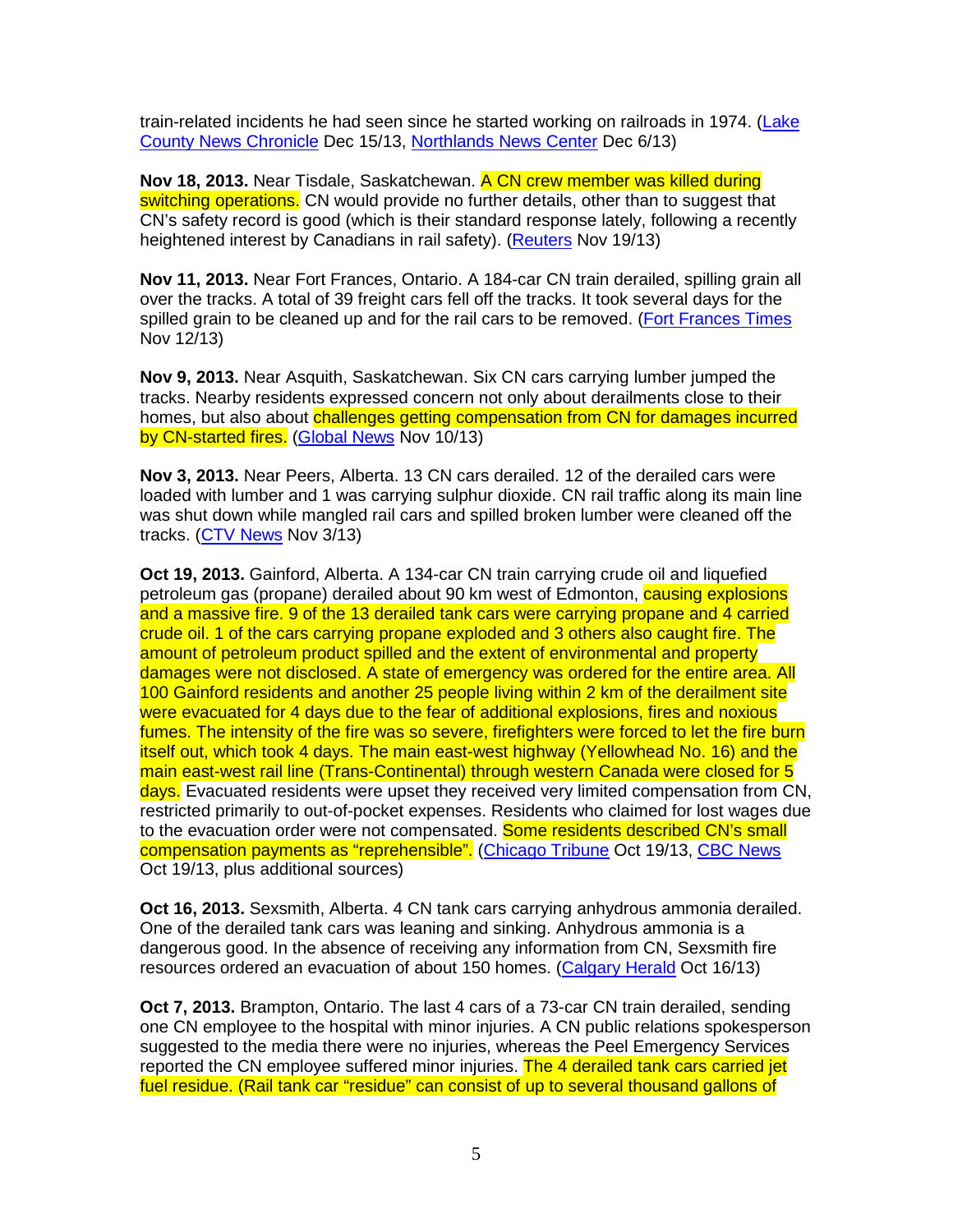train-related incidents he had seen since he started working on railroads in 1974. (Lake County News Chronicle Dec 15/13, Northlands News Center Dec 6/13)

**Nov 18, 2013.** Near Tisdale, Saskatchewan. A CN crew member was killed during switching operations. CN would provide no further details, other than to suggest that CN's safety record is good (which is their standard response lately, following a recently heightened interest by Canadians in rail safety). (Reuters Nov 19/13)

**Nov 11, 2013.** Near Fort Frances, Ontario. A 184-car CN train derailed, spilling grain all over the tracks. A total of 39 freight cars fell off the tracks. It took several days for the spilled grain to be cleaned up and for the rail cars to be removed. (Fort Frances Times Nov 12/13)

**Nov 9, 2013.** Near Asquith, Saskatchewan. Six CN cars carrying lumber jumped the tracks. Nearby residents expressed concern not only about derailments close to their homes, but also about challenges getting compensation from CN for damages incurred by CN-started fires. (Global News Nov 10/13)

**Nov 3, 2013.** Near Peers, Alberta. 13 CN cars derailed. 12 of the derailed cars were loaded with lumber and 1 was carrying sulphur dioxide. CN rail traffic along its main line was shut down while mangled rail cars and spilled broken lumber were cleaned off the tracks. (CTV News Nov 3/13)

**Oct 19, 2013.** Gainford, Alberta. A 134-car CN train carrying crude oil and liquefied petroleum gas (propane) derailed about 90 km west of Edmonton, causing explosions and a massive fire. 9 of the 13 derailed tank cars were carrying propane and 4 carried crude oil. 1 of the cars carrying propane exploded and 3 others also caught fire. The amount of petroleum product spilled and the extent of environmental and property damages were not disclosed. A state of emergency was ordered for the entire area. All 100 Gainford residents and another 25 people living within 2 km of the derailment site were evacuated for 4 days due to the fear of additional explosions, fires and noxious fumes. The intensity of the fire was so severe, firefighters were forced to let the fire burn itself out, which took 4 days. The main east-west highway (Yellowhead No. 16) and the main east-west rail line (Trans-Continental) through western Canada were closed for 5 days. Evacuated residents were upset they received very limited compensation from CN, restricted primarily to out-of-pocket expenses. Residents who claimed for lost wages due to the evacuation order were not compensated. Some residents described CN's small compensation payments as "reprehensible". (Chicago Tribune Oct 19/13, CBC News Oct 19/13, plus additional sources)

**Oct 16, 2013.** Sexsmith, Alberta. 4 CN tank cars carrying anhydrous ammonia derailed. One of the derailed tank cars was leaning and sinking. Anhydrous ammonia is a dangerous good. In the absence of receiving any information from CN, Sexsmith fire resources ordered an evacuation of about 150 homes. (Calgary Herald Oct 16/13)

**Oct 7, 2013.** Brampton, Ontario. The last 4 cars of a 73-car CN train derailed, sending one CN employee to the hospital with minor injuries. A CN public relations spokesperson suggested to the media there were no injuries, whereas the Peel Emergency Services reported the CN employee suffered minor injuries. The 4 derailed tank cars carried jet fuel residue. (Rail tank car "residue" can consist of up to several thousand gallons of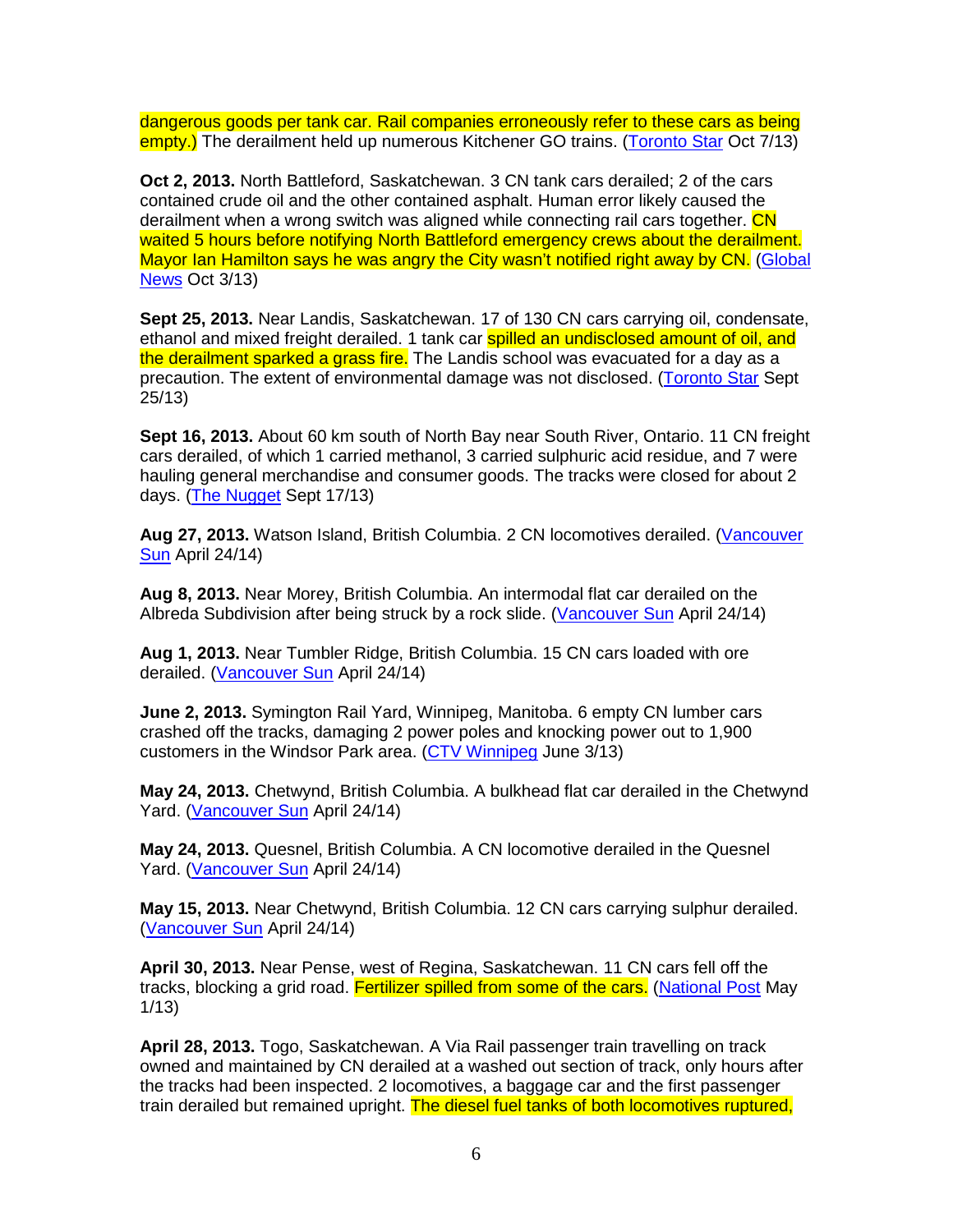dangerous goods per tank car. Rail companies erroneously refer to these cars as being empty.) The derailment held up numerous Kitchener GO trains. (Toronto Star Oct 7/13)

**Oct 2, 2013.** North Battleford, Saskatchewan. 3 CN tank cars derailed; 2 of the cars contained crude oil and the other contained asphalt. Human error likely caused the derailment when a wrong switch was aligned while connecting rail cars together. CN waited 5 hours before notifying North Battleford emergency crews about the derailment. Mayor Ian Hamilton says he was angry the City wasn't notified right away by CN. (Global News Oct 3/13)

**Sept 25, 2013.** Near Landis, Saskatchewan. 17 of 130 CN cars carrying oil, condensate, ethanol and mixed freight derailed. 1 tank car spilled an undisclosed amount of oil, and the derailment sparked a grass fire. The Landis school was evacuated for a day as a precaution. The extent of environmental damage was not disclosed. (Toronto Star Sept 25/13)

**Sept 16, 2013.** About 60 km south of North Bay near South River, Ontario. 11 CN freight cars derailed, of which 1 carried methanol, 3 carried sulphuric acid residue, and 7 were hauling general merchandise and consumer goods. The tracks were closed for about 2 days. (The Nugget Sept 17/13)

**Aug 27, 2013.** Watson Island, British Columbia. 2 CN locomotives derailed. (Vancouver Sun April 24/14)

**Aug 8, 2013.** Near Morey, British Columbia. An intermodal flat car derailed on the Albreda Subdivision after being struck by a rock slide. (Vancouver Sun April 24/14)

**Aug 1, 2013.** Near Tumbler Ridge, British Columbia. 15 CN cars loaded with ore derailed. (Vancouver Sun April 24/14)

**June 2, 2013.** Symington Rail Yard, Winnipeg, Manitoba. 6 empty CN lumber cars crashed off the tracks, damaging 2 power poles and knocking power out to 1,900 customers in the Windsor Park area. (CTV Winnipeg June 3/13)

**May 24, 2013.** Chetwynd, British Columbia. A bulkhead flat car derailed in the Chetwynd Yard. (Vancouver Sun April 24/14)

**May 24, 2013.** Quesnel, British Columbia. A CN locomotive derailed in the Quesnel Yard. (Vancouver Sun April 24/14)

**May 15, 2013.** Near Chetwynd, British Columbia. 12 CN cars carrying sulphur derailed. (Vancouver Sun April 24/14)

**April 30, 2013.** Near Pense, west of Regina, Saskatchewan. 11 CN cars fell off the tracks, blocking a grid road. Fertilizer spilled from some of the cars. (National Post May 1/13)

**April 28, 2013.** Togo, Saskatchewan. A Via Rail passenger train travelling on track owned and maintained by CN derailed at a washed out section of track, only hours after the tracks had been inspected. 2 locomotives, a baggage car and the first passenger train derailed but remained upright. The diesel fuel tanks of both locomotives ruptured,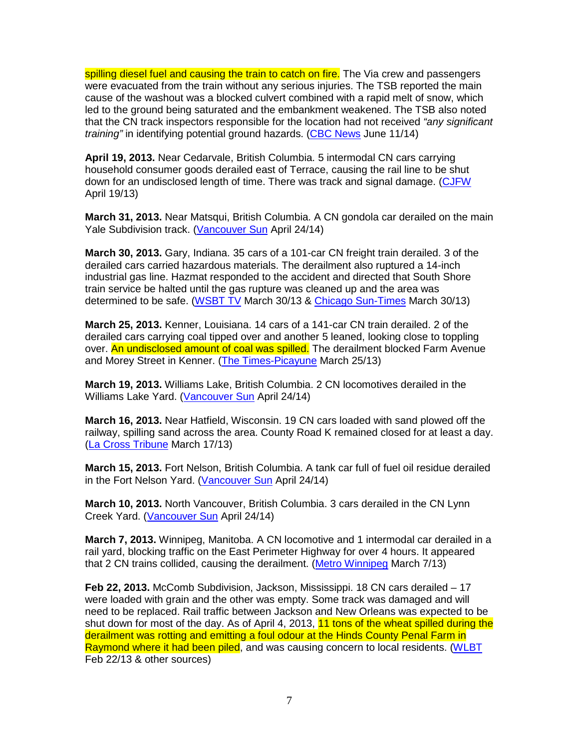spilling diesel fuel and causing the train to catch on fire. The Via crew and passengers were evacuated from the train without any serious injuries. The TSB reported the main cause of the washout was a blocked culvert combined with a rapid melt of snow, which led to the ground being saturated and the embankment weakened. The TSB also noted that the CN track inspectors responsible for the location had not received *"any significant training"* in identifying potential ground hazards. (CBC News June 11/14)

**April 19, 2013.** Near Cedarvale, British Columbia. 5 intermodal CN cars carrying household consumer goods derailed east of Terrace, causing the rail line to be shut down for an undisclosed length of time. There was track and signal damage. (CJFW April 19/13)

**March 31, 2013.** Near Matsqui, British Columbia. A CN gondola car derailed on the main Yale Subdivision track. (Vancouver Sun April 24/14)

**March 30, 2013.** Gary, Indiana. 35 cars of a 101-car CN freight train derailed. 3 of the derailed cars carried hazardous materials. The derailment also ruptured a 14-inch industrial gas line. Hazmat responded to the accident and directed that South Shore train service be halted until the gas rupture was cleaned up and the area was determined to be safe. (WSBT TV March 30/13 & Chicago Sun-Times March 30/13)

**March 25, 2013.** Kenner, Louisiana. 14 cars of a 141-car CN train derailed. 2 of the derailed cars carrying coal tipped over and another 5 leaned, looking close to toppling over. An undisclosed amount of coal was spilled. The derailment blocked Farm Avenue and Morey Street in Kenner. (The Times-Picayune March 25/13)

**March 19, 2013.** Williams Lake, British Columbia. 2 CN locomotives derailed in the Williams Lake Yard. (Vancouver Sun April 24/14)

**March 16, 2013.** Near Hatfield, Wisconsin. 19 CN cars loaded with sand plowed off the railway, spilling sand across the area. County Road K remained closed for at least a day. (La Cross Tribune March 17/13)

**March 15, 2013.** Fort Nelson, British Columbia. A tank car full of fuel oil residue derailed in the Fort Nelson Yard. (Vancouver Sun April 24/14)

**March 10, 2013.** North Vancouver, British Columbia. 3 cars derailed in the CN Lynn Creek Yard. (Vancouver Sun April 24/14)

**March 7, 2013.** Winnipeg, Manitoba. A CN locomotive and 1 intermodal car derailed in a rail yard, blocking traffic on the East Perimeter Highway for over 4 hours. It appeared that 2 CN trains collided, causing the derailment. (Metro Winnipeg March 7/13)

**Feb 22, 2013.** McComb Subdivision, Jackson, Mississippi. 18 CN cars derailed – 17 were loaded with grain and the other was empty. Some track was damaged and will need to be replaced. Rail traffic between Jackson and New Orleans was expected to be shut down for most of the day. As of April 4, 2013, 11 tons of the wheat spilled during the derailment was rotting and emitting a foul odour at the Hinds County Penal Farm in Raymond where it had been piled, and was causing concern to local residents. (WLBT Feb 22/13 & other sources)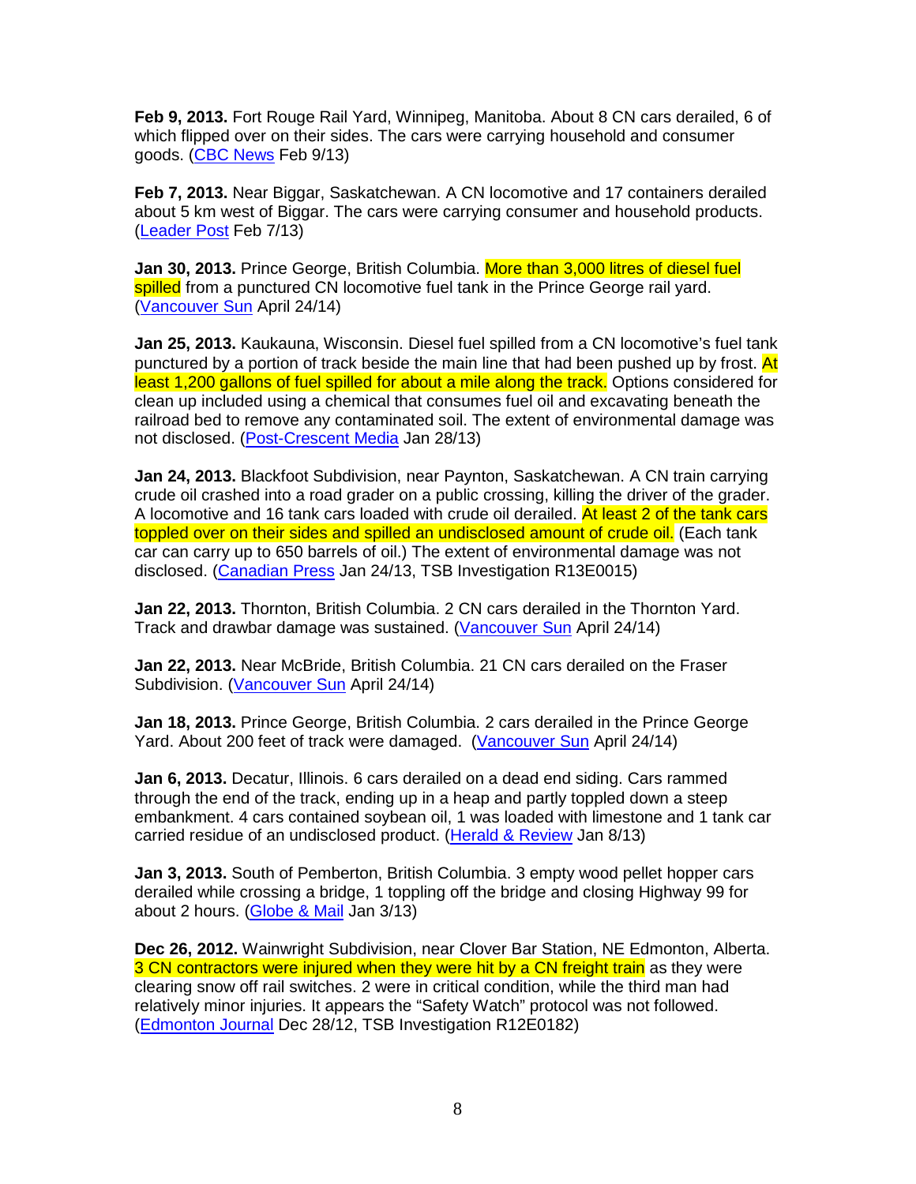**Feb 9, 2013.** Fort Rouge Rail Yard, Winnipeg, Manitoba. About 8 CN cars derailed, 6 of which flipped over on their sides. The cars were carrying household and consumer goods. (CBC News Feb 9/13)

**Feb 7, 2013.** Near Biggar, Saskatchewan. A CN locomotive and 17 containers derailed about 5 km west of Biggar. The cars were carrying consumer and household products. (Leader Post Feb 7/13)

**Jan 30, 2013.** Prince George, British Columbia. More than 3,000 litres of diesel fuel spilled from a punctured CN locomotive fuel tank in the Prince George rail yard. (Vancouver Sun April 24/14)

**Jan 25, 2013.** Kaukauna, Wisconsin. Diesel fuel spilled from a CN locomotive's fuel tank punctured by a portion of track beside the main line that had been pushed up by frost. At least 1,200 gallons of fuel spilled for about a mile along the track. Options considered for clean up included using a chemical that consumes fuel oil and excavating beneath the railroad bed to remove any contaminated soil. The extent of environmental damage was not disclosed. (Post-Crescent Media Jan 28/13)

**Jan 24, 2013.** Blackfoot Subdivision, near Paynton, Saskatchewan. A CN train carrying crude oil crashed into a road grader on a public crossing, killing the driver of the grader. A locomotive and 16 tank cars loaded with crude oil derailed. At least 2 of the tank cars toppled over on their sides and spilled an undisclosed amount of crude oil. (Each tank car can carry up to 650 barrels of oil.) The extent of environmental damage was not disclosed. (Canadian Press Jan 24/13, TSB Investigation R13E0015)

**Jan 22, 2013.** Thornton, British Columbia. 2 CN cars derailed in the Thornton Yard. Track and drawbar damage was sustained. (Vancouver Sun April 24/14)

**Jan 22, 2013.** Near McBride, British Columbia. 21 CN cars derailed on the Fraser Subdivision. (Vancouver Sun April 24/14)

**Jan 18, 2013.** Prince George, British Columbia. 2 cars derailed in the Prince George Yard. About 200 feet of track were damaged. (Vancouver Sun April 24/14)

**Jan 6, 2013.** Decatur, Illinois. 6 cars derailed on a dead end siding. Cars rammed through the end of the track, ending up in a heap and partly toppled down a steep embankment. 4 cars contained soybean oil, 1 was loaded with limestone and 1 tank car carried residue of an undisclosed product. (Herald & Review Jan 8/13)

**Jan 3, 2013.** South of Pemberton, British Columbia. 3 empty wood pellet hopper cars derailed while crossing a bridge, 1 toppling off the bridge and closing Highway 99 for about 2 hours. (Globe & Mail Jan 3/13)

**Dec 26, 2012.** Wainwright Subdivision, near Clover Bar Station, NE Edmonton, Alberta. 3 CN contractors were injured when they were hit by a CN freight train as they were clearing snow off rail switches. 2 were in critical condition, while the third man had relatively minor injuries. It appears the "Safety Watch" protocol was not followed. (Edmonton Journal Dec 28/12, TSB Investigation R12E0182)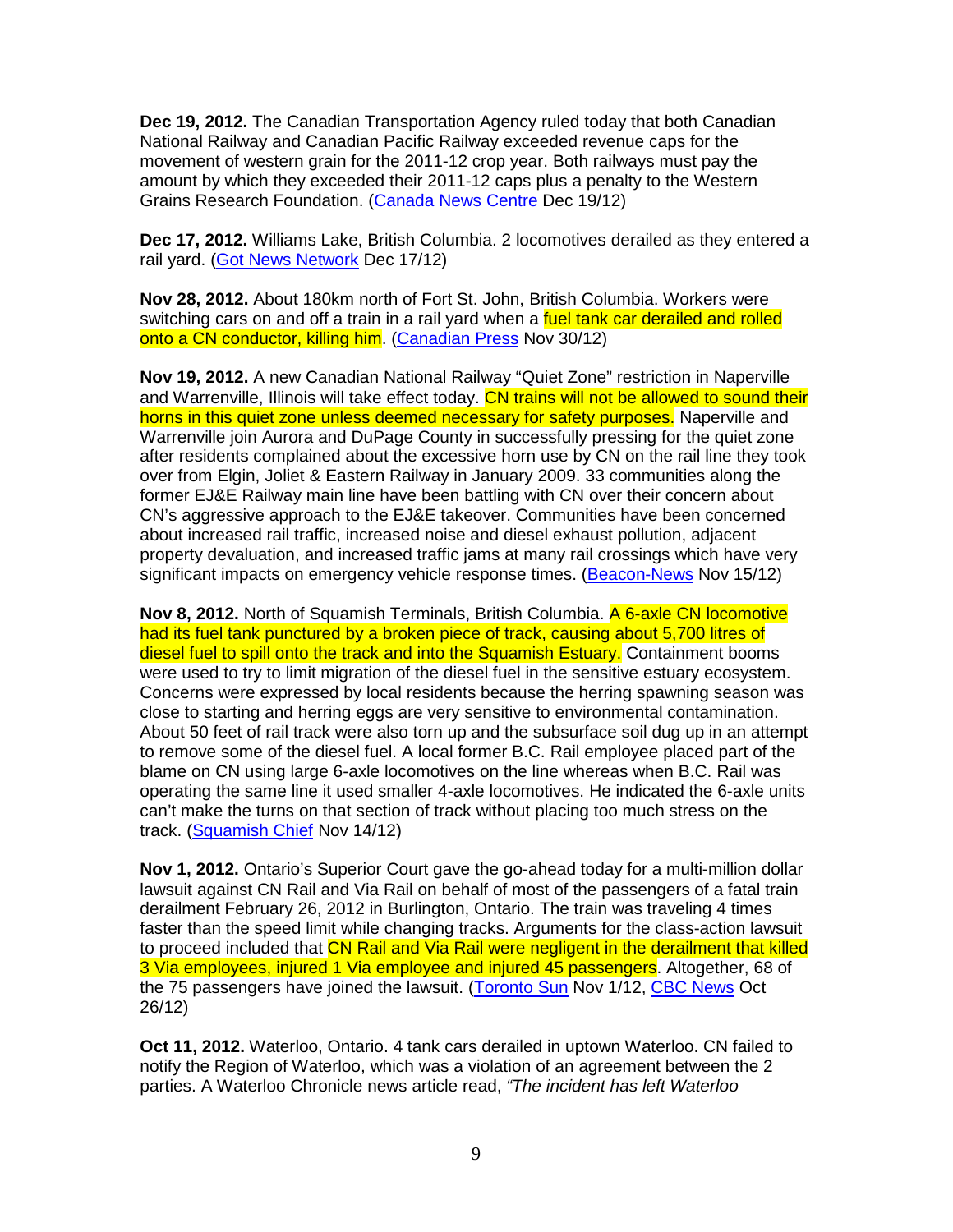**Dec 19, 2012.** The Canadian Transportation Agency ruled today that both Canadian National Railway and Canadian Pacific Railway exceeded revenue caps for the movement of western grain for the 2011-12 crop year. Both railways must pay the amount by which they exceeded their 2011-12 caps plus a penalty to the Western Grains Research Foundation. (Canada News Centre Dec 19/12)

**Dec 17, 2012.** Williams Lake, British Columbia. 2 locomotives derailed as they entered a rail yard. (Got News Network Dec 17/12)

**Nov 28, 2012.** About 180km north of Fort St. John, British Columbia. Workers were switching cars on and off a train in a rail yard when a fuel tank car derailed and rolled onto a CN conductor, killing him. (Canadian Press Nov 30/12)

**Nov 19, 2012.** A new Canadian National Railway "Quiet Zone" restriction in Naperville and Warrenville, Illinois will take effect today. CN trains will not be allowed to sound their horns in this quiet zone unless deemed necessary for safety purposes. Naperville and Warrenville join Aurora and DuPage County in successfully pressing for the quiet zone after residents complained about the excessive horn use by CN on the rail line they took over from Elgin, Joliet & Eastern Railway in January 2009. 33 communities along the former EJ&E Railway main line have been battling with CN over their concern about CN's aggressive approach to the EJ&E takeover. Communities have been concerned about increased rail traffic, increased noise and diesel exhaust pollution, adjacent property devaluation, and increased traffic jams at many rail crossings which have very significant impacts on emergency vehicle response times. (Beacon-News Nov 15/12)

**Nov 8, 2012.** North of Squamish Terminals, British Columbia. A 6-axle CN locomotive had its fuel tank punctured by a broken piece of track, causing about 5,700 litres of diesel fuel to spill onto the track and into the Squamish Estuary. Containment booms were used to try to limit migration of the diesel fuel in the sensitive estuary ecosystem. Concerns were expressed by local residents because the herring spawning season was close to starting and herring eggs are very sensitive to environmental contamination. About 50 feet of rail track were also torn up and the subsurface soil dug up in an attempt to remove some of the diesel fuel. A local former B.C. Rail employee placed part of the blame on CN using large 6-axle locomotives on the line whereas when B.C. Rail was operating the same line it used smaller 4-axle locomotives. He indicated the 6-axle units can't make the turns on that section of track without placing too much stress on the track. (Squamish Chief Nov 14/12)

**Nov 1, 2012.** Ontario's Superior Court gave the go-ahead today for a multi-million dollar lawsuit against CN Rail and Via Rail on behalf of most of the passengers of a fatal train derailment February 26, 2012 in Burlington, Ontario. The train was traveling 4 times faster than the speed limit while changing tracks. Arguments for the class-action lawsuit to proceed included that CN Rail and Via Rail were negligent in the derailment that killed 3 Via employees, injured 1 Via employee and injured 45 passengers. Altogether, 68 of the 75 passengers have joined the lawsuit. (Toronto Sun Nov 1/12, CBC News Oct 26/12)

**Oct 11, 2012.** Waterloo, Ontario. 4 tank cars derailed in uptown Waterloo. CN failed to notify the Region of Waterloo, which was a violation of an agreement between the 2 parties. A Waterloo Chronicle news article read, *"The incident has left Waterloo*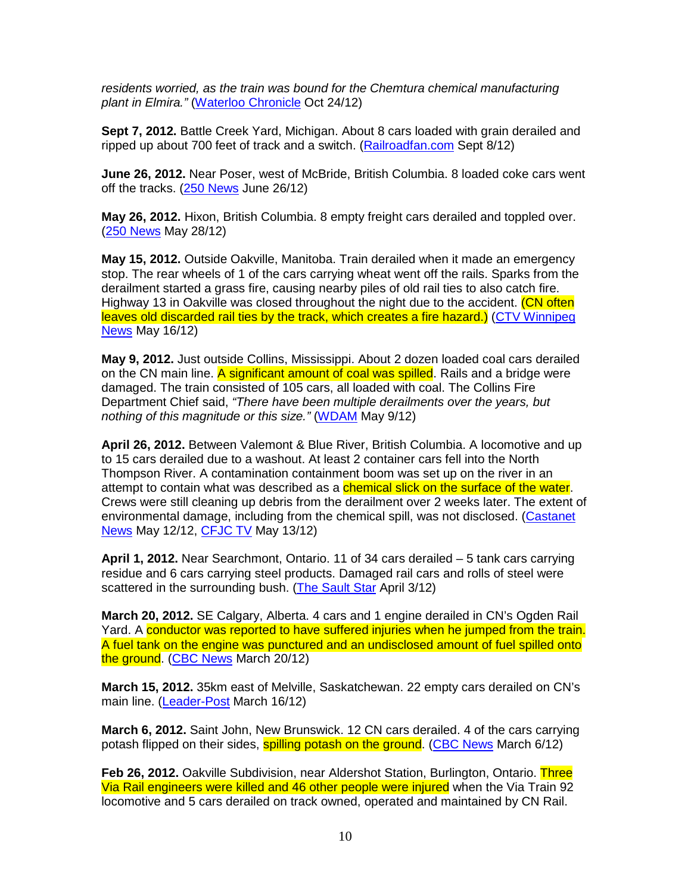*residents worried, as the train was bound for the Chemtura chemical manufacturing plant in Elmira."* (Waterloo Chronicle Oct 24/12)

**Sept 7, 2012.** Battle Creek Yard, Michigan. About 8 cars loaded with grain derailed and ripped up about 700 feet of track and a switch. (Railroadfan.com Sept 8/12)

**June 26, 2012.** Near Poser, west of McBride, British Columbia. 8 loaded coke cars went off the tracks. (250 News June 26/12)

**May 26, 2012.** Hixon, British Columbia. 8 empty freight cars derailed and toppled over. (250 News May 28/12)

**May 15, 2012.** Outside Oakville, Manitoba. Train derailed when it made an emergency stop. The rear wheels of 1 of the cars carrying wheat went off the rails. Sparks from the derailment started a grass fire, causing nearby piles of old rail ties to also catch fire. Highway 13 in Oakville was closed throughout the night due to the accident. (CN often leaves old discarded rail ties by the track, which creates a fire hazard.) (CTV Winnipeg News May 16/12)

**May 9, 2012.** Just outside Collins, Mississippi. About 2 dozen loaded coal cars derailed on the CN main line. A significant amount of coal was spilled. Rails and a bridge were damaged. The train consisted of 105 cars, all loaded with coal. The Collins Fire Department Chief said, *"There have been multiple derailments over the years, but nothing of this magnitude or this size."* (WDAM May 9/12)

**April 26, 2012.** Between Valemont & Blue River, British Columbia. A locomotive and up to 15 cars derailed due to a washout. At least 2 container cars fell into the North Thompson River. A contamination containment boom was set up on the river in an attempt to contain what was described as a chemical slick on the surface of the water. Crews were still cleaning up debris from the derailment over 2 weeks later. The extent of environmental damage, including from the chemical spill, was not disclosed. (Castanet News May 12/12, CFJC TV May 13/12)

**April 1, 2012.** Near Searchmont, Ontario. 11 of 34 cars derailed – 5 tank cars carrying residue and 6 cars carrying steel products. Damaged rail cars and rolls of steel were scattered in the surrounding bush. (The Sault Star April 3/12)

**March 20, 2012.** SE Calgary, Alberta. 4 cars and 1 engine derailed in CN's Ogden Rail Yard. A conductor was reported to have suffered injuries when he jumped from the train. A fuel tank on the engine was punctured and an undisclosed amount of fuel spilled onto the ground. (CBC News March 20/12)

**March 15, 2012.** 35km east of Melville, Saskatchewan. 22 empty cars derailed on CN's main line. (Leader-Post March 16/12)

**March 6, 2012.** Saint John, New Brunswick. 12 CN cars derailed. 4 of the cars carrying potash flipped on their sides, spilling potash on the ground. (CBC News March 6/12)

**Feb 26, 2012.** Oakville Subdivision, near Aldershot Station, Burlington, Ontario. Three Via Rail engineers were killed and 46 other people were injured when the Via Train 92 locomotive and 5 cars derailed on track owned, operated and maintained by CN Rail.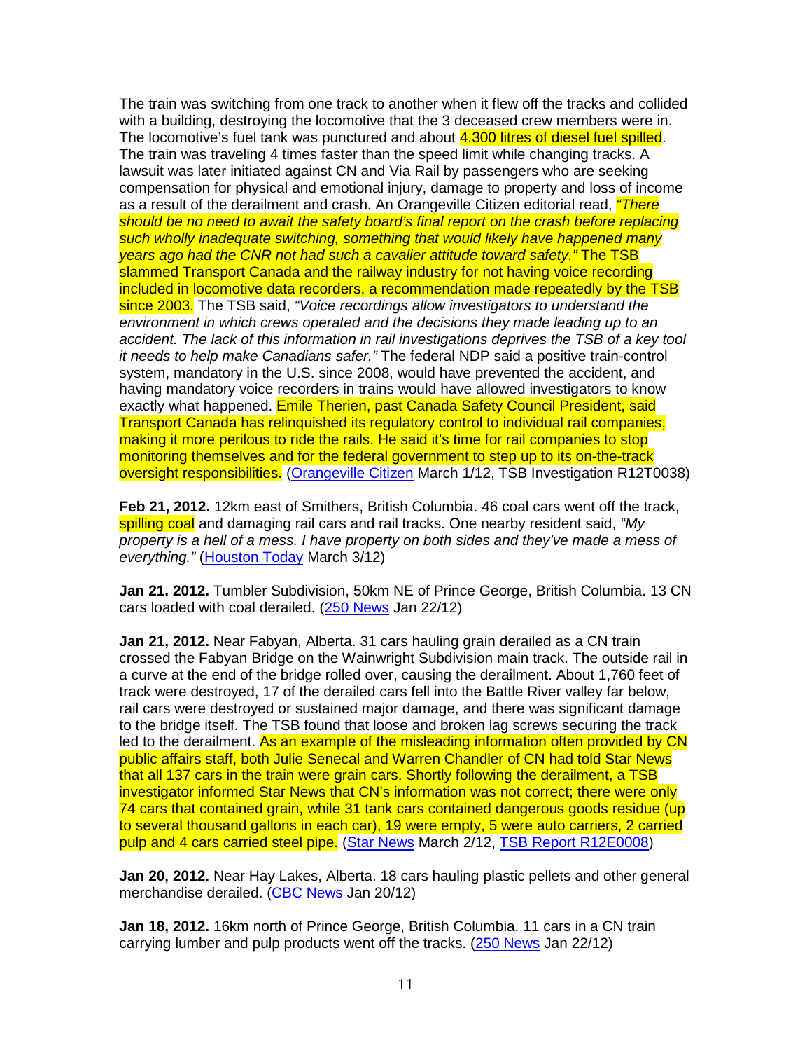The train was switching from one track to another when it flew off the tracks and collided with a building, destroying the locomotive that the 3 deceased crew members were in. The locomotive's fuel tank was punctured and about 4,300 litres of diesel fuel spilled. The train was traveling 4 times faster than the speed limit while changing tracks. A lawsuit was later initiated against CN and Via Rail by passengers who are seeking compensation for physical and emotional injury, damage to property and loss of income as a result of the derailment and crash. An Orangeville Citizen editorial read, *"There should be no need to await the safety board's final report on the crash before replacing such wholly inadequate switching, something that would likely have happened many years ago had the CNR not had such a cavalier attitude toward safety."* The TSB slammed Transport Canada and the railway industry for not having voice recording included in locomotive data recorders, a recommendation made repeatedly by the TSB since 2003. The TSB said, *"Voice recordings allow investigators to understand the environment in which crews operated and the decisions they made leading up to an accident. The lack of this information in rail investigations deprives the TSB of a key tool it needs to help make Canadians safer."* The federal NDP said a positive train-control system, mandatory in the U.S. since 2008, would have prevented the accident, and having mandatory voice recorders in trains would have allowed investigators to know exactly what happened. Emile Therien, past Canada Safety Council President, said Transport Canada has relinquished its regulatory control to individual rail companies, making it more perilous to ride the rails. He said it's time for rail companies to stop monitoring themselves and for the federal government to step up to its on-the-track oversight responsibilities. (Orangeville Citizen March 1/12, TSB Investigation R12T0038)

**Feb 21, 2012.** 12km east of Smithers, British Columbia. 46 coal cars went off the track, spilling coal and damaging rail cars and rail tracks. One nearby resident said, *"My property is a hell of a mess. I have property on both sides and they've made a mess of everything."* (Houston Today March 3/12)

**Jan 21. 2012.** Tumbler Subdivision, 50km NE of Prince George, British Columbia. 13 CN cars loaded with coal derailed. (250 News Jan 22/12)

**Jan 21, 2012.** Near Fabyan, Alberta. 31 cars hauling grain derailed as a CN train crossed the Fabyan Bridge on the Wainwright Subdivision main track. The outside rail in a curve at the end of the bridge rolled over, causing the derailment. About 1,760 feet of track were destroyed, 17 of the derailed cars fell into the Battle River valley far below, rail cars were destroyed or sustained major damage, and there was significant damage to the bridge itself. The TSB found that loose and broken lag screws securing the track led to the derailment. As an example of the misleading information often provided by CN public affairs staff, both Julie Senecal and Warren Chandler of CN had told Star News that all 137 cars in the train were grain cars. Shortly following the derailment, a TSB investigator informed Star News that CN's information was not correct; there were only 74 cars that contained grain, while 31 tank cars contained dangerous goods residue (up to several thousand gallons in each car), 19 were empty, 5 were auto carriers, 2 carried pulp and 4 cars carried steel pipe. (Star News March 2/12, TSB Report R12E0008)

**Jan 20, 2012.** Near Hay Lakes, Alberta. 18 cars hauling plastic pellets and other general merchandise derailed. (CBC News Jan 20/12)

**Jan 18, 2012.** 16km north of Prince George, British Columbia. 11 cars in a CN train carrying lumber and pulp products went off the tracks. (250 News Jan 22/12)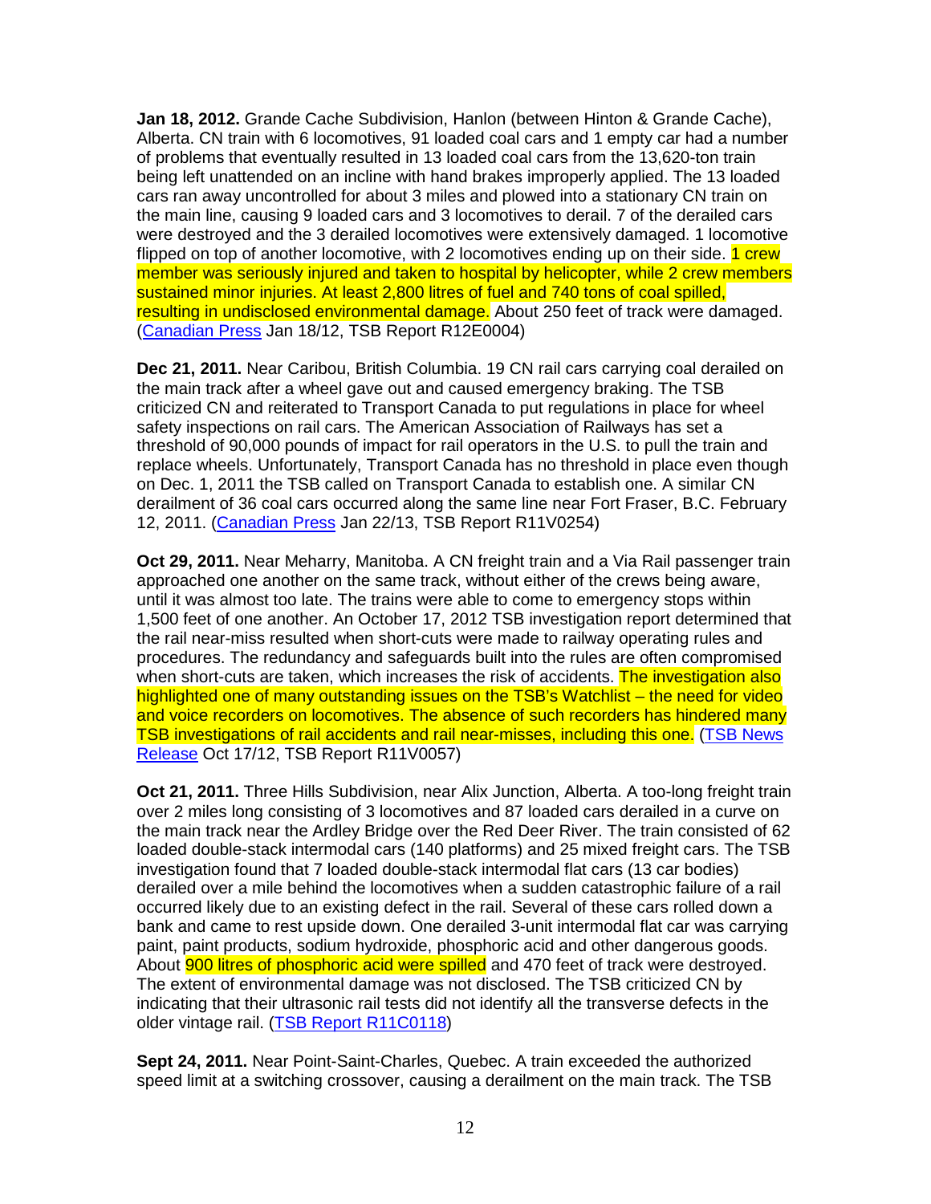**Jan 18, 2012.** Grande Cache Subdivision, Hanlon (between Hinton & Grande Cache), Alberta. CN train with 6 locomotives, 91 loaded coal cars and 1 empty car had a number of problems that eventually resulted in 13 loaded coal cars from the 13,620-ton train being left unattended on an incline with hand brakes improperly applied. The 13 loaded cars ran away uncontrolled for about 3 miles and plowed into a stationary CN train on the main line, causing 9 loaded cars and 3 locomotives to derail. 7 of the derailed cars were destroyed and the 3 derailed locomotives were extensively damaged. 1 locomotive flipped on top of another locomotive, with 2 locomotives ending up on their side. 1 crew member was seriously injured and taken to hospital by helicopter, while 2 crew members sustained minor injuries. At least 2,800 litres of fuel and 740 tons of coal spilled, resulting in undisclosed environmental damage. About 250 feet of track were damaged. (Canadian Press Jan 18/12, TSB Report R12E0004)

**Dec 21, 2011.** Near Caribou, British Columbia. 19 CN rail cars carrying coal derailed on the main track after a wheel gave out and caused emergency braking. The TSB criticized CN and reiterated to Transport Canada to put regulations in place for wheel safety inspections on rail cars. The American Association of Railways has set a threshold of 90,000 pounds of impact for rail operators in the U.S. to pull the train and replace wheels. Unfortunately, Transport Canada has no threshold in place even though on Dec. 1, 2011 the TSB called on Transport Canada to establish one. A similar CN derailment of 36 coal cars occurred along the same line near Fort Fraser, B.C. February 12, 2011. (Canadian Press Jan 22/13, TSB Report R11V0254)

**Oct 29, 2011.** Near Meharry, Manitoba. A CN freight train and a Via Rail passenger train approached one another on the same track, without either of the crews being aware, until it was almost too late. The trains were able to come to emergency stops within 1,500 feet of one another. An October 17, 2012 TSB investigation report determined that the rail near-miss resulted when short-cuts were made to railway operating rules and procedures. The redundancy and safeguards built into the rules are often compromised when short-cuts are taken, which increases the risk of accidents. The investigation also highlighted one of many outstanding issues on the TSB's Watchlist – the need for video and voice recorders on locomotives. The absence of such recorders has hindered many TSB investigations of rail accidents and rail near-misses, including this one. (TSB News Release Oct 17/12, TSB Report R11V0057)

**Oct 21, 2011.** Three Hills Subdivision, near Alix Junction, Alberta. A too-long freight train over 2 miles long consisting of 3 locomotives and 87 loaded cars derailed in a curve on the main track near the Ardley Bridge over the Red Deer River. The train consisted of 62 loaded double-stack intermodal cars (140 platforms) and 25 mixed freight cars. The TSB investigation found that 7 loaded double-stack intermodal flat cars (13 car bodies) derailed over a mile behind the locomotives when a sudden catastrophic failure of a rail occurred likely due to an existing defect in the rail. Several of these cars rolled down a bank and came to rest upside down. One derailed 3-unit intermodal flat car was carrying paint, paint products, sodium hydroxide, phosphoric acid and other dangerous goods. About 900 litres of phosphoric acid were spilled and 470 feet of track were destroyed. The extent of environmental damage was not disclosed. The TSB criticized CN by indicating that their ultrasonic rail tests did not identify all the transverse defects in the older vintage rail. (TSB Report R11C0118)

**Sept 24, 2011.** Near Point-Saint-Charles, Quebec. A train exceeded the authorized speed limit at a switching crossover, causing a derailment on the main track. The TSB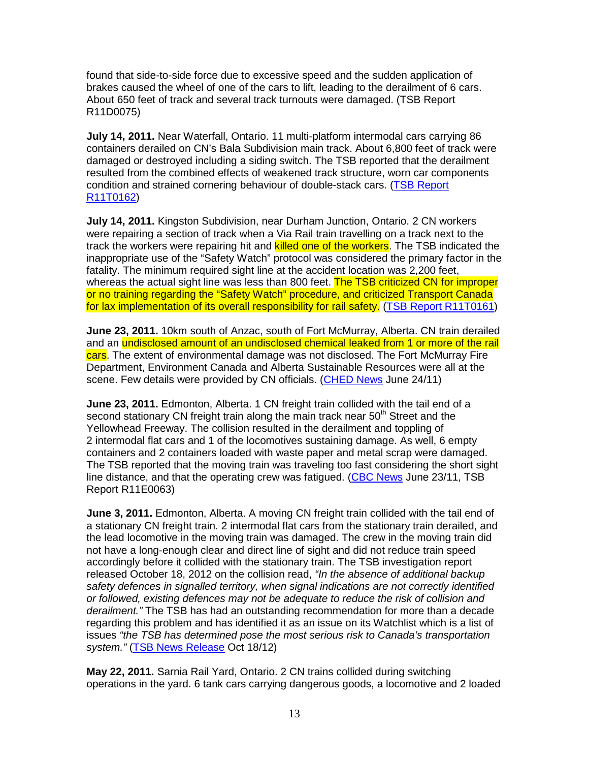found that side-to-side force due to excessive speed and the sudden application of brakes caused the wheel of one of the cars to lift, leading to the derailment of 6 cars. About 650 feet of track and several track turnouts were damaged. (TSB Report R11D0075)

**July 14, 2011.** Near Waterfall, Ontario. 11 multi-platform intermodal cars carrying 86 containers derailed on CN's Bala Subdivision main track. About 6,800 feet of track were damaged or destroyed including a siding switch. The TSB reported that the derailment resulted from the combined effects of weakened track structure, worn car components condition and strained cornering behaviour of double-stack cars. (TSB Report R11T0162)

**July 14, 2011.** Kingston Subdivision, near Durham Junction, Ontario. 2 CN workers were repairing a section of track when a Via Rail train travelling on a track next to the track the workers were repairing hit and killed one of the workers. The TSB indicated the inappropriate use of the "Safety Watch" protocol was considered the primary factor in the fatality. The minimum required sight line at the accident location was 2,200 feet, whereas the actual sight line was less than 800 feet. The TSB criticized CN for improper or no training regarding the "Safety Watch" procedure, and criticized Transport Canada for lax implementation of its overall responsibility for rail safety. (TSB Report R11T0161)

**June 23, 2011.** 10km south of Anzac, south of Fort McMurray, Alberta. CN train derailed and an undisclosed amount of an undisclosed chemical leaked from 1 or more of the rail cars. The extent of environmental damage was not disclosed. The Fort McMurray Fire Department, Environment Canada and Alberta Sustainable Resources were all at the scene. Few details were provided by CN officials. (CHED News June 24/11)

**June 23, 2011.** Edmonton, Alberta. 1 CN freight train collided with the tail end of a second stationary CN freight train along the main track near 50th Street and the Yellowhead Freeway. The collision resulted in the derailment and toppling of 2 intermodal flat cars and 1 of the locomotives sustaining damage. As well, 6 empty containers and 2 containers loaded with waste paper and metal scrap were damaged. The TSB reported that the moving train was traveling too fast considering the short sight line distance, and that the operating crew was fatigued. (CBC News June 23/11, TSB Report R11E0063)

**June 3, 2011.** Edmonton, Alberta. A moving CN freight train collided with the tail end of a stationary CN freight train. 2 intermodal flat cars from the stationary train derailed, and the lead locomotive in the moving train was damaged. The crew in the moving train did not have a long-enough clear and direct line of sight and did not reduce train speed accordingly before it collided with the stationary train. The TSB investigation report released October 18, 2012 on the collision read, *"In the absence of additional backup safety defences in signalled territory, when signal indications are not correctly identified or followed, existing defences may not be adequate to reduce the risk of collision and derailment."* The TSB has had an outstanding recommendation for more than a decade regarding this problem and has identified it as an issue on its Watchlist which is a list of issues *"the TSB has determined pose the most serious risk to Canada's transportation system."* (TSB News Release Oct 18/12)

**May 22, 2011.** Sarnia Rail Yard, Ontario. 2 CN trains collided during switching operations in the yard. 6 tank cars carrying dangerous goods, a locomotive and 2 loaded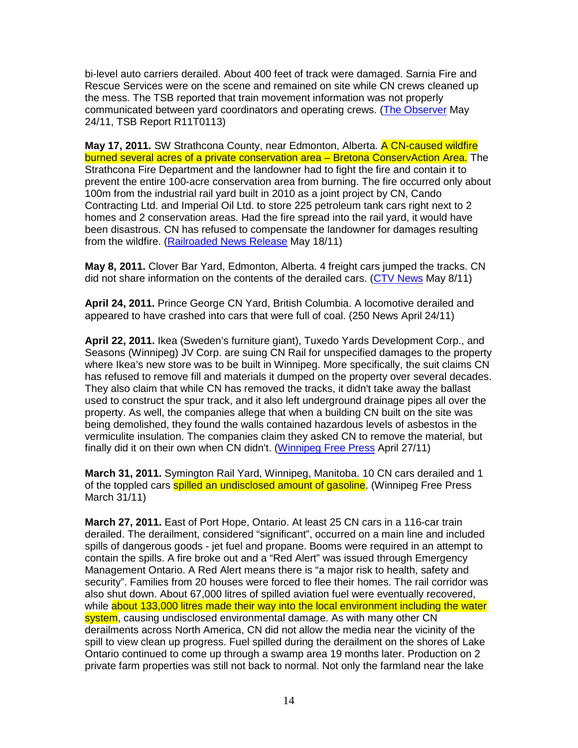bi-level auto carriers derailed. About 400 feet of track were damaged. Sarnia Fire and Rescue Services were on the scene and remained on site while CN crews cleaned up the mess. The TSB reported that train movement information was not properly communicated between yard coordinators and operating crews. (The Observer May 24/11, TSB Report R11T0113)

**May 17, 2011.** SW Strathcona County, near Edmonton, Alberta. A CN-caused wildfire burned several acres of a private conservation area – Bretona ConservAction Area. The Strathcona Fire Department and the landowner had to fight the fire and contain it to prevent the entire 100-acre conservation area from burning. The fire occurred only about 100m from the industrial rail yard built in 2010 as a joint project by CN, Cando Contracting Ltd. and Imperial Oil Ltd. to store 225 petroleum tank cars right next to 2 homes and 2 conservation areas. Had the fire spread into the rail yard, it would have been disastrous. CN has refused to compensate the landowner for damages resulting from the wildfire. (Railroaded News Release May 18/11)

**May 8, 2011.** Clover Bar Yard, Edmonton, Alberta. 4 freight cars jumped the tracks. CN did not share information on the contents of the derailed cars. (CTV News May 8/11)

**April 24, 2011.** Prince George CN Yard, British Columbia. A locomotive derailed and appeared to have crashed into cars that were full of coal. (250 News April 24/11)

**April 22, 2011.** Ikea (Sweden's furniture giant), Tuxedo Yards Development Corp., and Seasons (Winnipeg) JV Corp. are suing CN Rail for unspecified damages to the property where Ikea's new store was to be built in Winnipeg. More specifically, the suit claims CN has refused to remove fill and materials it dumped on the property over several decades. They also claim that while CN has removed the tracks, it didn't take away the ballast used to construct the spur track, and it also left underground drainage pipes all over the property. As well, the companies allege that when a building CN built on the site was being demolished, they found the walls contained hazardous levels of asbestos in the vermiculite insulation. The companies claim they asked CN to remove the material, but finally did it on their own when CN didn't. (Winnipeg Free Press April 27/11)

**March 31, 2011.** Symington Rail Yard, Winnipeg, Manitoba. 10 CN cars derailed and 1 of the toppled cars spilled an undisclosed amount of gasoline. (Winnipeg Free Press March 31/11)

**March 27, 2011.** East of Port Hope, Ontario. At least 25 CN cars in a 116-car train derailed. The derailment, considered "significant", occurred on a main line and included spills of dangerous goods - jet fuel and propane. Booms were required in an attempt to contain the spills. A fire broke out and a "Red Alert" was issued through Emergency Management Ontario. A Red Alert means there is "a major risk to health, safety and security". Families from 20 houses were forced to flee their homes. The rail corridor was also shut down. About 67,000 litres of spilled aviation fuel were eventually recovered, while about 133,000 litres made their way into the local environment including the water system, causing undisclosed environmental damage. As with many other CN derailments across North America, CN did not allow the media near the vicinity of the spill to view clean up progress. Fuel spilled during the derailment on the shores of Lake Ontario continued to come up through a swamp area 19 months later. Production on 2 private farm properties was still not back to normal. Not only the farmland near the lake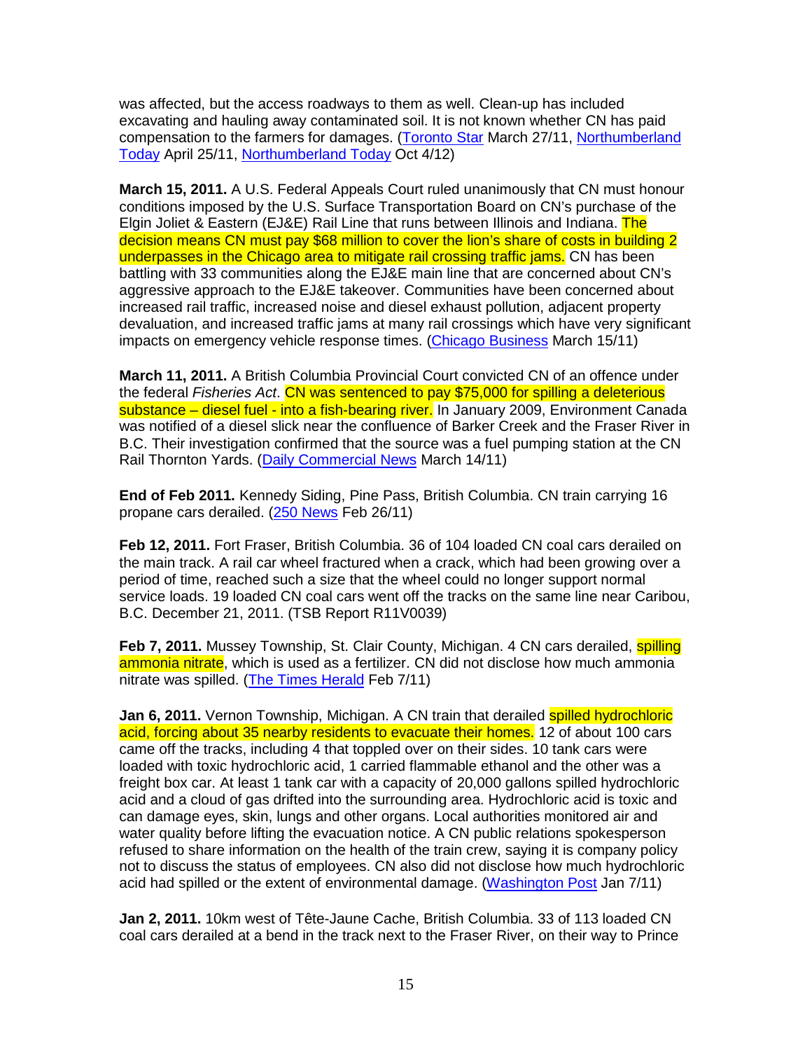was affected, but the access roadways to them as well. Clean-up has included excavating and hauling away contaminated soil. It is not known whether CN has paid compensation to the farmers for damages. (Toronto Star March 27/11, Northumberland Today April 25/11, Northumberland Today Oct 4/12)

**March 15, 2011.** A U.S. Federal Appeals Court ruled unanimously that CN must honour conditions imposed by the U.S. Surface Transportation Board on CN's purchase of the Elgin Joliet & Eastern (EJ&E) Rail Line that runs between Illinois and Indiana. The decision means CN must pay $68 million to cover the lion's share of costs in building 2 underpasses in the Chicago area to mitigate rail crossing traffic jams. CN has been battling with 33 communities along the EJ&E main line that are concerned about CN's aggressive approach to the EJ&E takeover. Communities have been concerned about increased rail traffic, increased noise and diesel exhaust pollution, adjacent property devaluation, and increased traffic jams at many rail crossings which have very significant impacts on emergency vehicle response times. (Chicago Business March 15/11)

**March 11, 2011.** A British Columbia Provincial Court convicted CN of an offence under the federal *Fisheries Act*. CN was sentenced to pay $75,000 for spilling a deleterious substance – diesel fuel - into a fish-bearing river. In January 2009, Environment Canada was notified of a diesel slick near the confluence of Barker Creek and the Fraser River in B.C. Their investigation confirmed that the source was a fuel pumping station at the CN Rail Thornton Yards. (Daily Commercial News March 14/11)

**End of Feb 2011.** Kennedy Siding, Pine Pass, British Columbia. CN train carrying 16 propane cars derailed. (250 News Feb 26/11)

**Feb 12, 2011.** Fort Fraser, British Columbia. 36 of 104 loaded CN coal cars derailed on the main track. A rail car wheel fractured when a crack, which had been growing over a period of time, reached such a size that the wheel could no longer support normal service loads. 19 loaded CN coal cars went off the tracks on the same line near Caribou, B.C. December 21, 2011. (TSB Report R11V0039)

**Feb 7, 2011.** Mussey Township, St. Clair County, Michigan. 4 CN cars derailed, spilling ammonia nitrate, which is used as a fertilizer. CN did not disclose how much ammonia nitrate was spilled. (The Times Herald Feb 7/11)

**Jan 6, 2011.** Vernon Township, Michigan. A CN train that derailed spilled hydrochloric acid, forcing about 35 nearby residents to evacuate their homes. 12 of about 100 cars came off the tracks, including 4 that toppled over on their sides. 10 tank cars were loaded with toxic hydrochloric acid, 1 carried flammable ethanol and the other was a freight box car. At least 1 tank car with a capacity of 20,000 gallons spilled hydrochloric acid and a cloud of gas drifted into the surrounding area. Hydrochloric acid is toxic and can damage eyes, skin, lungs and other organs. Local authorities monitored air and water quality before lifting the evacuation notice. A CN public relations spokesperson refused to share information on the health of the train crew, saying it is company policy not to discuss the status of employees. CN also did not disclose how much hydrochloric acid had spilled or the extent of environmental damage. (Washington Post Jan 7/11)

**Jan 2, 2011.** 10km west of Tête-Jaune Cache, British Columbia. 33 of 113 loaded CN coal cars derailed at a bend in the track next to the Fraser River, on their way to Prince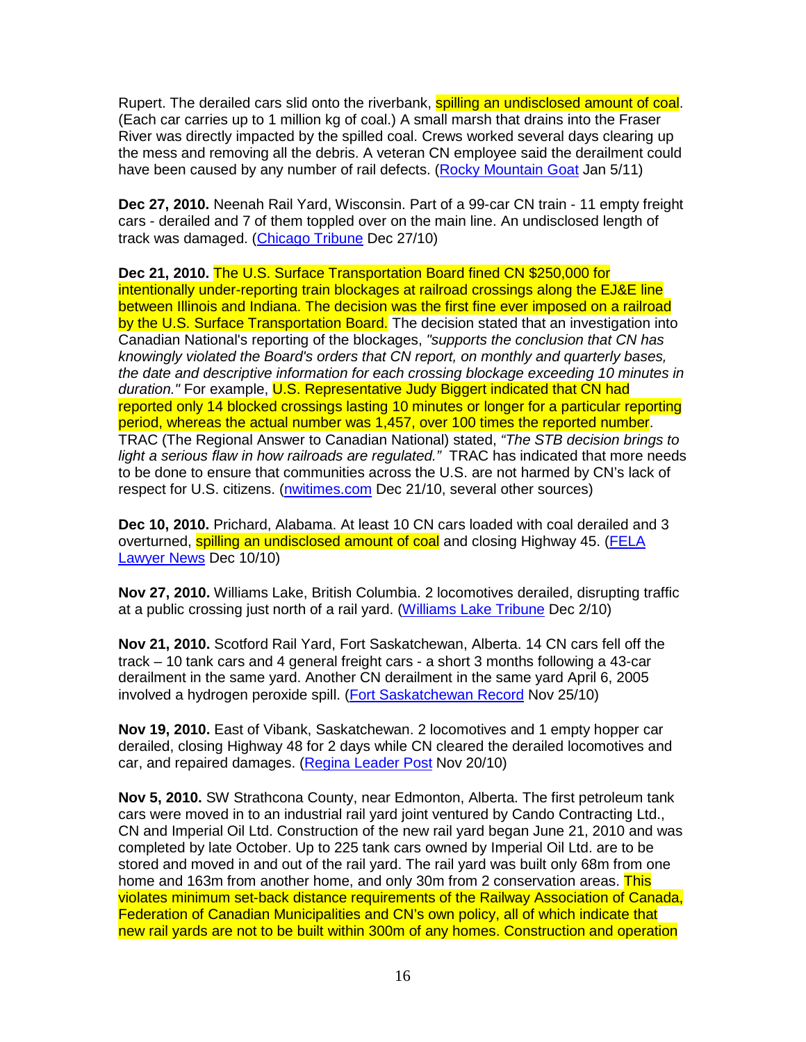Rupert. The derailed cars slid onto the riverbank, spilling an undisclosed amount of coal. (Each car carries up to 1 million kg of coal.) A small marsh that drains into the Fraser River was directly impacted by the spilled coal. Crews worked several days clearing up the mess and removing all the debris. A veteran CN employee said the derailment could have been caused by any number of rail defects. (Rocky Mountain Goat Jan 5/11)

**Dec 27, 2010.** Neenah Rail Yard, Wisconsin. Part of a 99-car CN train - 11 empty freight cars - derailed and 7 of them toppled over on the main line. An undisclosed length of track was damaged. (Chicago Tribune Dec 27/10)

**Dec 21, 2010.** The U.S. Surface Transportation Board fined CN $250,000 for intentionally under-reporting train blockages at railroad crossings along the EJ&E line between Illinois and Indiana. The decision was the first fine ever imposed on a railroad by the U.S. Surface Transportation Board. The decision stated that an investigation into Canadian National's reporting of the blockages, *"supports the conclusion that CN has knowingly violated the Board's orders that CN report, on monthly and quarterly bases, the date and descriptive information for each crossing blockage exceeding 10 minutes in duration."* For example, U.S. Representative Judy Biggert indicated that CN had reported only 14 blocked crossings lasting 10 minutes or longer for a particular reporting period, whereas the actual number was 1,457, over 100 times the reported number. TRAC (The Regional Answer to Canadian National) stated, *"The STB decision brings to light a serious flaw in how railroads are regulated."* TRAC has indicated that more needs to be done to ensure that communities across the U.S. are not harmed by CN's lack of respect for U.S. citizens. (nwitimes.com Dec 21/10, several other sources)

**Dec 10, 2010.** Prichard, Alabama. At least 10 CN cars loaded with coal derailed and 3 overturned, spilling an undisclosed amount of coal and closing Highway 45. (FELA Lawyer News Dec 10/10)

**Nov 27, 2010.** Williams Lake, British Columbia. 2 locomotives derailed, disrupting traffic at a public crossing just north of a rail yard. (Williams Lake Tribune Dec 2/10)

**Nov 21, 2010.** Scotford Rail Yard, Fort Saskatchewan, Alberta. 14 CN cars fell off the track – 10 tank cars and 4 general freight cars - a short 3 months following a 43-car derailment in the same yard. Another CN derailment in the same yard April 6, 2005 involved a hydrogen peroxide spill. (Fort Saskatchewan Record Nov 25/10)

**Nov 19, 2010.** East of Vibank, Saskatchewan. 2 locomotives and 1 empty hopper car derailed, closing Highway 48 for 2 days while CN cleared the derailed locomotives and car, and repaired damages. (Regina Leader Post Nov 20/10)

**Nov 5, 2010.** SW Strathcona County, near Edmonton, Alberta. The first petroleum tank cars were moved in to an industrial rail yard joint ventured by Cando Contracting Ltd., CN and Imperial Oil Ltd. Construction of the new rail yard began June 21, 2010 and was completed by late October. Up to 225 tank cars owned by Imperial Oil Ltd. are to be stored and moved in and out of the rail yard. The rail yard was built only 68m from one home and 163m from another home, and only 30m from 2 conservation areas. This violates minimum set-back distance requirements of the Railway Association of Canada, Federation of Canadian Municipalities and CN's own policy, all of which indicate that new rail yards are not to be built within 300m of any homes. Construction and operation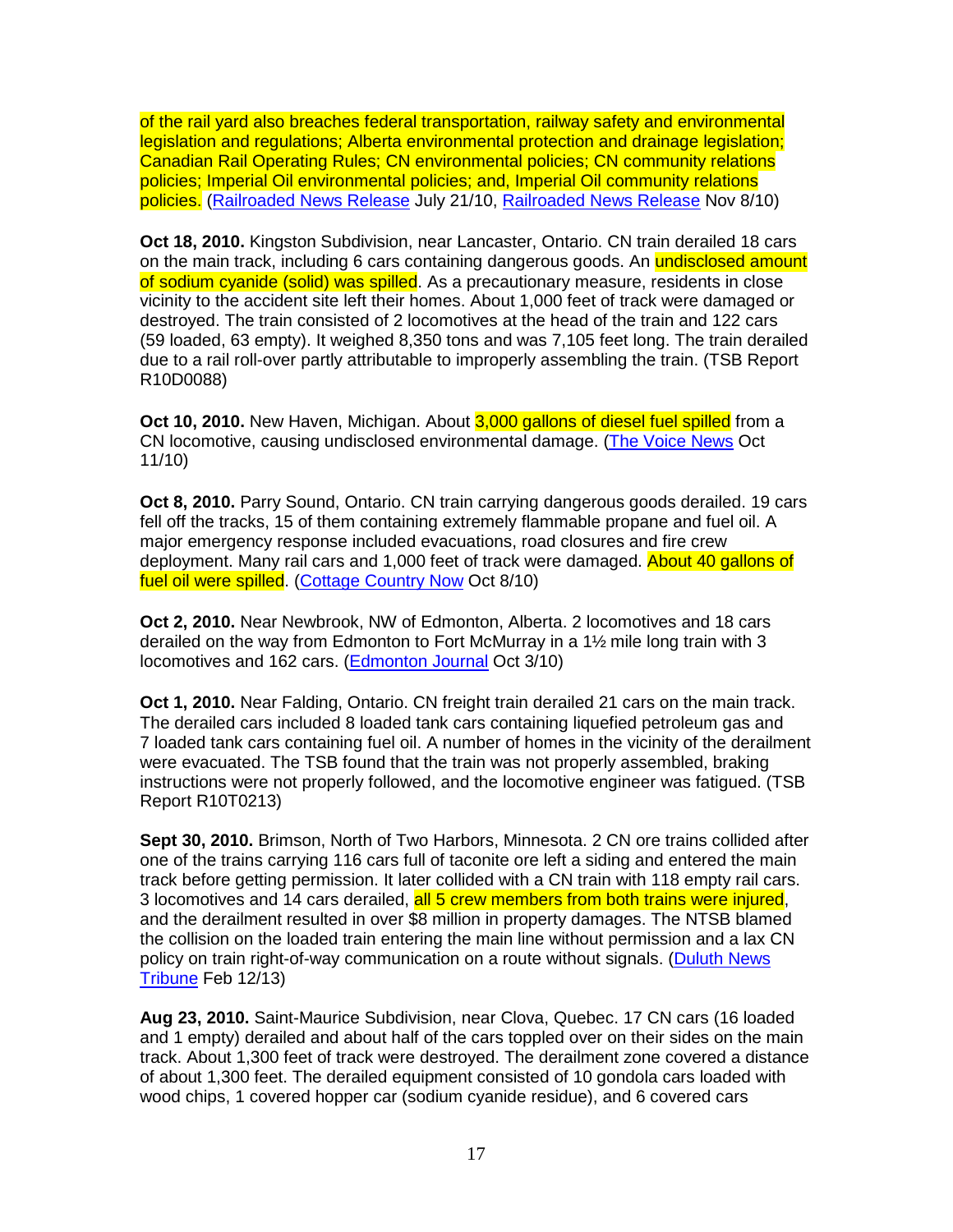of the rail yard also breaches federal transportation, railway safety and environmental legislation and regulations; Alberta environmental protection and drainage legislation; Canadian Rail Operating Rules; CN environmental policies; CN community relations policies; Imperial Oil environmental policies; and, Imperial Oil community relations policies. (Railroaded News Release July 21/10, Railroaded News Release Nov 8/10)

**Oct 18, 2010.** Kingston Subdivision, near Lancaster, Ontario. CN train derailed 18 cars on the main track, including 6 cars containing dangerous goods. An undisclosed amount of sodium cyanide (solid) was spilled. As a precautionary measure, residents in close vicinity to the accident site left their homes. About 1,000 feet of track were damaged or destroyed. The train consisted of 2 locomotives at the head of the train and 122 cars (59 loaded, 63 empty). It weighed 8,350 tons and was 7,105 feet long. The train derailed due to a rail roll-over partly attributable to improperly assembling the train. (TSB Report R10D0088)

**Oct 10, 2010.** New Haven, Michigan. About 3,000 gallons of diesel fuel spilled from a CN locomotive, causing undisclosed environmental damage. (The Voice News Oct 11/10)

**Oct 8, 2010.** Parry Sound, Ontario. CN train carrying dangerous goods derailed. 19 cars fell off the tracks, 15 of them containing extremely flammable propane and fuel oil. A major emergency response included evacuations, road closures and fire crew deployment. Many rail cars and 1,000 feet of track were damaged. About 40 gallons of fuel oil were spilled. (Cottage Country Now Oct 8/10)

**Oct 2, 2010.** Near Newbrook, NW of Edmonton, Alberta. 2 locomotives and 18 cars derailed on the way from Edmonton to Fort McMurray in a 1½ mile long train with 3 locomotives and 162 cars. (Edmonton Journal Oct 3/10)

**Oct 1, 2010.** Near Falding, Ontario. CN freight train derailed 21 cars on the main track. The derailed cars included 8 loaded tank cars containing liquefied petroleum gas and 7 loaded tank cars containing fuel oil. A number of homes in the vicinity of the derailment were evacuated. The TSB found that the train was not properly assembled, braking instructions were not properly followed, and the locomotive engineer was fatigued. (TSB Report R10T0213)

**Sept 30, 2010.** Brimson, North of Two Harbors, Minnesota. 2 CN ore trains collided after one of the trains carrying 116 cars full of taconite ore left a siding and entered the main track before getting permission. It later collided with a CN train with 118 empty rail cars. 3 locomotives and 14 cars derailed, all 5 crew members from both trains were injured, and the derailment resulted in over $8 million in property damages. The NTSB blamed the collision on the loaded train entering the main line without permission and a lax CN policy on train right-of-way communication on a route without signals. (Duluth News Tribune Feb 12/13)

**Aug 23, 2010.** Saint-Maurice Subdivision, near Clova, Quebec. 17 CN cars (16 loaded and 1 empty) derailed and about half of the cars toppled over on their sides on the main track. About 1,300 feet of track were destroyed. The derailment zone covered a distance of about 1,300 feet. The derailed equipment consisted of 10 gondola cars loaded with wood chips, 1 covered hopper car (sodium cyanide residue), and 6 covered cars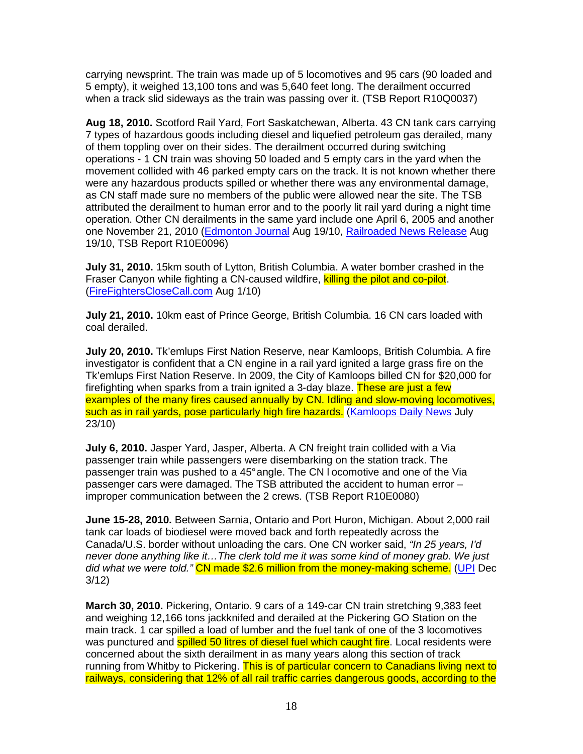carrying newsprint. The train was made up of 5 locomotives and 95 cars (90 loaded and 5 empty), it weighed 13,100 tons and was 5,640 feet long. The derailment occurred when a track slid sideways as the train was passing over it. (TSB Report R10Q0037)

**Aug 18, 2010.** Scotford Rail Yard, Fort Saskatchewan, Alberta. 43 CN tank cars carrying 7 types of hazardous goods including diesel and liquefied petroleum gas derailed, many of them toppling over on their sides. The derailment occurred during switching operations - 1 CN train was shoving 50 loaded and 5 empty cars in the yard when the movement collided with 46 parked empty cars on the track. It is not known whether there were any hazardous products spilled or whether there was any environmental damage, as CN staff made sure no members of the public were allowed near the site. The TSB attributed the derailment to human error and to the poorly lit rail yard during a night time operation. Other CN derailments in the same yard include one April 6, 2005 and another one November 21, 2010 (Edmonton Journal Aug 19/10, Railroaded News Release Aug 19/10, TSB Report R10E0096)

**July 31, 2010.** 15km south of Lytton, British Columbia. A water bomber crashed in the Fraser Canyon while fighting a CN-caused wildfire, killing the pilot and co-pilot. (FireFightersCloseCall.com Aug 1/10)

**July 21, 2010.** 10km east of Prince George, British Columbia. 16 CN cars loaded with coal derailed.

**July 20, 2010.** Tk'emlups First Nation Reserve, near Kamloops, British Columbia. A fire investigator is confident that a CN engine in a rail yard ignited a large grass fire on the Tk'emlups First Nation Reserve. In 2009, the City of Kamloops billed CN for $20,000 for firefighting when sparks from a train ignited a 3-day blaze. These are just a few examples of the many fires caused annually by CN. Idling and slow-moving locomotives, such as in rail yards, pose particularly high fire hazards. (Kamloops Daily News July 23/10)

**July 6, 2010.** Jasper Yard, Jasper, Alberta. A CN freight train collided with a Via passenger train while passengers were disembarking on the station track. The passenger train was pushed to a 45° angle. The CN locomotive and one of the Via passenger cars were damaged. The TSB attributed the accident to human error – improper communication between the 2 crews. (TSB Report R10E0080)

**June 15-28, 2010.** Between Sarnia, Ontario and Port Huron, Michigan. About 2,000 rail tank car loads of biodiesel were moved back and forth repeatedly across the Canada/U.S. border without unloading the cars. One CN worker said, *"In 25 years, I'd never done anything like it…The clerk told me it was some kind of money grab. We just did what we were told."* CN made $2.6 million from the money-making scheme. (UPI Dec 3/12)

**March 30, 2010.** Pickering, Ontario. 9 cars of a 149-car CN train stretching 9,383 feet and weighing 12,166 tons jackknifed and derailed at the Pickering GO Station on the main track. 1 car spilled a load of lumber and the fuel tank of one of the 3 locomotives was punctured and spilled 50 litres of diesel fuel which caught fire. Local residents were concerned about the sixth derailment in as many years along this section of track running from Whitby to Pickering. This is of particular concern to Canadians living next to railways, considering that 12% of all rail traffic carries dangerous goods, according to the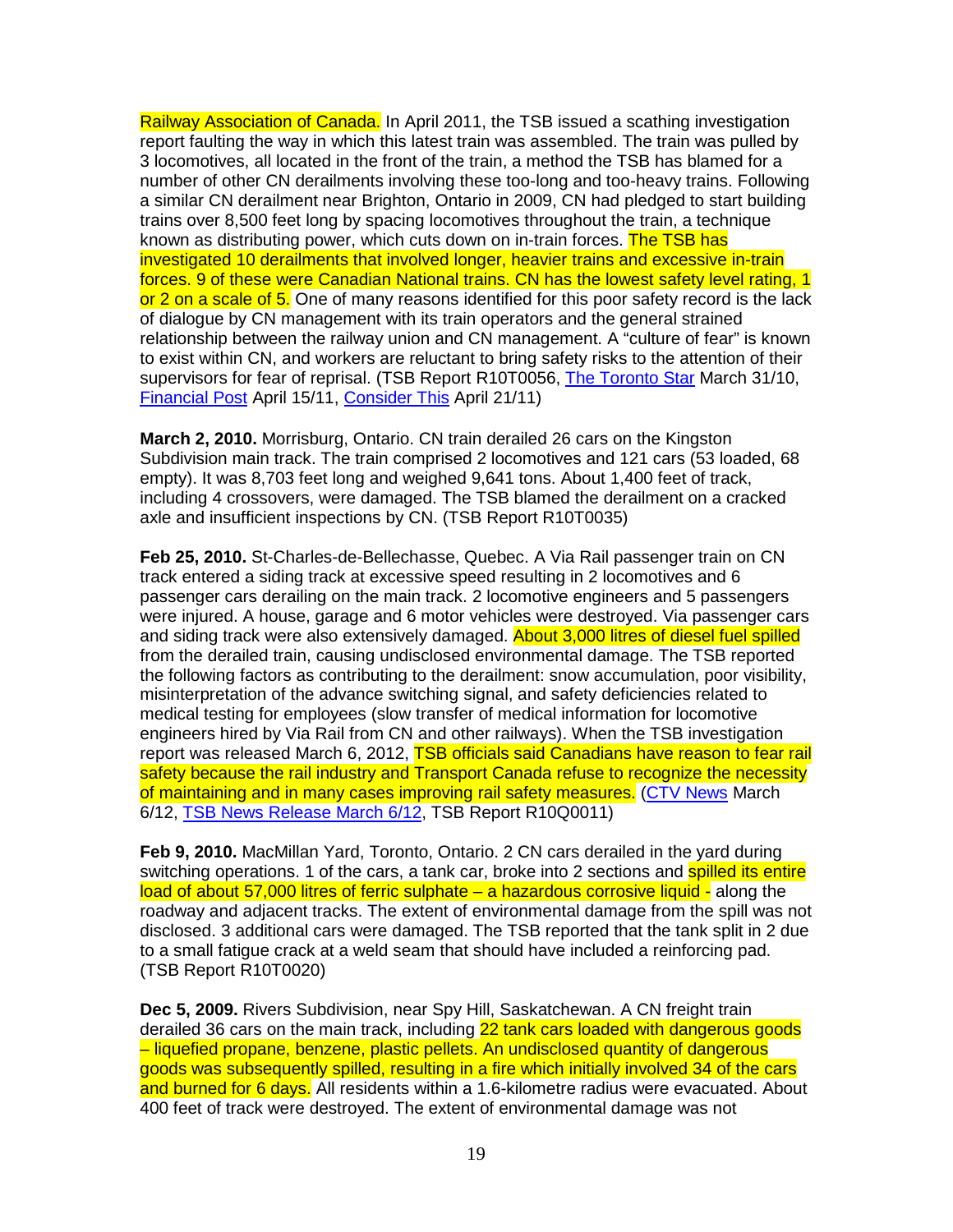Railway Association of Canada. In April 2011, the TSB issued a scathing investigation report faulting the way in which this latest train was assembled. The train was pulled by 3 locomotives, all located in the front of the train, a method the TSB has blamed for a number of other CN derailments involving these too-long and too-heavy trains. Following a similar CN derailment near Brighton, Ontario in 2009, CN had pledged to start building trains over 8,500 feet long by spacing locomotives throughout the train, a technique known as distributing power, which cuts down on in-train forces. The TSB has investigated 10 derailments that involved longer, heavier trains and excessive in-train forces. 9 of these were Canadian National trains. CN has the lowest safety level rating, 1 or 2 on a scale of 5. One of many reasons identified for this poor safety record is the lack of dialogue by CN management with its train operators and the general strained relationship between the railway union and CN management. A "culture of fear" is known to exist within CN, and workers are reluctant to bring safety risks to the attention of their supervisors for fear of reprisal. (TSB Report R10T0056, The Toronto Star March 31/10, Financial Post April 15/11, Consider This April 21/11)

**March 2, 2010.** Morrisburg, Ontario. CN train derailed 26 cars on the Kingston Subdivision main track. The train comprised 2 locomotives and 121 cars (53 loaded, 68 empty). It was 8,703 feet long and weighed 9,641 tons. About 1,400 feet of track, including 4 crossovers, were damaged. The TSB blamed the derailment on a cracked axle and insufficient inspections by CN. (TSB Report R10T0035)

**Feb 25, 2010.** St-Charles-de-Bellechasse, Quebec. A Via Rail passenger train on CN track entered a siding track at excessive speed resulting in 2 locomotives and 6 passenger cars derailing on the main track. 2 locomotive engineers and 5 passengers were injured. A house, garage and 6 motor vehicles were destroyed. Via passenger cars and siding track were also extensively damaged. About 3,000 litres of diesel fuel spilled from the derailed train, causing undisclosed environmental damage. The TSB reported the following factors as contributing to the derailment: snow accumulation, poor visibility, misinterpretation of the advance switching signal, and safety deficiencies related to medical testing for employees (slow transfer of medical information for locomotive engineers hired by Via Rail from CN and other railways). When the TSB investigation report was released March 6, 2012, TSB officials said Canadians have reason to fear rail safety because the rail industry and Transport Canada refuse to recognize the necessity of maintaining and in many cases improving rail safety measures. (CTV News March 6/12, TSB News Release March 6/12, TSB Report R10Q0011)

**Feb 9, 2010.** MacMillan Yard, Toronto, Ontario. 2 CN cars derailed in the yard during switching operations. 1 of the cars, a tank car, broke into 2 sections and spilled its entire load of about 57,000 litres of ferric sulphate – a hazardous corrosive liquid - along the roadway and adjacent tracks. The extent of environmental damage from the spill was not disclosed. 3 additional cars were damaged. The TSB reported that the tank split in 2 due to a small fatigue crack at a weld seam that should have included a reinforcing pad. (TSB Report R10T0020)

**Dec 5, 2009.** Rivers Subdivision, near Spy Hill, Saskatchewan. A CN freight train derailed 36 cars on the main track, including 22 tank cars loaded with dangerous goods – liquefied propane, benzene, plastic pellets. An undisclosed quantity of dangerous goods was subsequently spilled, resulting in a fire which initially involved 34 of the cars and burned for 6 days. All residents within a 1.6-kilometre radius were evacuated. About 400 feet of track were destroyed. The extent of environmental damage was not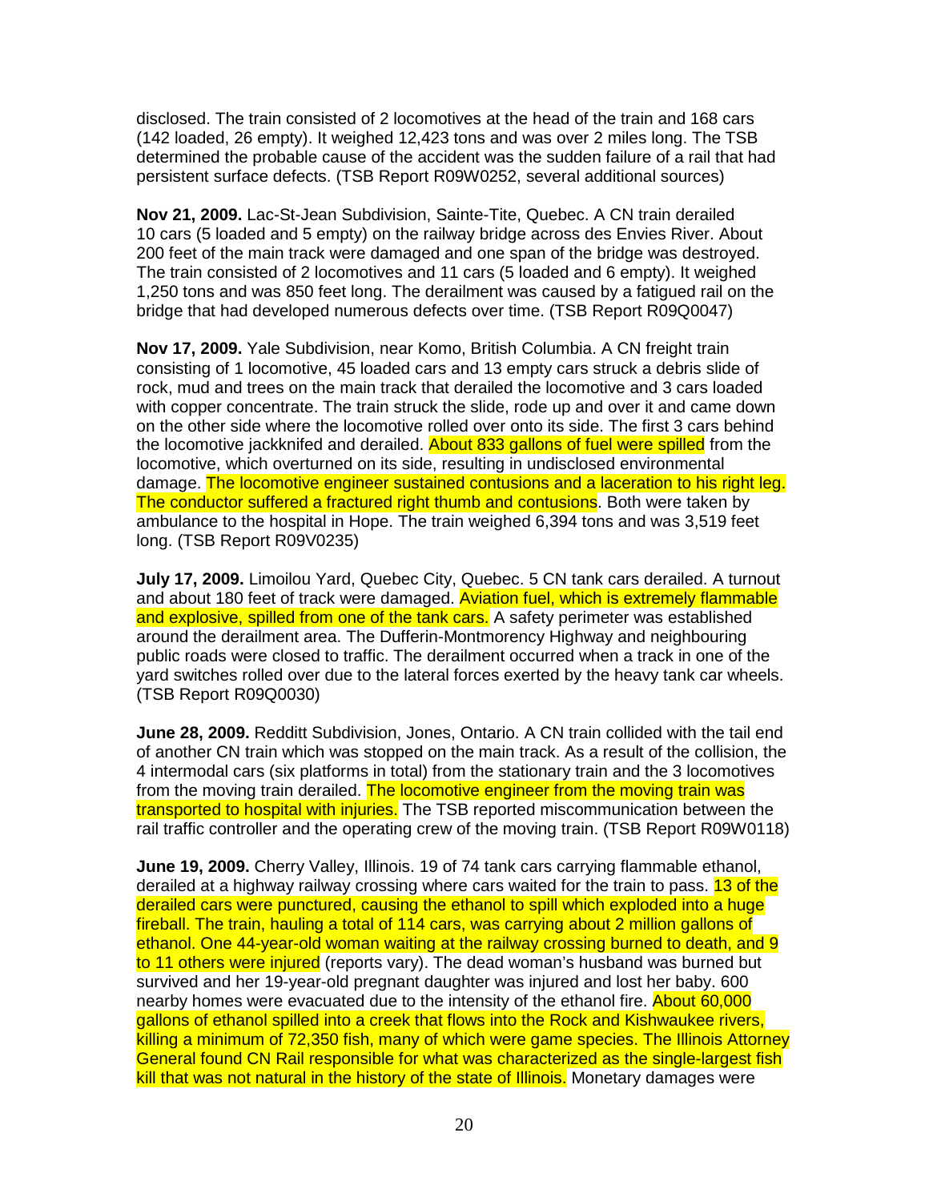disclosed. The train consisted of 2 locomotives at the head of the train and 168 cars (142 loaded, 26 empty). It weighed 12,423 tons and was over 2 miles long. The TSB determined the probable cause of the accident was the sudden failure of a rail that had persistent surface defects. (TSB Report R09W0252, several additional sources)

**Nov 21, 2009.** Lac-St-Jean Subdivision, Sainte-Tite, Quebec. A CN train derailed 10 cars (5 loaded and 5 empty) on the railway bridge across des Envies River. About 200 feet of the main track were damaged and one span of the bridge was destroyed. The train consisted of 2 locomotives and 11 cars (5 loaded and 6 empty). It weighed 1,250 tons and was 850 feet long. The derailment was caused by a fatigued rail on the bridge that had developed numerous defects over time. (TSB Report R09Q0047)

**Nov 17, 2009.** Yale Subdivision, near Komo, British Columbia. A CN freight train consisting of 1 locomotive, 45 loaded cars and 13 empty cars struck a debris slide of rock, mud and trees on the main track that derailed the locomotive and 3 cars loaded with copper concentrate. The train struck the slide, rode up and over it and came down on the other side where the locomotive rolled over onto its side. The first 3 cars behind the locomotive jackknifed and derailed. About 833 gallons of fuel were spilled from the locomotive, which overturned on its side, resulting in undisclosed environmental damage. The locomotive engineer sustained contusions and a laceration to his right leg. The conductor suffered a fractured right thumb and contusions. Both were taken by ambulance to the hospital in Hope. The train weighed 6,394 tons and was 3,519 feet long. (TSB Report R09V0235)

**July 17, 2009.** Limoilou Yard, Quebec City, Quebec. 5 CN tank cars derailed. A turnout and about 180 feet of track were damaged. Aviation fuel, which is extremely flammable and explosive, spilled from one of the tank cars. A safety perimeter was established around the derailment area. The Dufferin-Montmorency Highway and neighbouring public roads were closed to traffic. The derailment occurred when a track in one of the yard switches rolled over due to the lateral forces exerted by the heavy tank car wheels. (TSB Report R09Q0030)

**June 28, 2009.** Redditt Subdivision, Jones, Ontario. A CN train collided with the tail end of another CN train which was stopped on the main track. As a result of the collision, the 4 intermodal cars (six platforms in total) from the stationary train and the 3 locomotives from the moving train derailed. The locomotive engineer from the moving train was transported to hospital with injuries. The TSB reported miscommunication between the rail traffic controller and the operating crew of the moving train. (TSB Report R09W0118)

**June 19, 2009.** Cherry Valley, Illinois. 19 of 74 tank cars carrying flammable ethanol, derailed at a highway railway crossing where cars waited for the train to pass. 13 of the derailed cars were punctured, causing the ethanol to spill which exploded into a huge fireball. The train, hauling a total of 114 cars, was carrying about 2 million gallons of ethanol. One 44-year-old woman waiting at the railway crossing burned to death, and 9 to 11 others were injured (reports vary). The dead woman's husband was burned but survived and her 19-year-old pregnant daughter was injured and lost her baby. 600 nearby homes were evacuated due to the intensity of the ethanol fire. About 60,000 gallons of ethanol spilled into a creek that flows into the Rock and Kishwaukee rivers, killing a minimum of 72,350 fish, many of which were game species. The Illinois Attorney General found CN Rail responsible for what was characterized as the single-largest fish kill that was not natural in the history of the state of Illinois. Monetary damages were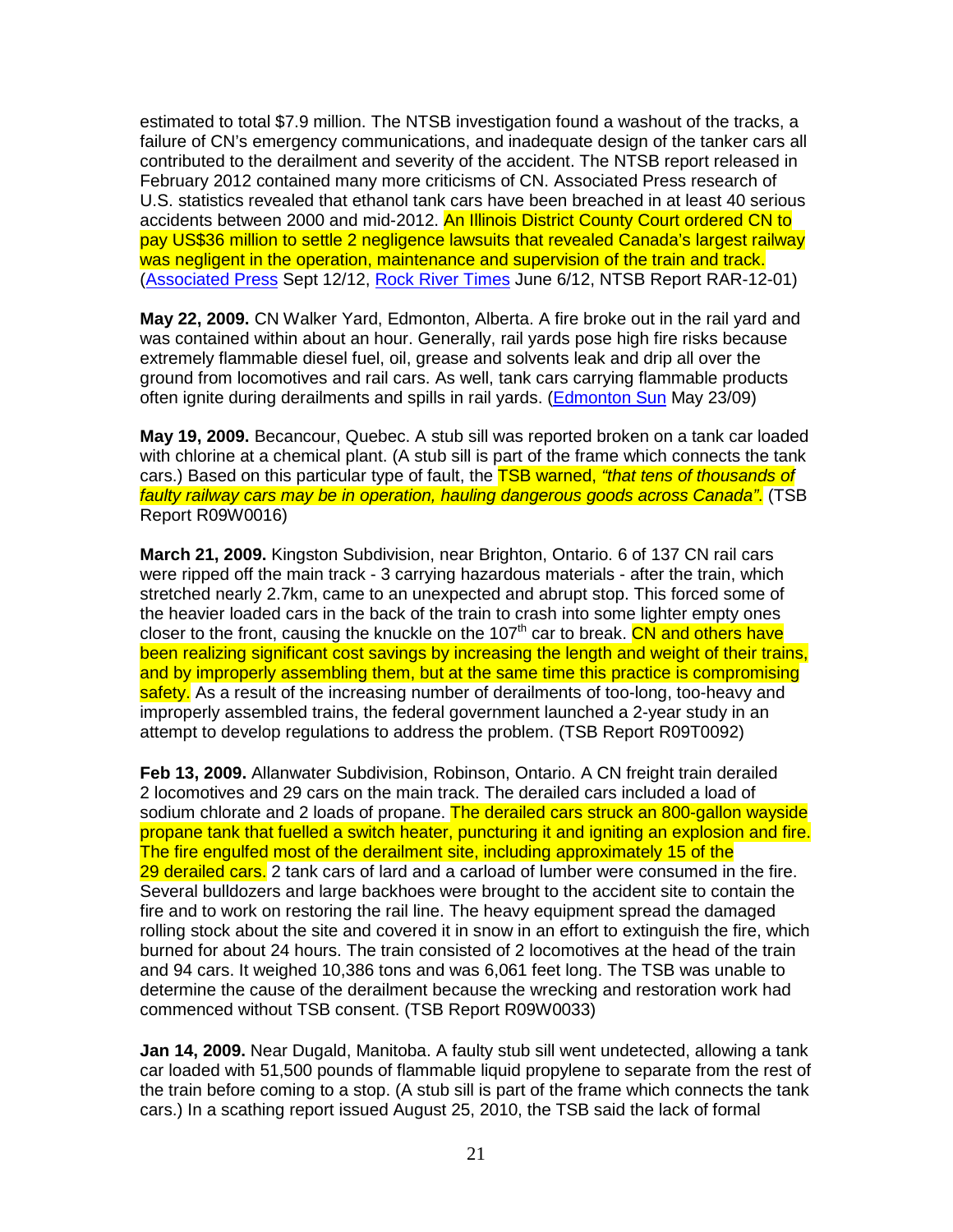estimated to total $7.9 million. The NTSB investigation found a washout of the tracks, a failure of CN's emergency communications, and inadequate design of the tanker cars all contributed to the derailment and severity of the accident. The NTSB report released in February 2012 contained many more criticisms of CN. Associated Press research of U.S. statistics revealed that ethanol tank cars have been breached in at least 40 serious accidents between 2000 and mid-2012. An Illinois District County Court ordered CN to pay US$36 million to settle 2 negligence lawsuits that revealed Canada's largest railway was negligent in the operation, maintenance and supervision of the train and track. (Associated Press Sept 12/12, Rock River Times June 6/12, NTSB Report RAR-12-01)

**May 22, 2009.** CN Walker Yard, Edmonton, Alberta. A fire broke out in the rail yard and was contained within about an hour. Generally, rail yards pose high fire risks because extremely flammable diesel fuel, oil, grease and solvents leak and drip all over the ground from locomotives and rail cars. As well, tank cars carrying flammable products often ignite during derailments and spills in rail yards. (Edmonton Sun May 23/09)

**May 19, 2009.** Becancour, Quebec. A stub sill was reported broken on a tank car loaded with chlorine at a chemical plant. (A stub sill is part of the frame which connects the tank cars.) Based on this particular type of fault, the TSB warned, *"that tens of thousands of faulty railway cars may be in operation, hauling dangerous goods across Canada"*. (TSB Report R09W0016)

**March 21, 2009.** Kingston Subdivision, near Brighton, Ontario. 6 of 137 CN rail cars were ripped off the main track - 3 carrying hazardous materials - after the train, which stretched nearly 2.7km, came to an unexpected and abrupt stop. This forced some of the heavier loaded cars in the back of the train to crash into some lighter empty ones closer to the front, causing the knuckle on the 107th car to break. CN and others have been realizing significant cost savings by increasing the length and weight of their trains, and by improperly assembling them, but at the same time this practice is compromising safety. As a result of the increasing number of derailments of too-long, too-heavy and improperly assembled trains, the federal government launched a 2-year study in an attempt to develop regulations to address the problem. (TSB Report R09T0092)

**Feb 13, 2009.** Allanwater Subdivision, Robinson, Ontario. A CN freight train derailed 2 locomotives and 29 cars on the main track. The derailed cars included a load of sodium chlorate and 2 loads of propane. The derailed cars struck an 800-gallon wayside propane tank that fuelled a switch heater, puncturing it and igniting an explosion and fire. The fire engulfed most of the derailment site, including approximately 15 of the 29 derailed cars. 2 tank cars of lard and a carload of lumber were consumed in the fire. Several bulldozers and large backhoes were brought to the accident site to contain the fire and to work on restoring the rail line. The heavy equipment spread the damaged rolling stock about the site and covered it in snow in an effort to extinguish the fire, which burned for about 24 hours. The train consisted of 2 locomotives at the head of the train and 94 cars. It weighed 10,386 tons and was 6,061 feet long. The TSB was unable to determine the cause of the derailment because the wrecking and restoration work had commenced without TSB consent. (TSB Report R09W0033)

**Jan 14, 2009.** Near Dugald, Manitoba. A faulty stub sill went undetected, allowing a tank car loaded with 51,500 pounds of flammable liquid propylene to separate from the rest of the train before coming to a stop. (A stub sill is part of the frame which connects the tank cars.) In a scathing report issued August 25, 2010, the TSB said the lack of formal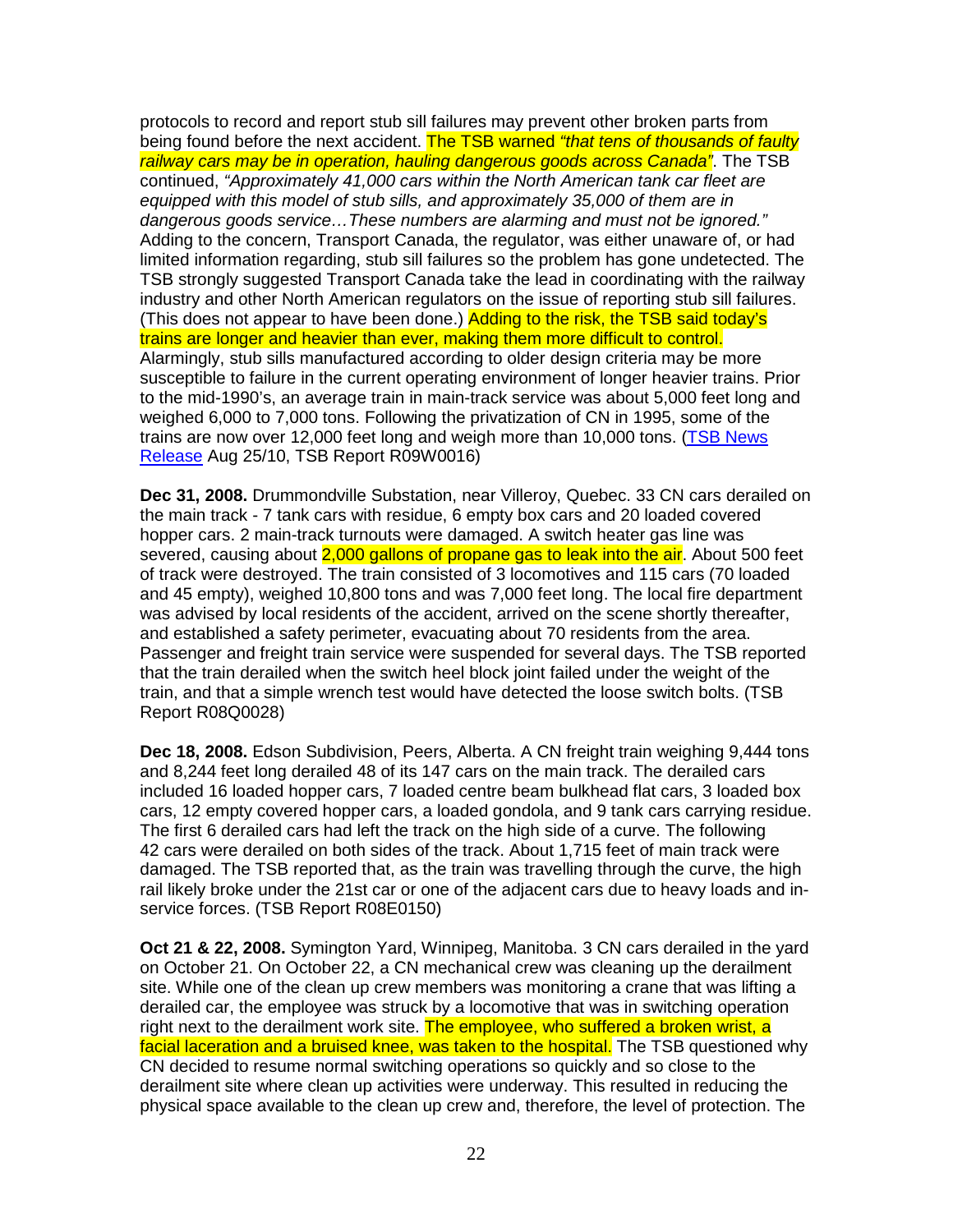protocols to record and report stub sill failures may prevent other broken parts from being found before the next accident. The TSB warned *"that tens of thousands of faulty railway cars may be in operation, hauling dangerous goods across Canada"*. The TSB continued, *"Approximately 41,000 cars within the North American tank car fleet are equipped with this model of stub sills, and approximately 35,000 of them are in dangerous goods service…These numbers are alarming and must not be ignored."* Adding to the concern, Transport Canada, the regulator, was either unaware of, or had limited information regarding, stub sill failures so the problem has gone undetected. The TSB strongly suggested Transport Canada take the lead in coordinating with the railway industry and other North American regulators on the issue of reporting stub sill failures. (This does not appear to have been done.) Adding to the risk, the TSB said today's trains are longer and heavier than ever, making them more difficult to control. Alarmingly, stub sills manufactured according to older design criteria may be more susceptible to failure in the current operating environment of longer heavier trains. Prior to the mid-1990's, an average train in main-track service was about 5,000 feet long and weighed 6,000 to 7,000 tons. Following the privatization of CN in 1995, some of the trains are now over 12,000 feet long and weigh more than 10,000 tons. (TSB News Release Aug 25/10, TSB Report R09W0016)

**Dec 31, 2008.** Drummondville Substation, near Villeroy, Quebec. 33 CN cars derailed on the main track - 7 tank cars with residue, 6 empty box cars and 20 loaded covered hopper cars. 2 main-track turnouts were damaged. A switch heater gas line was severed, causing about 2,000 gallons of propane gas to leak into the air. About 500 feet of track were destroyed. The train consisted of 3 locomotives and 115 cars (70 loaded and 45 empty), weighed 10,800 tons and was 7,000 feet long. The local fire department was advised by local residents of the accident, arrived on the scene shortly thereafter, and established a safety perimeter, evacuating about 70 residents from the area. Passenger and freight train service were suspended for several days. The TSB reported that the train derailed when the switch heel block joint failed under the weight of the train, and that a simple wrench test would have detected the loose switch bolts. (TSB Report R08Q0028)

**Dec 18, 2008.** Edson Subdivision, Peers, Alberta. A CN freight train weighing 9,444 tons and 8,244 feet long derailed 48 of its 147 cars on the main track. The derailed cars included 16 loaded hopper cars, 7 loaded centre beam bulkhead flat cars, 3 loaded box cars, 12 empty covered hopper cars, a loaded gondola, and 9 tank cars carrying residue. The first 6 derailed cars had left the track on the high side of a curve. The following 42 cars were derailed on both sides of the track. About 1,715 feet of main track were damaged. The TSB reported that, as the train was travelling through the curve, the high rail likely broke under the 21st car or one of the adjacent cars due to heavy loads and in-service forces. (TSB Report R08E0150)

**Oct 21 & 22, 2008.** Symington Yard, Winnipeg, Manitoba. 3 CN cars derailed in the yard on October 21. On October 22, a CN mechanical crew was cleaning up the derailment site. While one of the clean up crew members was monitoring a crane that was lifting a derailed car, the employee was struck by a locomotive that was in switching operation right next to the derailment work site. The employee, who suffered a broken wrist, a facial laceration and a bruised knee, was taken to the hospital. The TSB questioned why CN decided to resume normal switching operations so quickly and so close to the derailment site where clean up activities were underway. This resulted in reducing the physical space available to the clean up crew and, therefore, the level of protection. The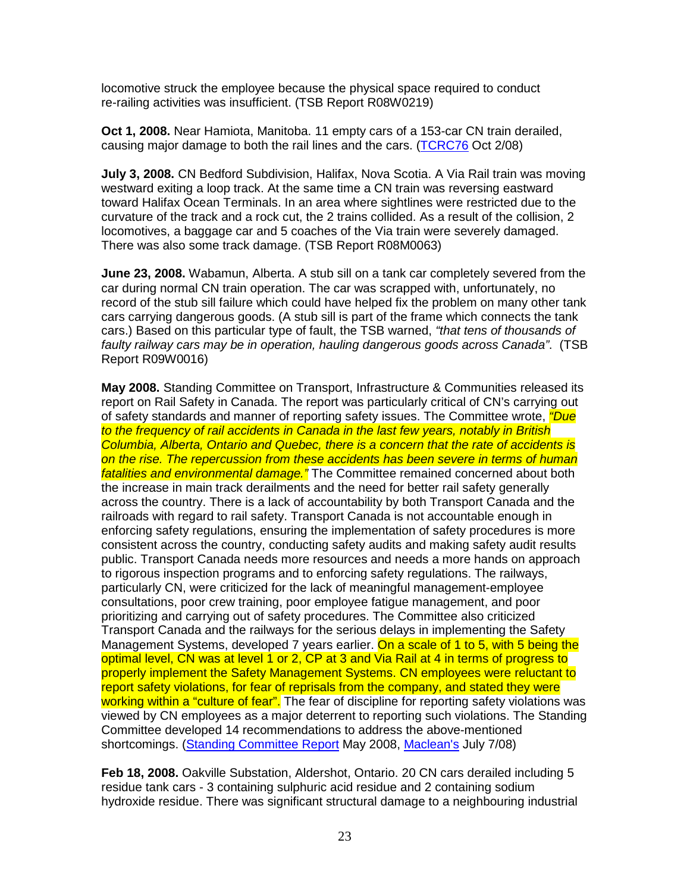locomotive struck the employee because the physical space required to conduct re-railing activities was insufficient. (TSB Report R08W0219)

**Oct 1, 2008.** Near Hamiota, Manitoba. 11 empty cars of a 153-car CN train derailed, causing major damage to both the rail lines and the cars. (TCRC76 Oct 2/08)

**July 3, 2008.** CN Bedford Subdivision, Halifax, Nova Scotia. A Via Rail train was moving westward exiting a loop track. At the same time a CN train was reversing eastward toward Halifax Ocean Terminals. In an area where sightlines were restricted due to the curvature of the track and a rock cut, the 2 trains collided. As a result of the collision, 2 locomotives, a baggage car and 5 coaches of the Via train were severely damaged. There was also some track damage. (TSB Report R08M0063)

**June 23, 2008.** Wabamun, Alberta. A stub sill on a tank car completely severed from the car during normal CN train operation. The car was scrapped with, unfortunately, no record of the stub sill failure which could have helped fix the problem on many other tank cars carrying dangerous goods. (A stub sill is part of the frame which connects the tank cars.) Based on this particular type of fault, the TSB warned, *"that tens of thousands of faulty railway cars may be in operation, hauling dangerous goods across Canada"*. (TSB Report R09W0016)

**May 2008.** Standing Committee on Transport, Infrastructure & Communities released its report on Rail Safety in Canada. The report was particularly critical of CN's carrying out of safety standards and manner of reporting safety issues. The Committee wrote, *"Due to the frequency of rail accidents in Canada in the last few years, notably in British Columbia, Alberta, Ontario and Quebec, there is a concern that the rate of accidents is on the rise. The repercussion from these accidents has been severe in terms of human fatalities and environmental damage."* The Committee remained concerned about both the increase in main track derailments and the need for better rail safety generally across the country. There is a lack of accountability by both Transport Canada and the railroads with regard to rail safety. Transport Canada is not accountable enough in enforcing safety regulations, ensuring the implementation of safety procedures is more consistent across the country, conducting safety audits and making safety audit results public. Transport Canada needs more resources and needs a more hands on approach to rigorous inspection programs and to enforcing safety regulations. The railways, particularly CN, were criticized for the lack of meaningful management-employee consultations, poor crew training, poor employee fatigue management, and poor prioritizing and carrying out of safety procedures. The Committee also criticized Transport Canada and the railways for the serious delays in implementing the Safety Management Systems, developed 7 years earlier. On a scale of 1 to 5, with 5 being the optimal level, CN was at level 1 or 2, CP at 3 and Via Rail at 4 in terms of progress to properly implement the Safety Management Systems. CN employees were reluctant to report safety violations, for fear of reprisals from the company, and stated they were working within a "culture of fear". The fear of discipline for reporting safety violations was viewed by CN employees as a major deterrent to reporting such violations. The Standing Committee developed 14 recommendations to address the above-mentioned shortcomings. (Standing Committee Report May 2008, Maclean's July 7/08)

**Feb 18, 2008.** Oakville Substation, Aldershot, Ontario. 20 CN cars derailed including 5 residue tank cars - 3 containing sulphuric acid residue and 2 containing sodium hydroxide residue. There was significant structural damage to a neighbouring industrial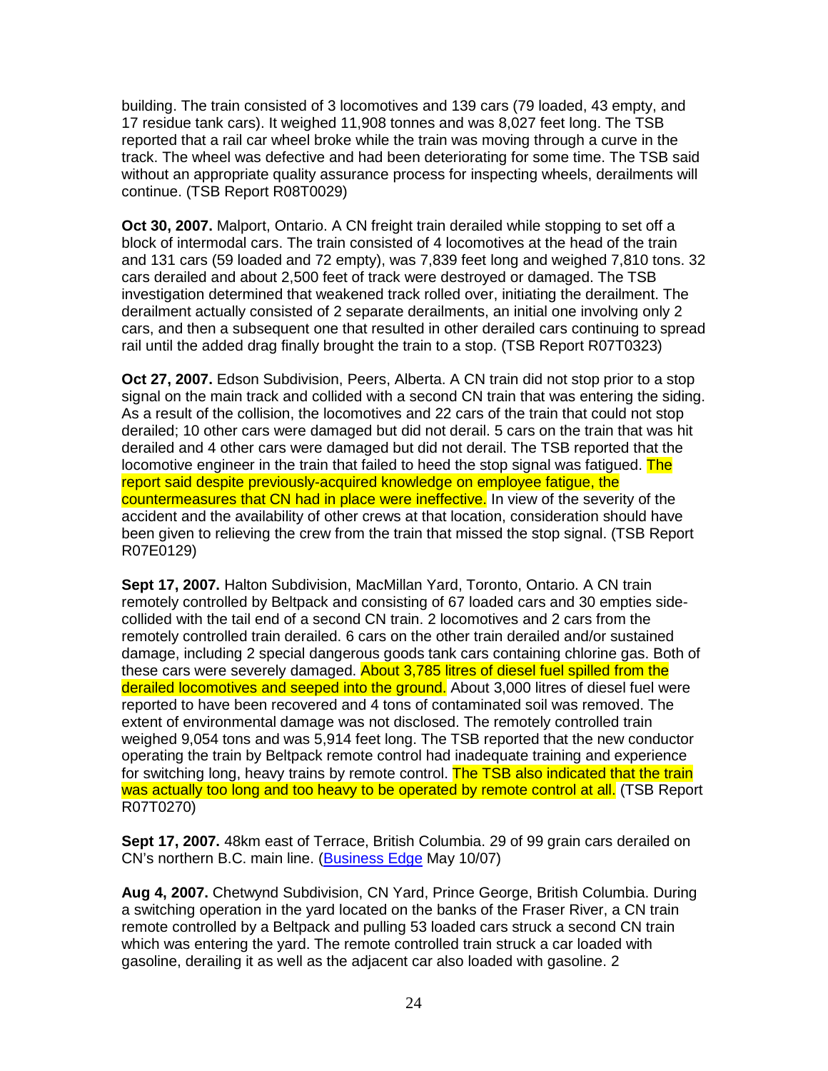building. The train consisted of 3 locomotives and 139 cars (79 loaded, 43 empty, and 17 residue tank cars). It weighed 11,908 tonnes and was 8,027 feet long. The TSB reported that a rail car wheel broke while the train was moving through a curve in the track. The wheel was defective and had been deteriorating for some time. The TSB said without an appropriate quality assurance process for inspecting wheels, derailments will continue. (TSB Report R08T0029)

**Oct 30, 2007.** Malport, Ontario. A CN freight train derailed while stopping to set off a block of intermodal cars. The train consisted of 4 locomotives at the head of the train and 131 cars (59 loaded and 72 empty), was 7,839 feet long and weighed 7,810 tons. 32 cars derailed and about 2,500 feet of track were destroyed or damaged. The TSB investigation determined that weakened track rolled over, initiating the derailment. The derailment actually consisted of 2 separate derailments, an initial one involving only 2 cars, and then a subsequent one that resulted in other derailed cars continuing to spread rail until the added drag finally brought the train to a stop. (TSB Report R07T0323)

**Oct 27, 2007.** Edson Subdivision, Peers, Alberta. A CN train did not stop prior to a stop signal on the main track and collided with a second CN train that was entering the siding. As a result of the collision, the locomotives and 22 cars of the train that could not stop derailed; 10 other cars were damaged but did not derail. 5 cars on the train that was hit derailed and 4 other cars were damaged but did not derail. The TSB reported that the locomotive engineer in the train that failed to heed the stop signal was fatigued. The report said despite previously-acquired knowledge on employee fatigue, the countermeasures that CN had in place were ineffective. In view of the severity of the accident and the availability of other crews at that location, consideration should have been given to relieving the crew from the train that missed the stop signal. (TSB Report R07E0129)

**Sept 17, 2007.** Halton Subdivision, MacMillan Yard, Toronto, Ontario. A CN train remotely controlled by Beltpack and consisting of 67 loaded cars and 30 empties side-collided with the tail end of a second CN train. 2 locomotives and 2 cars from the remotely controlled train derailed. 6 cars on the other train derailed and/or sustained damage, including 2 special dangerous goods tank cars containing chlorine gas. Both of these cars were severely damaged. About 3,785 litres of diesel fuel spilled from the derailed locomotives and seeped into the ground. About 3,000 litres of diesel fuel were reported to have been recovered and 4 tons of contaminated soil was removed. The extent of environmental damage was not disclosed. The remotely controlled train weighed 9,054 tons and was 5,914 feet long. The TSB reported that the new conductor operating the train by Beltpack remote control had inadequate training and experience for switching long, heavy trains by remote control. The TSB also indicated that the train was actually too long and too heavy to be operated by remote control at all. (TSB Report R07T0270)

**Sept 17, 2007.** 48km east of Terrace, British Columbia. 29 of 99 grain cars derailed on CN's northern B.C. main line. (Business Edge May 10/07)

**Aug 4, 2007.** Chetwynd Subdivision, CN Yard, Prince George, British Columbia. During a switching operation in the yard located on the banks of the Fraser River, a CN train remote controlled by a Beltpack and pulling 53 loaded cars struck a second CN train which was entering the yard. The remote controlled train struck a car loaded with gasoline, derailing it as well as the adjacent car also loaded with gasoline. 2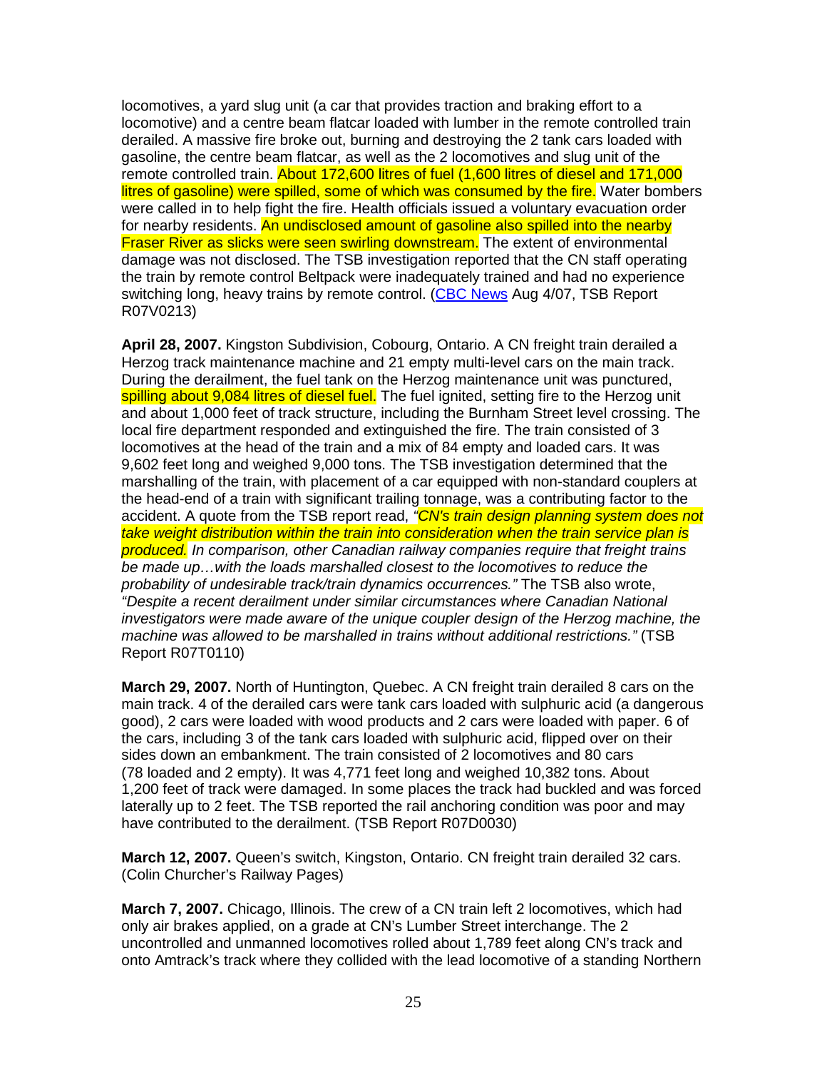locomotives, a yard slug unit (a car that provides traction and braking effort to a locomotive) and a centre beam flatcar loaded with lumber in the remote controlled train derailed. A massive fire broke out, burning and destroying the 2 tank cars loaded with gasoline, the centre beam flatcar, as well as the 2 locomotives and slug unit of the remote controlled train. About 172,600 litres of fuel (1,600 litres of diesel and 171,000 litres of gasoline) were spilled, some of which was consumed by the fire. Water bombers were called in to help fight the fire. Health officials issued a voluntary evacuation order for nearby residents. An undisclosed amount of gasoline also spilled into the nearby Fraser River as slicks were seen swirling downstream. The extent of environmental damage was not disclosed. The TSB investigation reported that the CN staff operating the train by remote control Beltpack were inadequately trained and had no experience switching long, heavy trains by remote control. (CBC News Aug 4/07, TSB Report R07V0213)

**April 28, 2007.** Kingston Subdivision, Cobourg, Ontario. A CN freight train derailed a Herzog track maintenance machine and 21 empty multi-level cars on the main track. During the derailment, the fuel tank on the Herzog maintenance unit was punctured, spilling about 9,084 litres of diesel fuel. The fuel ignited, setting fire to the Herzog unit and about 1,000 feet of track structure, including the Burnham Street level crossing. The local fire department responded and extinguished the fire. The train consisted of 3 locomotives at the head of the train and a mix of 84 empty and loaded cars. It was 9,602 feet long and weighed 9,000 tons. The TSB investigation determined that the marshalling of the train, with placement of a car equipped with non-standard couplers at the head-end of a train with significant trailing tonnage, was a contributing factor to the accident. A quote from the TSB report read, *"CN's train design planning system does not take weight distribution within the train into consideration when the train service plan is produced. In comparison, other Canadian railway companies require that freight trains be made up…with the loads marshalled closest to the locomotives to reduce the probability of undesirable track/train dynamics occurrences."* The TSB also wrote, *"Despite a recent derailment under similar circumstances where Canadian National investigators were made aware of the unique coupler design of the Herzog machine, the machine was allowed to be marshalled in trains without additional restrictions."* (TSB Report R07T0110)

**March 29, 2007.** North of Huntington, Quebec. A CN freight train derailed 8 cars on the main track. 4 of the derailed cars were tank cars loaded with sulphuric acid (a dangerous good), 2 cars were loaded with wood products and 2 cars were loaded with paper. 6 of the cars, including 3 of the tank cars loaded with sulphuric acid, flipped over on their sides down an embankment. The train consisted of 2 locomotives and 80 cars (78 loaded and 2 empty). It was 4,771 feet long and weighed 10,382 tons. About 1,200 feet of track were damaged. In some places the track had buckled and was forced laterally up to 2 feet. The TSB reported the rail anchoring condition was poor and may have contributed to the derailment. (TSB Report R07D0030)

**March 12, 2007.** Queen's switch, Kingston, Ontario. CN freight train derailed 32 cars. (Colin Churcher's Railway Pages)

**March 7, 2007.** Chicago, Illinois. The crew of a CN train left 2 locomotives, which had only air brakes applied, on a grade at CN's Lumber Street interchange. The 2 uncontrolled and unmanned locomotives rolled about 1,789 feet along CN's track and onto Amtrack's track where they collided with the lead locomotive of a standing Northern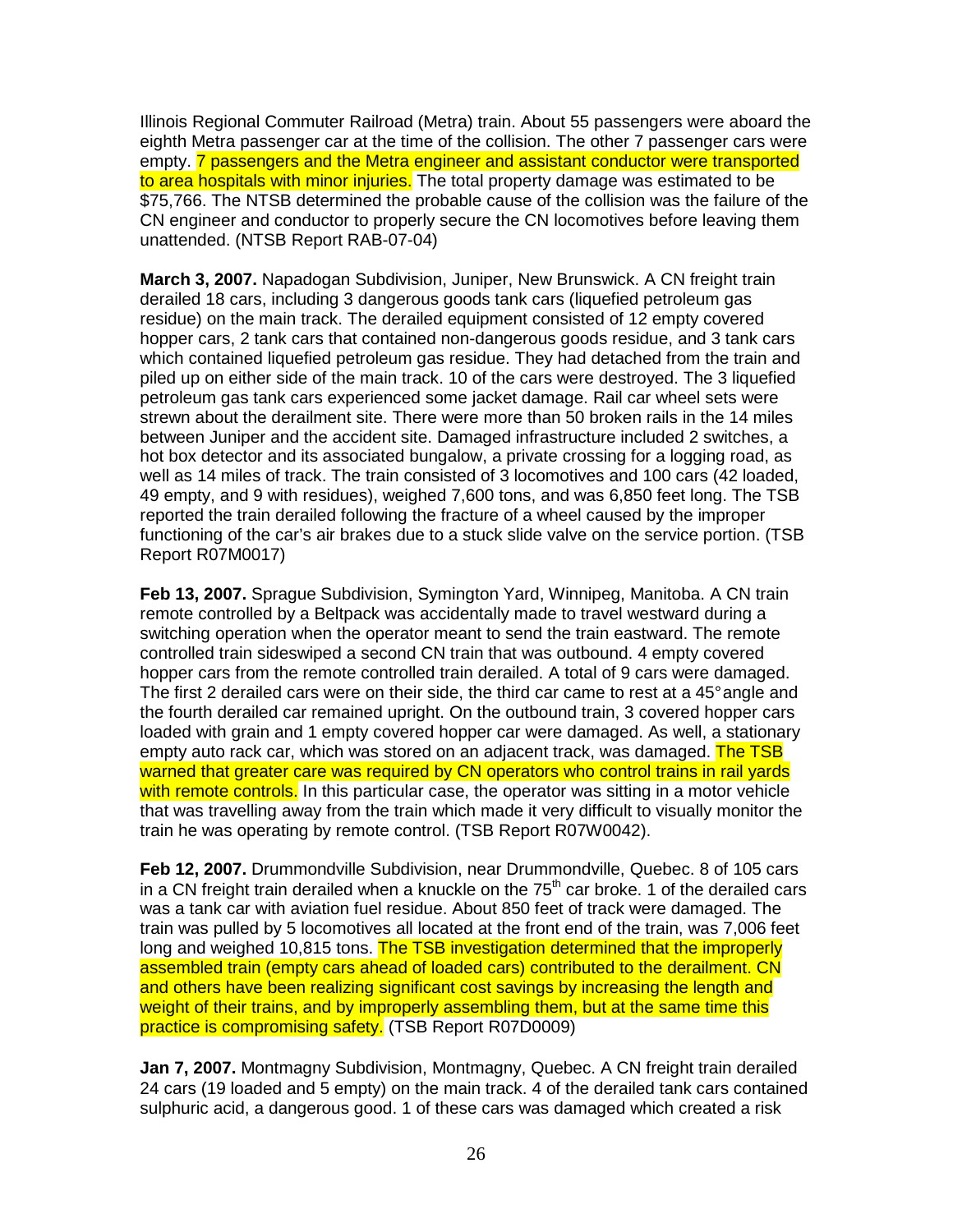Illinois Regional Commuter Railroad (Metra) train. About 55 passengers were aboard the eighth Metra passenger car at the time of the collision. The other 7 passenger cars were empty. 7 passengers and the Metra engineer and assistant conductor were transported to area hospitals with minor injuries. The total property damage was estimated to be $75,766. The NTSB determined the probable cause of the collision was the failure of the CN engineer and conductor to properly secure the CN locomotives before leaving them unattended. (NTSB Report RAB-07-04)

**March 3, 2007.** Napadogan Subdivision, Juniper, New Brunswick. A CN freight train derailed 18 cars, including 3 dangerous goods tank cars (liquefied petroleum gas residue) on the main track. The derailed equipment consisted of 12 empty covered hopper cars, 2 tank cars that contained non-dangerous goods residue, and 3 tank cars which contained liquefied petroleum gas residue. They had detached from the train and piled up on either side of the main track. 10 of the cars were destroyed. The 3 liquefied petroleum gas tank cars experienced some jacket damage. Rail car wheel sets were strewn about the derailment site. There were more than 50 broken rails in the 14 miles between Juniper and the accident site. Damaged infrastructure included 2 switches, a hot box detector and its associated bungalow, a private crossing for a logging road, as well as 14 miles of track. The train consisted of 3 locomotives and 100 cars (42 loaded, 49 empty, and 9 with residues), weighed 7,600 tons, and was 6,850 feet long. The TSB reported the train derailed following the fracture of a wheel caused by the improper functioning of the car's air brakes due to a stuck slide valve on the service portion. (TSB Report R07M0017)

**Feb 13, 2007.** Sprague Subdivision, Symington Yard, Winnipeg, Manitoba. A CN train remote controlled by a Beltpack was accidentally made to travel westward during a switching operation when the operator meant to send the train eastward. The remote controlled train sideswiped a second CN train that was outbound. 4 empty covered hopper cars from the remote controlled train derailed. A total of 9 cars were damaged. The first 2 derailed cars were on their side, the third car came to rest at a 45° angle and the fourth derailed car remained upright. On the outbound train, 3 covered hopper cars loaded with grain and 1 empty covered hopper car were damaged. As well, a stationary empty auto rack car, which was stored on an adjacent track, was damaged. The TSB warned that greater care was required by CN operators who control trains in rail yards with remote controls. In this particular case, the operator was sitting in a motor vehicle that was travelling away from the train which made it very difficult to visually monitor the train he was operating by remote control. (TSB Report R07W0042).

**Feb 12, 2007.** Drummondville Subdivision, near Drummondville, Quebec. 8 of 105 cars in a CN freight train derailed when a knuckle on the 75th car broke. 1 of the derailed cars was a tank car with aviation fuel residue. About 850 feet of track were damaged. The train was pulled by 5 locomotives all located at the front end of the train, was 7,006 feet long and weighed 10,815 tons. The TSB investigation determined that the improperly assembled train (empty cars ahead of loaded cars) contributed to the derailment. CN and others have been realizing significant cost savings by increasing the length and weight of their trains, and by improperly assembling them, but at the same time this practice is compromising safety. (TSB Report R07D0009)

**Jan 7, 2007.** Montmagny Subdivision, Montmagny, Quebec. A CN freight train derailed 24 cars (19 loaded and 5 empty) on the main track. 4 of the derailed tank cars contained sulphuric acid, a dangerous good. 1 of these cars was damaged which created a risk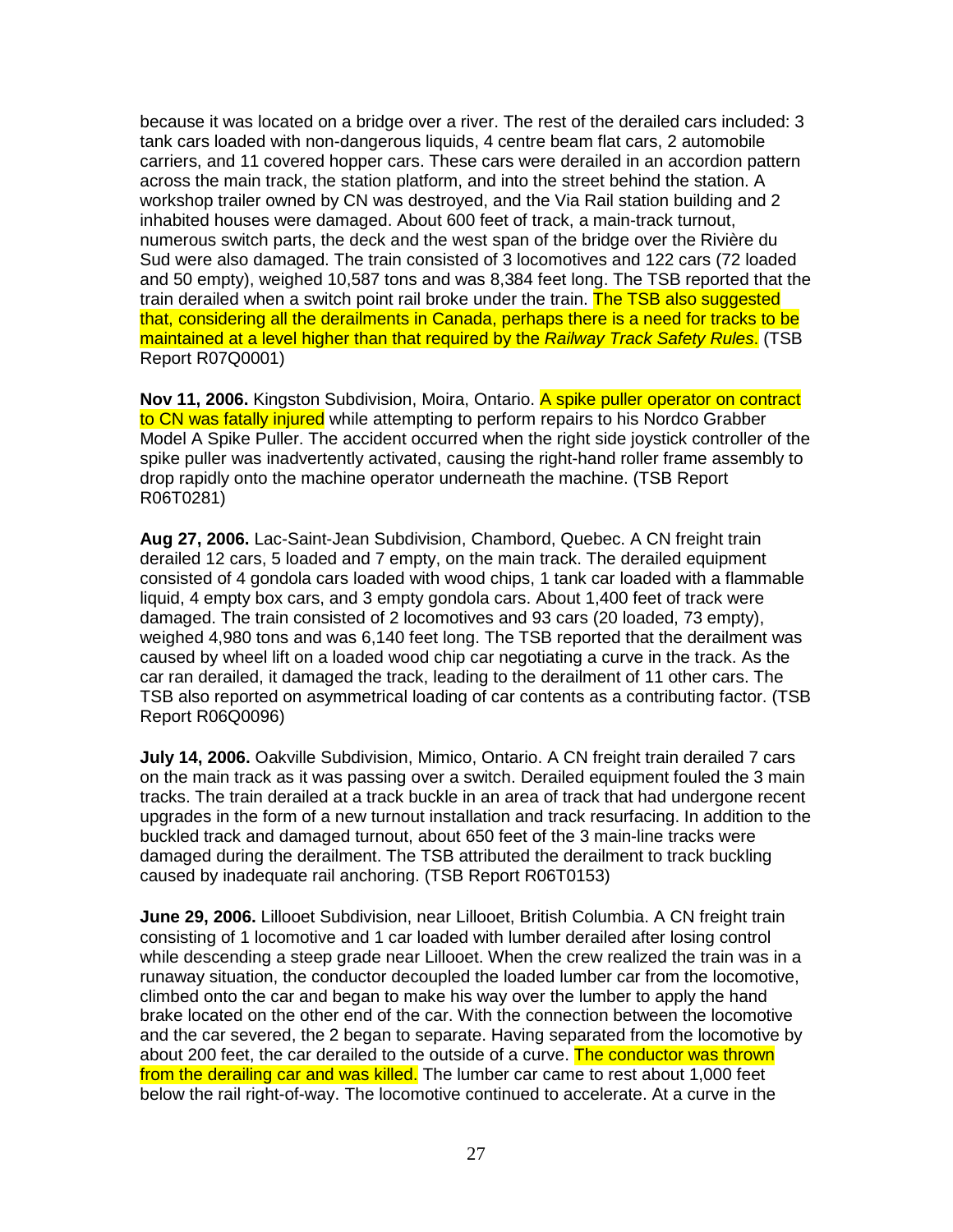because it was located on a bridge over a river. The rest of the derailed cars included: 3 tank cars loaded with non-dangerous liquids, 4 centre beam flat cars, 2 automobile carriers, and 11 covered hopper cars. These cars were derailed in an accordion pattern across the main track, the station platform, and into the street behind the station. A workshop trailer owned by CN was destroyed, and the Via Rail station building and 2 inhabited houses were damaged. About 600 feet of track, a main-track turnout, numerous switch parts, the deck and the west span of the bridge over the Rivière du Sud were also damaged. The train consisted of 3 locomotives and 122 cars (72 loaded and 50 empty), weighed 10,587 tons and was 8,384 feet long. The TSB reported that the train derailed when a switch point rail broke under the train. The TSB also suggested that, considering all the derailments in Canada, perhaps there is a need for tracks to be maintained at a level higher than that required by the *Railway Track Safety Rules*. (TSB Report R07Q0001)

**Nov 11, 2006.** Kingston Subdivision, Moira, Ontario. A spike puller operator on contract to CN was fatally injured while attempting to perform repairs to his Nordco Grabber Model A Spike Puller. The accident occurred when the right side joystick controller of the spike puller was inadvertently activated, causing the right-hand roller frame assembly to drop rapidly onto the machine operator underneath the machine. (TSB Report R06T0281)

**Aug 27, 2006.** Lac-Saint-Jean Subdivision, Chambord, Quebec. A CN freight train derailed 12 cars, 5 loaded and 7 empty, on the main track. The derailed equipment consisted of 4 gondola cars loaded with wood chips, 1 tank car loaded with a flammable liquid, 4 empty box cars, and 3 empty gondola cars. About 1,400 feet of track were damaged. The train consisted of 2 locomotives and 93 cars (20 loaded, 73 empty), weighed 4,980 tons and was 6,140 feet long. The TSB reported that the derailment was caused by wheel lift on a loaded wood chip car negotiating a curve in the track. As the car ran derailed, it damaged the track, leading to the derailment of 11 other cars. The TSB also reported on asymmetrical loading of car contents as a contributing factor. (TSB Report R06Q0096)

**July 14, 2006.** Oakville Subdivision, Mimico, Ontario. A CN freight train derailed 7 cars on the main track as it was passing over a switch. Derailed equipment fouled the 3 main tracks. The train derailed at a track buckle in an area of track that had undergone recent upgrades in the form of a new turnout installation and track resurfacing. In addition to the buckled track and damaged turnout, about 650 feet of the 3 main-line tracks were damaged during the derailment. The TSB attributed the derailment to track buckling caused by inadequate rail anchoring. (TSB Report R06T0153)

**June 29, 2006.** Lillooet Subdivision, near Lillooet, British Columbia. A CN freight train consisting of 1 locomotive and 1 car loaded with lumber derailed after losing control while descending a steep grade near Lillooet. When the crew realized the train was in a runaway situation, the conductor decoupled the loaded lumber car from the locomotive, climbed onto the car and began to make his way over the lumber to apply the hand brake located on the other end of the car. With the connection between the locomotive and the car severed, the 2 began to separate. Having separated from the locomotive by about 200 feet, the car derailed to the outside of a curve. The conductor was thrown from the derailing car and was killed. The lumber car came to rest about 1,000 feet below the rail right-of-way. The locomotive continued to accelerate. At a curve in the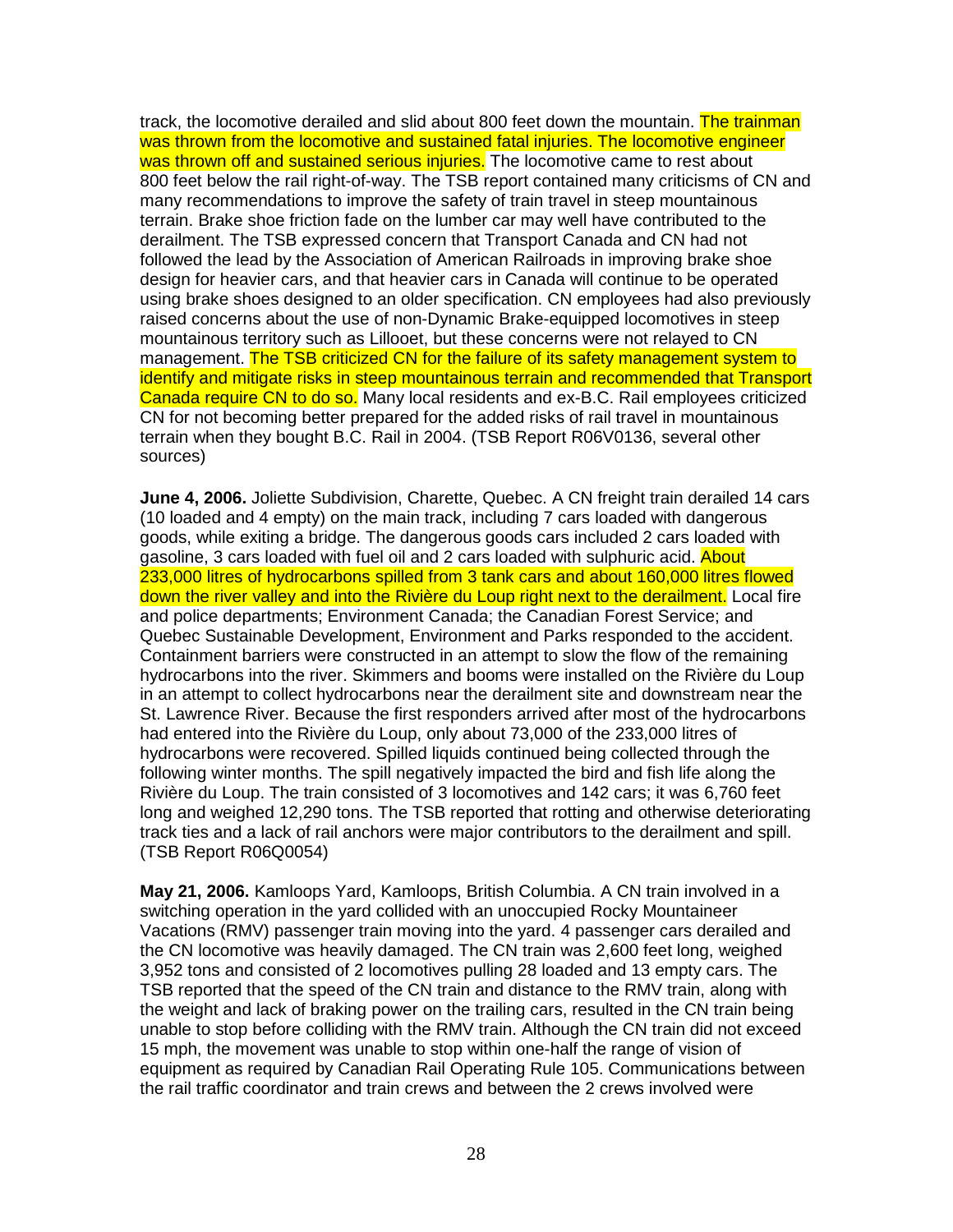track, the locomotive derailed and slid about 800 feet down the mountain. The trainman was thrown from the locomotive and sustained fatal injuries. The locomotive engineer was thrown off and sustained serious injuries. The locomotive came to rest about 800 feet below the rail right-of-way. The TSB report contained many criticisms of CN and many recommendations to improve the safety of train travel in steep mountainous terrain. Brake shoe friction fade on the lumber car may well have contributed to the derailment. The TSB expressed concern that Transport Canada and CN had not followed the lead by the Association of American Railroads in improving brake shoe design for heavier cars, and that heavier cars in Canada will continue to be operated using brake shoes designed to an older specification. CN employees had also previously raised concerns about the use of non-Dynamic Brake-equipped locomotives in steep mountainous territory such as Lillooet, but these concerns were not relayed to CN management. The TSB criticized CN for the failure of its safety management system to identify and mitigate risks in steep mountainous terrain and recommended that Transport Canada require CN to do so. Many local residents and ex-B.C. Rail employees criticized CN for not becoming better prepared for the added risks of rail travel in mountainous terrain when they bought B.C. Rail in 2004. (TSB Report R06V0136, several other sources)

**June 4, 2006.** Joliette Subdivision, Charette, Quebec. A CN freight train derailed 14 cars (10 loaded and 4 empty) on the main track, including 7 cars loaded with dangerous goods, while exiting a bridge. The dangerous goods cars included 2 cars loaded with gasoline, 3 cars loaded with fuel oil and 2 cars loaded with sulphuric acid. About 233,000 litres of hydrocarbons spilled from 3 tank cars and about 160,000 litres flowed down the river valley and into the Rivière du Loup right next to the derailment. Local fire and police departments; Environment Canada; the Canadian Forest Service; and Quebec Sustainable Development, Environment and Parks responded to the accident. Containment barriers were constructed in an attempt to slow the flow of the remaining hydrocarbons into the river. Skimmers and booms were installed on the Rivière du Loup in an attempt to collect hydrocarbons near the derailment site and downstream near the St. Lawrence River. Because the first responders arrived after most of the hydrocarbons had entered into the Rivière du Loup, only about 73,000 of the 233,000 litres of hydrocarbons were recovered. Spilled liquids continued being collected through the following winter months. The spill negatively impacted the bird and fish life along the Rivière du Loup. The train consisted of 3 locomotives and 142 cars; it was 6,760 feet long and weighed 12,290 tons. The TSB reported that rotting and otherwise deteriorating track ties and a lack of rail anchors were major contributors to the derailment and spill. (TSB Report R06Q0054)

**May 21, 2006.** Kamloops Yard, Kamloops, British Columbia. A CN train involved in a switching operation in the yard collided with an unoccupied Rocky Mountaineer Vacations (RMV) passenger train moving into the yard. 4 passenger cars derailed and the CN locomotive was heavily damaged. The CN train was 2,600 feet long, weighed 3,952 tons and consisted of 2 locomotives pulling 28 loaded and 13 empty cars. The TSB reported that the speed of the CN train and distance to the RMV train, along with the weight and lack of braking power on the trailing cars, resulted in the CN train being unable to stop before colliding with the RMV train. Although the CN train did not exceed 15 mph, the movement was unable to stop within one-half the range of vision of equipment as required by Canadian Rail Operating Rule 105. Communications between the rail traffic coordinator and train crews and between the 2 crews involved were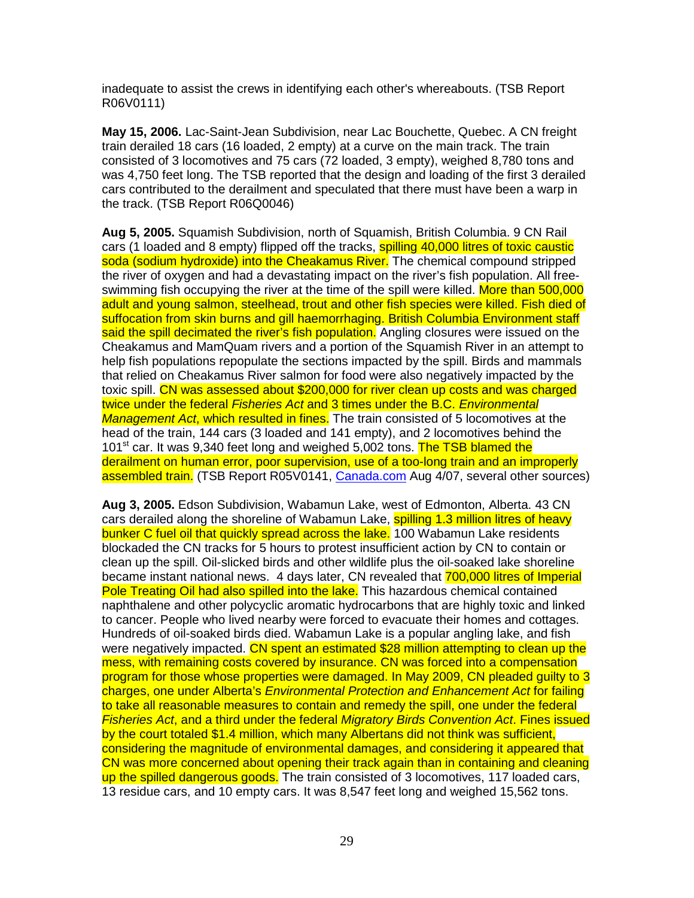inadequate to assist the crews in identifying each other's whereabouts. (TSB Report R06V0111)

**May 15, 2006.** Lac-Saint-Jean Subdivision, near Lac Bouchette, Quebec. A CN freight train derailed 18 cars (16 loaded, 2 empty) at a curve on the main track. The train consisted of 3 locomotives and 75 cars (72 loaded, 3 empty), weighed 8,780 tons and was 4,750 feet long. The TSB reported that the design and loading of the first 3 derailed cars contributed to the derailment and speculated that there must have been a warp in the track. (TSB Report R06Q0046)

**Aug 5, 2005.** Squamish Subdivision, north of Squamish, British Columbia. 9 CN Rail cars (1 loaded and 8 empty) flipped off the tracks, spilling 40,000 litres of toxic caustic soda (sodium hydroxide) into the Cheakamus River. The chemical compound stripped the river of oxygen and had a devastating impact on the river's fish population. All free-swimming fish occupying the river at the time of the spill were killed. More than 500,000 adult and young salmon, steelhead, trout and other fish species were killed. Fish died of suffocation from skin burns and gill haemorrhaging. British Columbia Environment staff said the spill decimated the river's fish population. Angling closures were issued on the Cheakamus and MamQuam rivers and a portion of the Squamish River in an attempt to help fish populations repopulate the sections impacted by the spill. Birds and mammals that relied on Cheakamus River salmon for food were also negatively impacted by the toxic spill. CN was assessed about $200,000 for river clean up costs and was charged twice under the federal *Fisheries Act* and 3 times under the B.C. *Environmental Management Act*, which resulted in fines. The train consisted of 5 locomotives at the head of the train, 144 cars (3 loaded and 141 empty), and 2 locomotives behind the 101st car. It was 9,340 feet long and weighed 5,002 tons. The TSB blamed the derailment on human error, poor supervision, use of a too-long train and an improperly assembled train. (TSB Report R05V0141, Canada.com Aug 4/07, several other sources)

**Aug 3, 2005.** Edson Subdivision, Wabamun Lake, west of Edmonton, Alberta. 43 CN cars derailed along the shoreline of Wabamun Lake, spilling 1.3 million litres of heavy bunker C fuel oil that quickly spread across the lake. 100 Wabamun Lake residents blockaded the CN tracks for 5 hours to protest insufficient action by CN to contain or clean up the spill. Oil-slicked birds and other wildlife plus the oil-soaked lake shoreline became instant national news. 4 days later, CN revealed that 700,000 litres of Imperial Pole Treating Oil had also spilled into the lake. This hazardous chemical contained naphthalene and other polycyclic aromatic hydrocarbons that are highly toxic and linked to cancer. People who lived nearby were forced to evacuate their homes and cottages. Hundreds of oil-soaked birds died. Wabamun Lake is a popular angling lake, and fish were negatively impacted. CN spent an estimated $28 million attempting to clean up the mess, with remaining costs covered by insurance. CN was forced into a compensation program for those whose properties were damaged. In May 2009, CN pleaded guilty to 3 charges, one under Alberta's *Environmental Protection and Enhancement Act* for failing to take all reasonable measures to contain and remedy the spill, one under the federal *Fisheries Act*, and a third under the federal *Migratory Birds Convention Act*. Fines issued by the court totaled $1.4 million, which many Albertans did not think was sufficient, considering the magnitude of environmental damages, and considering it appeared that CN was more concerned about opening their track again than in containing and cleaning up the spilled dangerous goods. The train consisted of 3 locomotives, 117 loaded cars, 13 residue cars, and 10 empty cars. It was 8,547 feet long and weighed 15,562 tons.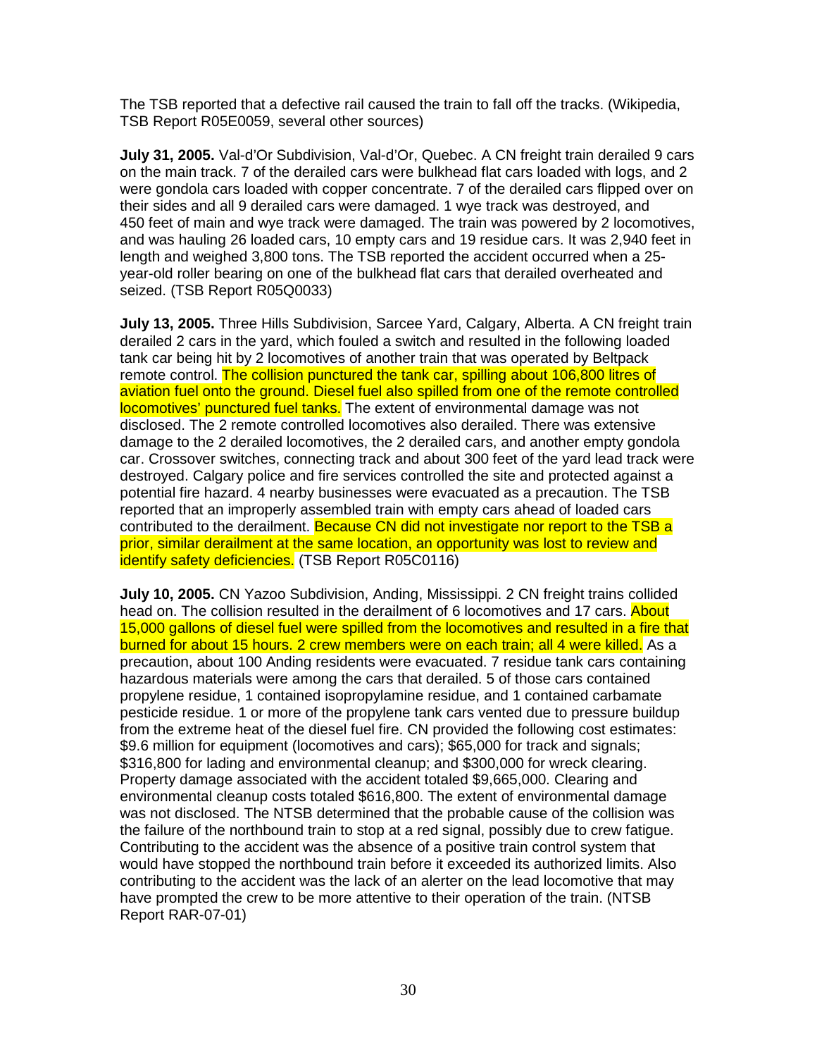The TSB reported that a defective rail caused the train to fall off the tracks. (Wikipedia, TSB Report R05E0059, several other sources)

**July 31, 2005.** Val-d'Or Subdivision, Val-d'Or, Quebec. A CN freight train derailed 9 cars on the main track. 7 of the derailed cars were bulkhead flat cars loaded with logs, and 2 were gondola cars loaded with copper concentrate. 7 of the derailed cars flipped over on their sides and all 9 derailed cars were damaged. 1 wye track was destroyed, and 450 feet of main and wye track were damaged. The train was powered by 2 locomotives, and was hauling 26 loaded cars, 10 empty cars and 19 residue cars. It was 2,940 feet in length and weighed 3,800 tons. The TSB reported the accident occurred when a 25-year-old roller bearing on one of the bulkhead flat cars that derailed overheated and seized. (TSB Report R05Q0033)

**July 13, 2005.** Three Hills Subdivision, Sarcee Yard, Calgary, Alberta. A CN freight train derailed 2 cars in the yard, which fouled a switch and resulted in the following loaded tank car being hit by 2 locomotives of another train that was operated by Beltpack remote control. The collision punctured the tank car, spilling about 106,800 litres of aviation fuel onto the ground. Diesel fuel also spilled from one of the remote controlled locomotives' punctured fuel tanks. The extent of environmental damage was not disclosed. The 2 remote controlled locomotives also derailed. There was extensive damage to the 2 derailed locomotives, the 2 derailed cars, and another empty gondola car. Crossover switches, connecting track and about 300 feet of the yard lead track were destroyed. Calgary police and fire services controlled the site and protected against a potential fire hazard. 4 nearby businesses were evacuated as a precaution. The TSB reported that an improperly assembled train with empty cars ahead of loaded cars contributed to the derailment. Because CN did not investigate nor report to the TSB a prior, similar derailment at the same location, an opportunity was lost to review and identify safety deficiencies. (TSB Report R05C0116)

**July 10, 2005.** CN Yazoo Subdivision, Anding, Mississippi. 2 CN freight trains collided head on. The collision resulted in the derailment of 6 locomotives and 17 cars. About 15,000 gallons of diesel fuel were spilled from the locomotives and resulted in a fire that burned for about 15 hours. 2 crew members were on each train; all 4 were killed. As a precaution, about 100 Anding residents were evacuated. 7 residue tank cars containing hazardous materials were among the cars that derailed. 5 of those cars contained propylene residue, 1 contained isopropylamine residue, and 1 contained carbamate pesticide residue. 1 or more of the propylene tank cars vented due to pressure buildup from the extreme heat of the diesel fuel fire. CN provided the following cost estimates: $9.6 million for equipment (locomotives and cars); $65,000 for track and signals; $316,800 for lading and environmental cleanup; and $300,000 for wreck clearing. Property damage associated with the accident totaled $9,665,000. Clearing and environmental cleanup costs totaled $616,800. The extent of environmental damage was not disclosed. The NTSB determined that the probable cause of the collision was the failure of the northbound train to stop at a red signal, possibly due to crew fatigue. Contributing to the accident was the absence of a positive train control system that would have stopped the northbound train before it exceeded its authorized limits. Also contributing to the accident was the lack of an alerter on the lead locomotive that may have prompted the crew to be more attentive to their operation of the train. (NTSB Report RAR-07-01)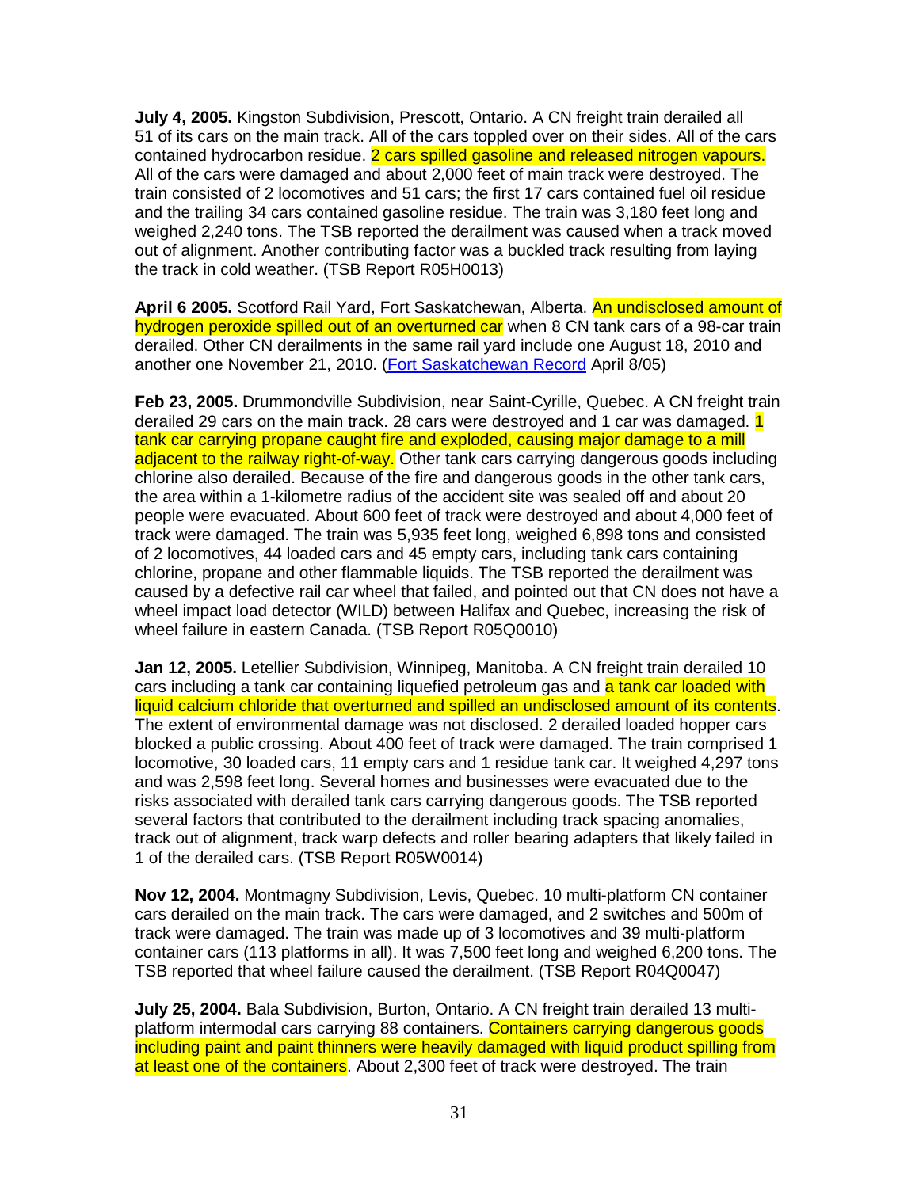**July 4, 2005.** Kingston Subdivision, Prescott, Ontario. A CN freight train derailed all 51 of its cars on the main track. All of the cars toppled over on their sides. All of the cars contained hydrocarbon residue. 2 cars spilled gasoline and released nitrogen vapours. All of the cars were damaged and about 2,000 feet of main track were destroyed. The train consisted of 2 locomotives and 51 cars; the first 17 cars contained fuel oil residue and the trailing 34 cars contained gasoline residue. The train was 3,180 feet long and weighed 2,240 tons. The TSB reported the derailment was caused when a track moved out of alignment. Another contributing factor was a buckled track resulting from laying the track in cold weather. (TSB Report R05H0013)

**April 6 2005.** Scotford Rail Yard, Fort Saskatchewan, Alberta. An undisclosed amount of hydrogen peroxide spilled out of an overturned car when 8 CN tank cars of a 98-car train derailed. Other CN derailments in the same rail yard include one August 18, 2010 and another one November 21, 2010. (Fort Saskatchewan Record April 8/05)

**Feb 23, 2005.** Drummondville Subdivision, near Saint-Cyrille, Quebec. A CN freight train derailed 29 cars on the main track. 28 cars were destroyed and 1 car was damaged. 1 tank car carrying propane caught fire and exploded, causing major damage to a mill adjacent to the railway right-of-way. Other tank cars carrying dangerous goods including chlorine also derailed. Because of the fire and dangerous goods in the other tank cars, the area within a 1-kilometre radius of the accident site was sealed off and about 20 people were evacuated. About 600 feet of track were destroyed and about 4,000 feet of track were damaged. The train was 5,935 feet long, weighed 6,898 tons and consisted of 2 locomotives, 44 loaded cars and 45 empty cars, including tank cars containing chlorine, propane and other flammable liquids. The TSB reported the derailment was caused by a defective rail car wheel that failed, and pointed out that CN does not have a wheel impact load detector (WILD) between Halifax and Quebec, increasing the risk of wheel failure in eastern Canada. (TSB Report R05Q0010)

**Jan 12, 2005.** Letellier Subdivision, Winnipeg, Manitoba. A CN freight train derailed 10 cars including a tank car containing liquefied petroleum gas and a tank car loaded with liquid calcium chloride that overturned and spilled an undisclosed amount of its contents. The extent of environmental damage was not disclosed. 2 derailed loaded hopper cars blocked a public crossing. About 400 feet of track were damaged. The train comprised 1 locomotive, 30 loaded cars, 11 empty cars and 1 residue tank car. It weighed 4,297 tons and was 2,598 feet long. Several homes and businesses were evacuated due to the risks associated with derailed tank cars carrying dangerous goods. The TSB reported several factors that contributed to the derailment including track spacing anomalies, track out of alignment, track warp defects and roller bearing adapters that likely failed in 1 of the derailed cars. (TSB Report R05W0014)

**Nov 12, 2004.** Montmagny Subdivision, Levis, Quebec. 10 multi-platform CN container cars derailed on the main track. The cars were damaged, and 2 switches and 500m of track were damaged. The train was made up of 3 locomotives and 39 multi-platform container cars (113 platforms in all). It was 7,500 feet long and weighed 6,200 tons. The TSB reported that wheel failure caused the derailment. (TSB Report R04Q0047)

**July 25, 2004.** Bala Subdivision, Burton, Ontario. A CN freight train derailed 13 multi-platform intermodal cars carrying 88 containers. Containers carrying dangerous goods including paint and paint thinners were heavily damaged with liquid product spilling from at least one of the containers. About 2,300 feet of track were destroyed. The train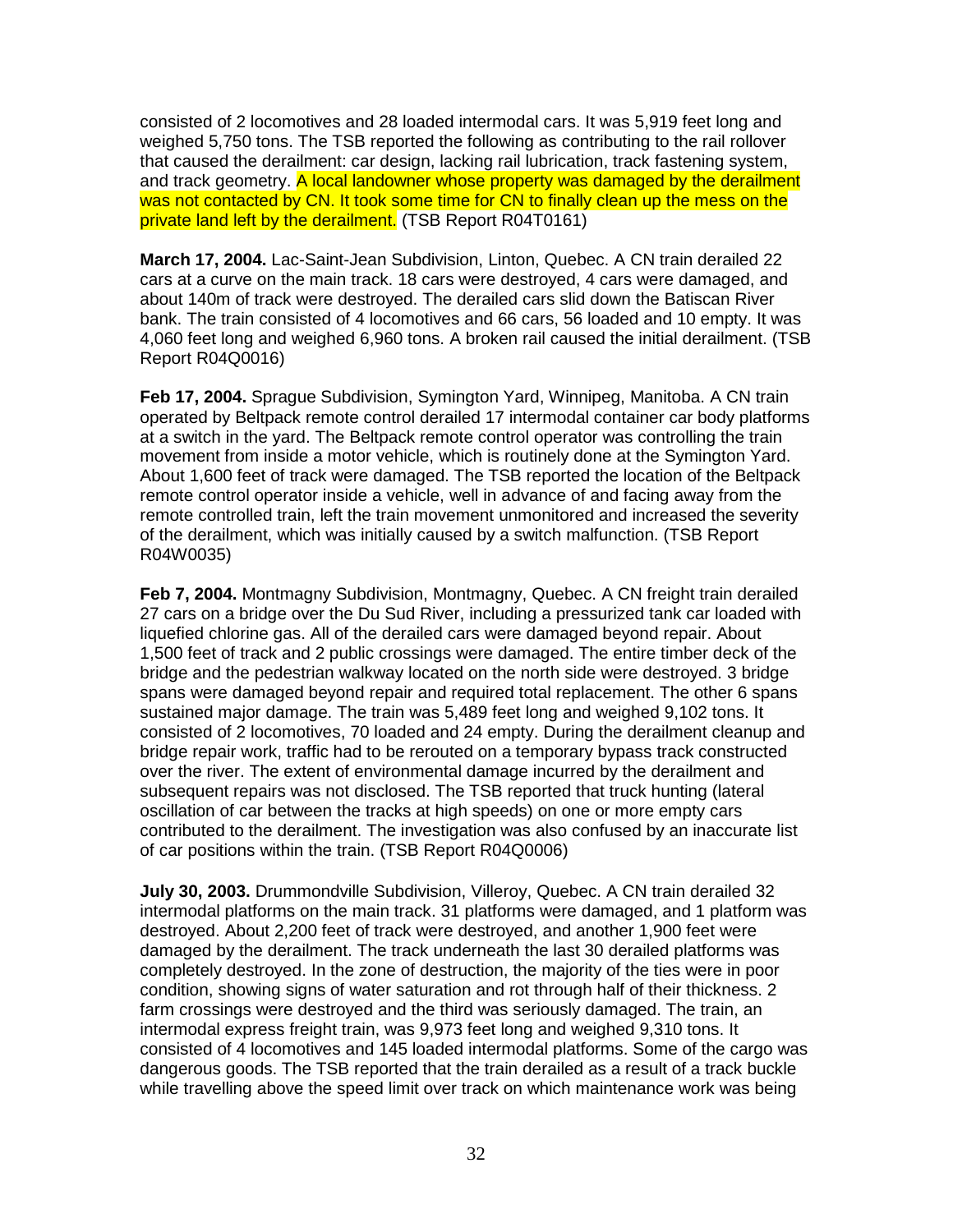consisted of 2 locomotives and 28 loaded intermodal cars. It was 5,919 feet long and weighed 5,750 tons. The TSB reported the following as contributing to the rail rollover that caused the derailment: car design, lacking rail lubrication, track fastening system, and track geometry. A local landowner whose property was damaged by the derailment was not contacted by CN. It took some time for CN to finally clean up the mess on the private land left by the derailment. (TSB Report R04T0161)

**March 17, 2004.** Lac-Saint-Jean Subdivision, Linton, Quebec. A CN train derailed 22 cars at a curve on the main track. 18 cars were destroyed, 4 cars were damaged, and about 140m of track were destroyed. The derailed cars slid down the Batiscan River bank. The train consisted of 4 locomotives and 66 cars, 56 loaded and 10 empty. It was 4,060 feet long and weighed 6,960 tons. A broken rail caused the initial derailment. (TSB Report R04Q0016)

**Feb 17, 2004.** Sprague Subdivision, Symington Yard, Winnipeg, Manitoba. A CN train operated by Beltpack remote control derailed 17 intermodal container car body platforms at a switch in the yard. The Beltpack remote control operator was controlling the train movement from inside a motor vehicle, which is routinely done at the Symington Yard. About 1,600 feet of track were damaged. The TSB reported the location of the Beltpack remote control operator inside a vehicle, well in advance of and facing away from the remote controlled train, left the train movement unmonitored and increased the severity of the derailment, which was initially caused by a switch malfunction. (TSB Report R04W0035)

**Feb 7, 2004.** Montmagny Subdivision, Montmagny, Quebec. A CN freight train derailed 27 cars on a bridge over the Du Sud River, including a pressurized tank car loaded with liquefied chlorine gas. All of the derailed cars were damaged beyond repair. About 1,500 feet of track and 2 public crossings were damaged. The entire timber deck of the bridge and the pedestrian walkway located on the north side were destroyed. 3 bridge spans were damaged beyond repair and required total replacement. The other 6 spans sustained major damage. The train was 5,489 feet long and weighed 9,102 tons. It consisted of 2 locomotives, 70 loaded and 24 empty. During the derailment cleanup and bridge repair work, traffic had to be rerouted on a temporary bypass track constructed over the river. The extent of environmental damage incurred by the derailment and subsequent repairs was not disclosed. The TSB reported that truck hunting (lateral oscillation of car between the tracks at high speeds) on one or more empty cars contributed to the derailment. The investigation was also confused by an inaccurate list of car positions within the train. (TSB Report R04Q0006)

**July 30, 2003.** Drummondville Subdivision, Villeroy, Quebec. A CN train derailed 32 intermodal platforms on the main track. 31 platforms were damaged, and 1 platform was destroyed. About 2,200 feet of track were destroyed, and another 1,900 feet were damaged by the derailment. The track underneath the last 30 derailed platforms was completely destroyed. In the zone of destruction, the majority of the ties were in poor condition, showing signs of water saturation and rot through half of their thickness. 2 farm crossings were destroyed and the third was seriously damaged. The train, an intermodal express freight train, was 9,973 feet long and weighed 9,310 tons. It consisted of 4 locomotives and 145 loaded intermodal platforms. Some of the cargo was dangerous goods. The TSB reported that the train derailed as a result of a track buckle while travelling above the speed limit over track on which maintenance work was being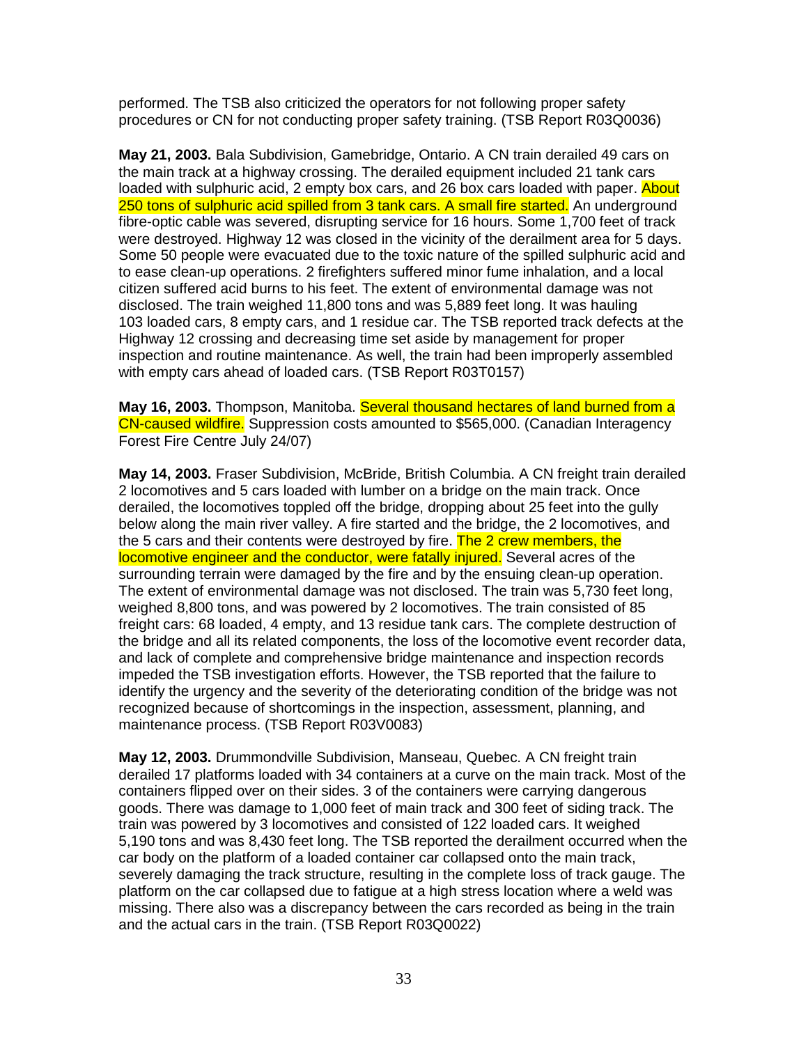performed. The TSB also criticized the operators for not following proper safety procedures or CN for not conducting proper safety training. (TSB Report R03Q0036)

**May 21, 2003.** Bala Subdivision, Gamebridge, Ontario. A CN train derailed 49 cars on the main track at a highway crossing. The derailed equipment included 21 tank cars loaded with sulphuric acid, 2 empty box cars, and 26 box cars loaded with paper. About 250 tons of sulphuric acid spilled from 3 tank cars. A small fire started. An underground fibre-optic cable was severed, disrupting service for 16 hours. Some 1,700 feet of track were destroyed. Highway 12 was closed in the vicinity of the derailment area for 5 days. Some 50 people were evacuated due to the toxic nature of the spilled sulphuric acid and to ease clean-up operations. 2 firefighters suffered minor fume inhalation, and a local citizen suffered acid burns to his feet. The extent of environmental damage was not disclosed. The train weighed 11,800 tons and was 5,889 feet long. It was hauling 103 loaded cars, 8 empty cars, and 1 residue car. The TSB reported track defects at the Highway 12 crossing and decreasing time set aside by management for proper inspection and routine maintenance. As well, the train had been improperly assembled with empty cars ahead of loaded cars. (TSB Report R03T0157)

**May 16, 2003.** Thompson, Manitoba. Several thousand hectares of land burned from a CN-caused wildfire. Suppression costs amounted to $565,000. (Canadian Interagency Forest Fire Centre July 24/07)

**May 14, 2003.** Fraser Subdivision, McBride, British Columbia. A CN freight train derailed 2 locomotives and 5 cars loaded with lumber on a bridge on the main track. Once derailed, the locomotives toppled off the bridge, dropping about 25 feet into the gully below along the main river valley. A fire started and the bridge, the 2 locomotives, and the 5 cars and their contents were destroyed by fire. The 2 crew members, the locomotive engineer and the conductor, were fatally injured. Several acres of the surrounding terrain were damaged by the fire and by the ensuing clean-up operation. The extent of environmental damage was not disclosed. The train was 5,730 feet long, weighed 8,800 tons, and was powered by 2 locomotives. The train consisted of 85 freight cars: 68 loaded, 4 empty, and 13 residue tank cars. The complete destruction of the bridge and all its related components, the loss of the locomotive event recorder data, and lack of complete and comprehensive bridge maintenance and inspection records impeded the TSB investigation efforts. However, the TSB reported that the failure to identify the urgency and the severity of the deteriorating condition of the bridge was not recognized because of shortcomings in the inspection, assessment, planning, and maintenance process. (TSB Report R03V0083)

**May 12, 2003.** Drummondville Subdivision, Manseau, Quebec. A CN freight train derailed 17 platforms loaded with 34 containers at a curve on the main track. Most of the containers flipped over on their sides. 3 of the containers were carrying dangerous goods. There was damage to 1,000 feet of main track and 300 feet of siding track. The train was powered by 3 locomotives and consisted of 122 loaded cars. It weighed 5,190 tons and was 8,430 feet long. The TSB reported the derailment occurred when the car body on the platform of a loaded container car collapsed onto the main track, severely damaging the track structure, resulting in the complete loss of track gauge. The platform on the car collapsed due to fatigue at a high stress location where a weld was missing. There also was a discrepancy between the cars recorded as being in the train and the actual cars in the train. (TSB Report R03Q0022)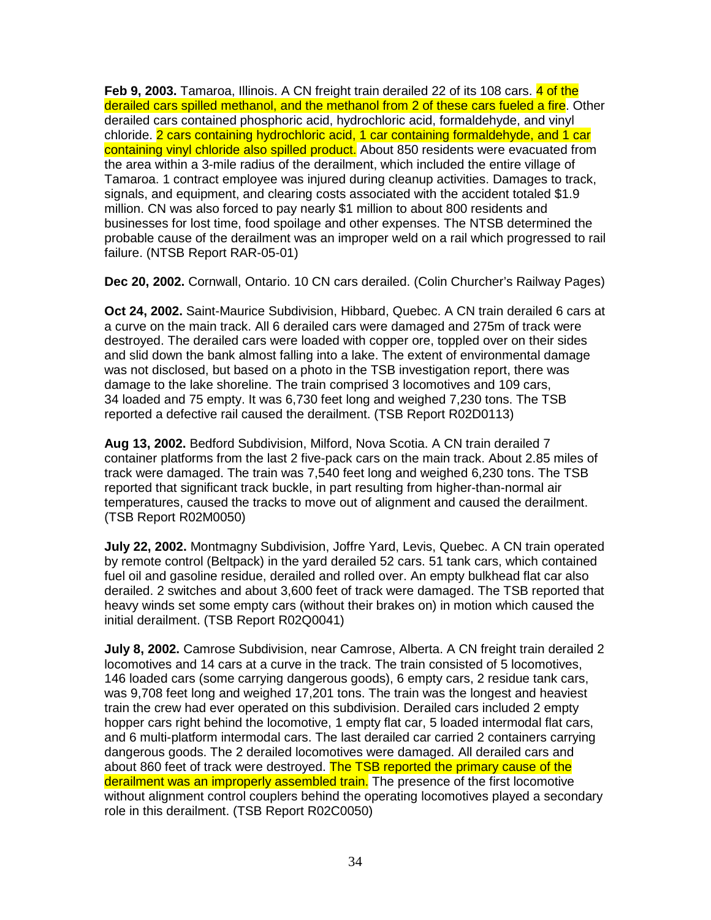**Feb 9, 2003.** Tamaroa, Illinois. A CN freight train derailed 22 of its 108 cars. 4 of the derailed cars spilled methanol, and the methanol from 2 of these cars fueled a fire. Other derailed cars contained phosphoric acid, hydrochloric acid, formaldehyde, and vinyl chloride. 2 cars containing hydrochloric acid, 1 car containing formaldehyde, and 1 car containing vinyl chloride also spilled product. About 850 residents were evacuated from the area within a 3-mile radius of the derailment, which included the entire village of Tamaroa. 1 contract employee was injured during cleanup activities. Damages to track, signals, and equipment, and clearing costs associated with the accident totaled $1.9 million. CN was also forced to pay nearly $1 million to about 800 residents and businesses for lost time, food spoilage and other expenses. The NTSB determined the probable cause of the derailment was an improper weld on a rail which progressed to rail failure. (NTSB Report RAR-05-01)

**Dec 20, 2002.** Cornwall, Ontario. 10 CN cars derailed. (Colin Churcher's Railway Pages)

**Oct 24, 2002.** Saint-Maurice Subdivision, Hibbard, Quebec. A CN train derailed 6 cars at a curve on the main track. All 6 derailed cars were damaged and 275m of track were destroyed. The derailed cars were loaded with copper ore, toppled over on their sides and slid down the bank almost falling into a lake. The extent of environmental damage was not disclosed, but based on a photo in the TSB investigation report, there was damage to the lake shoreline. The train comprised 3 locomotives and 109 cars, 34 loaded and 75 empty. It was 6,730 feet long and weighed 7,230 tons. The TSB reported a defective rail caused the derailment. (TSB Report R02D0113)

**Aug 13, 2002.** Bedford Subdivision, Milford, Nova Scotia. A CN train derailed 7 container platforms from the last 2 five-pack cars on the main track. About 2.85 miles of track were damaged. The train was 7,540 feet long and weighed 6,230 tons. The TSB reported that significant track buckle, in part resulting from higher-than-normal air temperatures, caused the tracks to move out of alignment and caused the derailment. (TSB Report R02M0050)

**July 22, 2002.** Montmagny Subdivision, Joffre Yard, Levis, Quebec. A CN train operated by remote control (Beltpack) in the yard derailed 52 cars. 51 tank cars, which contained fuel oil and gasoline residue, derailed and rolled over. An empty bulkhead flat car also derailed. 2 switches and about 3,600 feet of track were damaged. The TSB reported that heavy winds set some empty cars (without their brakes on) in motion which caused the initial derailment. (TSB Report R02Q0041)

**July 8, 2002.** Camrose Subdivision, near Camrose, Alberta. A CN freight train derailed 2 locomotives and 14 cars at a curve in the track. The train consisted of 5 locomotives, 146 loaded cars (some carrying dangerous goods), 6 empty cars, 2 residue tank cars, was 9,708 feet long and weighed 17,201 tons. The train was the longest and heaviest train the crew had ever operated on this subdivision. Derailed cars included 2 empty hopper cars right behind the locomotive, 1 empty flat car, 5 loaded intermodal flat cars, and 6 multi-platform intermodal cars. The last derailed car carried 2 containers carrying dangerous goods. The 2 derailed locomotives were damaged. All derailed cars and about 860 feet of track were destroyed. The TSB reported the primary cause of the derailment was an improperly assembled train. The presence of the first locomotive without alignment control couplers behind the operating locomotives played a secondary role in this derailment. (TSB Report R02C0050)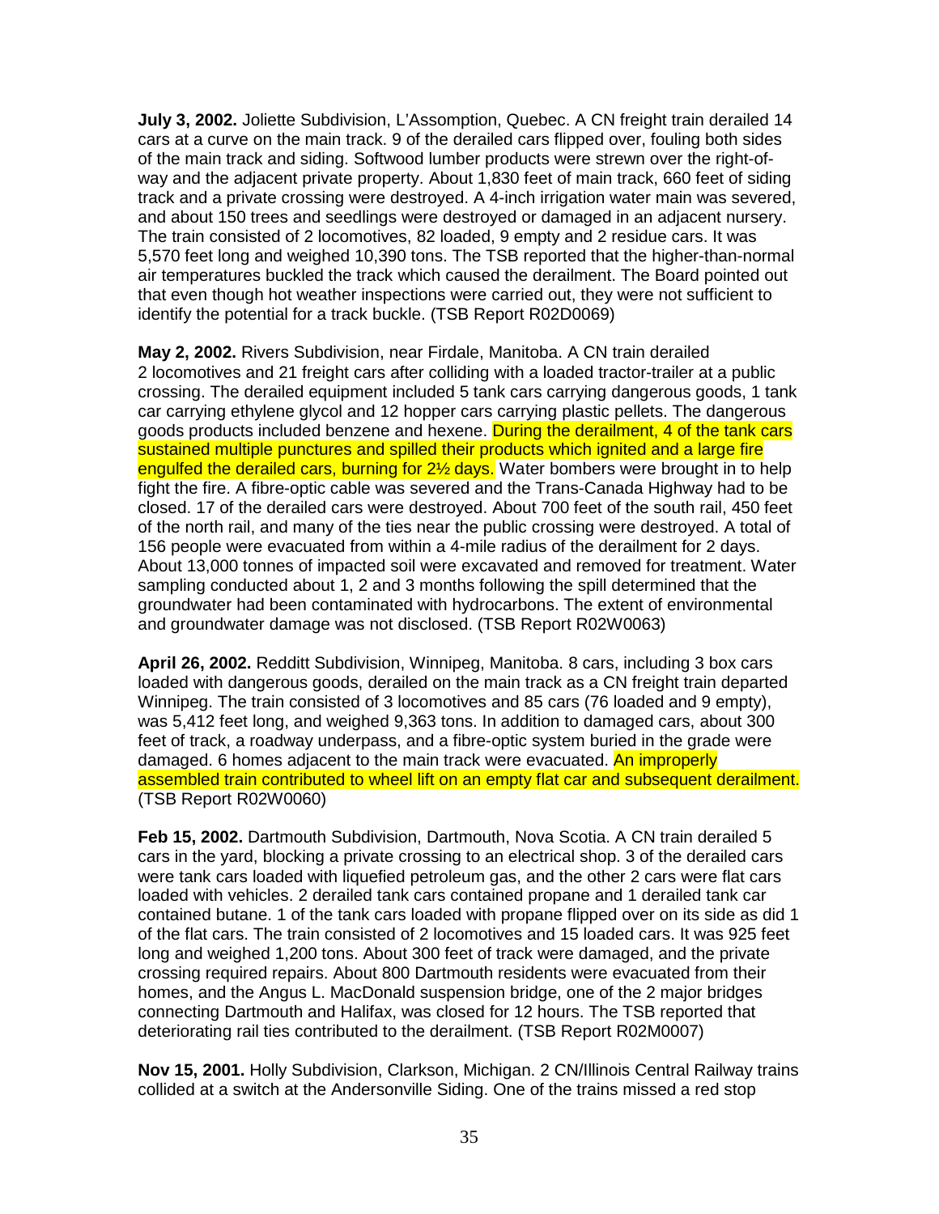**July 3, 2002.** Joliette Subdivision, L'Assomption, Quebec. A CN freight train derailed 14 cars at a curve on the main track. 9 of the derailed cars flipped over, fouling both sides of the main track and siding. Softwood lumber products were strewn over the right-of-way and the adjacent private property. About 1,830 feet of main track, 660 feet of siding track and a private crossing were destroyed. A 4-inch irrigation water main was severed, and about 150 trees and seedlings were destroyed or damaged in an adjacent nursery. The train consisted of 2 locomotives, 82 loaded, 9 empty and 2 residue cars. It was 5,570 feet long and weighed 10,390 tons. The TSB reported that the higher-than-normal air temperatures buckled the track which caused the derailment. The Board pointed out that even though hot weather inspections were carried out, they were not sufficient to identify the potential for a track buckle. (TSB Report R02D0069)

**May 2, 2002.** Rivers Subdivision, near Firdale, Manitoba. A CN train derailed 2 locomotives and 21 freight cars after colliding with a loaded tractor-trailer at a public crossing. The derailed equipment included 5 tank cars carrying dangerous goods, 1 tank car carrying ethylene glycol and 12 hopper cars carrying plastic pellets. The dangerous goods products included benzene and hexene. During the derailment, 4 of the tank cars sustained multiple punctures and spilled their products which ignited and a large fire engulfed the derailed cars, burning for 2½ days. Water bombers were brought in to help fight the fire. A fibre-optic cable was severed and the Trans-Canada Highway had to be closed. 17 of the derailed cars were destroyed. About 700 feet of the south rail, 450 feet of the north rail, and many of the ties near the public crossing were destroyed. A total of 156 people were evacuated from within a 4-mile radius of the derailment for 2 days. About 13,000 tonnes of impacted soil were excavated and removed for treatment. Water sampling conducted about 1, 2 and 3 months following the spill determined that the groundwater had been contaminated with hydrocarbons. The extent of environmental and groundwater damage was not disclosed. (TSB Report R02W0063)

**April 26, 2002.** Redditt Subdivision, Winnipeg, Manitoba. 8 cars, including 3 box cars loaded with dangerous goods, derailed on the main track as a CN freight train departed Winnipeg. The train consisted of 3 locomotives and 85 cars (76 loaded and 9 empty), was 5,412 feet long, and weighed 9,363 tons. In addition to damaged cars, about 300 feet of track, a roadway underpass, and a fibre-optic system buried in the grade were damaged. 6 homes adjacent to the main track were evacuated. An improperly assembled train contributed to wheel lift on an empty flat car and subsequent derailment. (TSB Report R02W0060)

**Feb 15, 2002.** Dartmouth Subdivision, Dartmouth, Nova Scotia. A CN train derailed 5 cars in the yard, blocking a private crossing to an electrical shop. 3 of the derailed cars were tank cars loaded with liquefied petroleum gas, and the other 2 cars were flat cars loaded with vehicles. 2 derailed tank cars contained propane and 1 derailed tank car contained butane. 1 of the tank cars loaded with propane flipped over on its side as did 1 of the flat cars. The train consisted of 2 locomotives and 15 loaded cars. It was 925 feet long and weighed 1,200 tons. About 300 feet of track were damaged, and the private crossing required repairs. About 800 Dartmouth residents were evacuated from their homes, and the Angus L. MacDonald suspension bridge, one of the 2 major bridges connecting Dartmouth and Halifax, was closed for 12 hours. The TSB reported that deteriorating rail ties contributed to the derailment. (TSB Report R02M0007)

**Nov 15, 2001.** Holly Subdivision, Clarkson, Michigan. 2 CN/Illinois Central Railway trains collided at a switch at the Andersonville Siding. One of the trains missed a red stop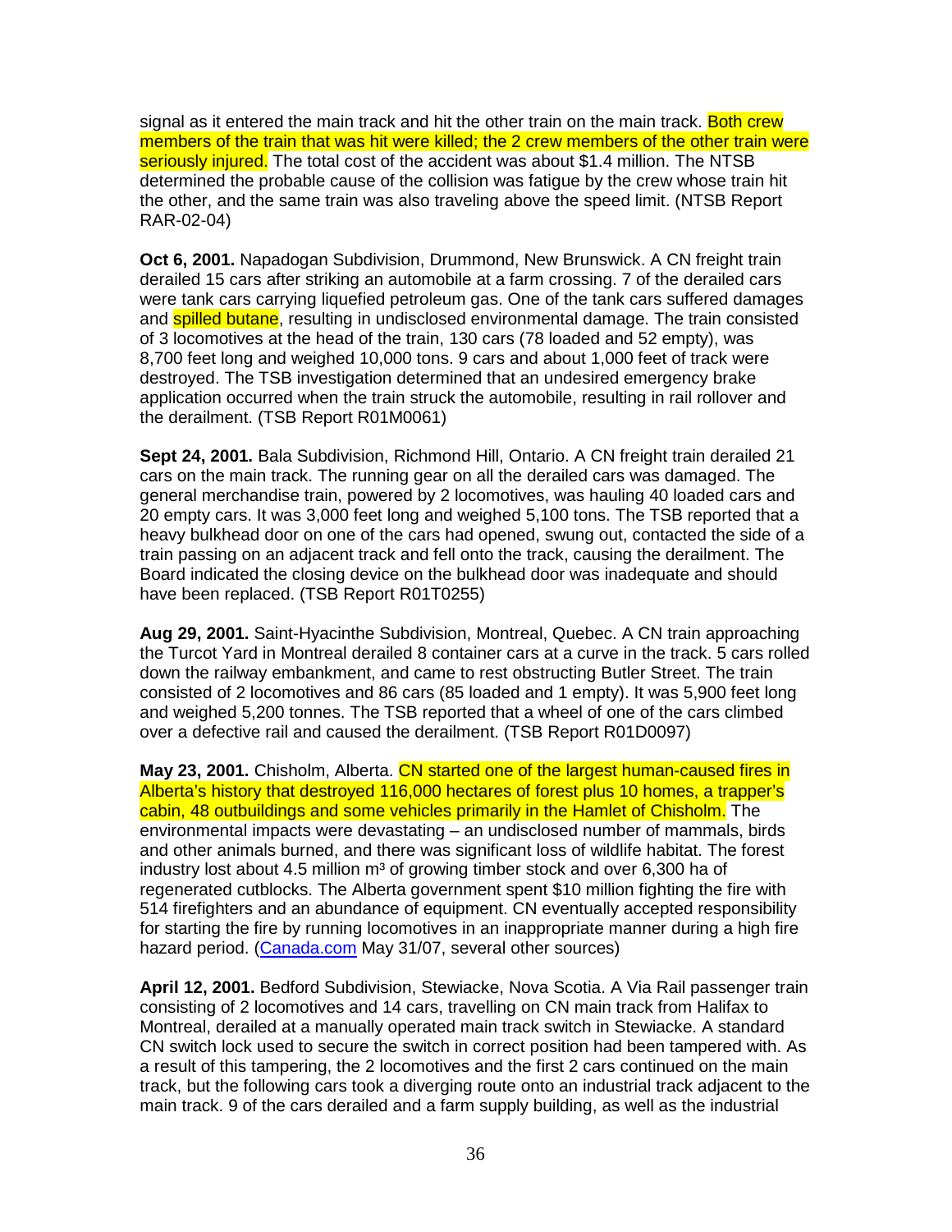signal as it entered the main track and hit the other train on the main track. Both crew members of the train that was hit were killed; the 2 crew members of the other train were seriously injured. The total cost of the accident was about $1.4 million. The NTSB determined the probable cause of the collision was fatigue by the crew whose train hit the other, and the same train was also traveling above the speed limit. (NTSB Report RAR-02-04)

**Oct 6, 2001.** Napadogan Subdivision, Drummond, New Brunswick. A CN freight train derailed 15 cars after striking an automobile at a farm crossing. 7 of the derailed cars were tank cars carrying liquefied petroleum gas. One of the tank cars suffered damages and spilled butane, resulting in undisclosed environmental damage. The train consisted of 3 locomotives at the head of the train, 130 cars (78 loaded and 52 empty), was 8,700 feet long and weighed 10,000 tons. 9 cars and about 1,000 feet of track were destroyed. The TSB investigation determined that an undesired emergency brake application occurred when the train struck the automobile, resulting in rail rollover and the derailment. (TSB Report R01M0061)

**Sept 24, 2001.** Bala Subdivision, Richmond Hill, Ontario. A CN freight train derailed 21 cars on the main track. The running gear on all the derailed cars was damaged. The general merchandise train, powered by 2 locomotives, was hauling 40 loaded cars and 20 empty cars. It was 3,000 feet long and weighed 5,100 tons. The TSB reported that a heavy bulkhead door on one of the cars had opened, swung out, contacted the side of a train passing on an adjacent track and fell onto the track, causing the derailment. The Board indicated the closing device on the bulkhead door was inadequate and should have been replaced. (TSB Report R01T0255)

**Aug 29, 2001.** Saint-Hyacinthe Subdivision, Montreal, Quebec. A CN train approaching the Turcot Yard in Montreal derailed 8 container cars at a curve in the track. 5 cars rolled down the railway embankment, and came to rest obstructing Butler Street. The train consisted of 2 locomotives and 86 cars (85 loaded and 1 empty). It was 5,900 feet long and weighed 5,200 tonnes. The TSB reported that a wheel of one of the cars climbed over a defective rail and caused the derailment. (TSB Report R01D0097)

**May 23, 2001.** Chisholm, Alberta. CN started one of the largest human-caused fires in Alberta's history that destroyed 116,000 hectares of forest plus 10 homes, a trapper's cabin, 48 outbuildings and some vehicles primarily in the Hamlet of Chisholm. The environmental impacts were devastating – an undisclosed number of mammals, birds and other animals burned, and there was significant loss of wildlife habitat. The forest industry lost about 4.5 million m³ of growing timber stock and over 6,300 ha of regenerated cutblocks. The Alberta government spent $10 million fighting the fire with 514 firefighters and an abundance of equipment. CN eventually accepted responsibility for starting the fire by running locomotives in an inappropriate manner during a high fire hazard period. (Canada.com May 31/07, several other sources)

**April 12, 2001.** Bedford Subdivision, Stewiacke, Nova Scotia. A Via Rail passenger train consisting of 2 locomotives and 14 cars, travelling on CN main track from Halifax to Montreal, derailed at a manually operated main track switch in Stewiacke. A standard CN switch lock used to secure the switch in correct position had been tampered with. As a result of this tampering, the 2 locomotives and the first 2 cars continued on the main track, but the following cars took a diverging route onto an industrial track adjacent to the main track. 9 of the cars derailed and a farm supply building, as well as the industrial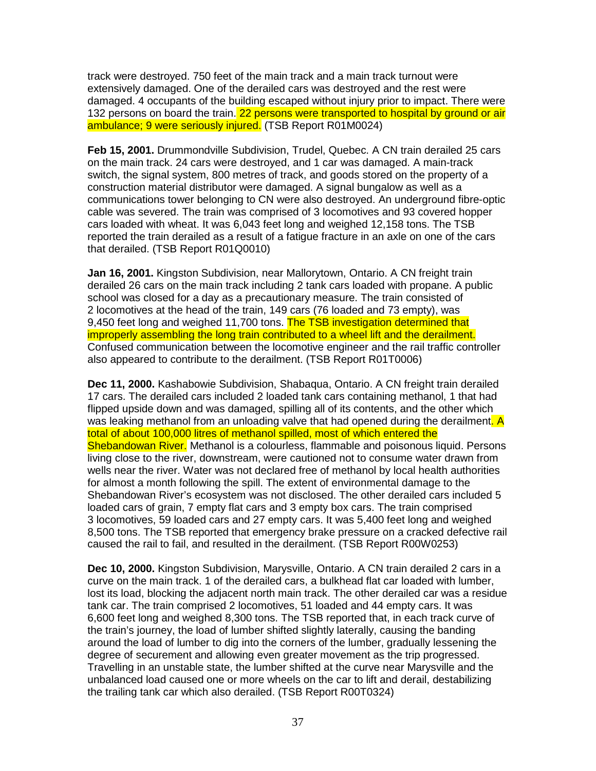track were destroyed. 750 feet of the main track and a main track turnout were extensively damaged. One of the derailed cars was destroyed and the rest were damaged. 4 occupants of the building escaped without injury prior to impact. There were 132 persons on board the train. 22 persons were transported to hospital by ground or air ambulance; 9 were seriously injured. (TSB Report R01M0024)

**Feb 15, 2001.** Drummondville Subdivision, Trudel, Quebec. A CN train derailed 25 cars on the main track. 24 cars were destroyed, and 1 car was damaged. A main-track switch, the signal system, 800 metres of track, and goods stored on the property of a construction material distributor were damaged. A signal bungalow as well as a communications tower belonging to CN were also destroyed. An underground fibre-optic cable was severed. The train was comprised of 3 locomotives and 93 covered hopper cars loaded with wheat. It was 6,043 feet long and weighed 12,158 tons. The TSB reported the train derailed as a result of a fatigue fracture in an axle on one of the cars that derailed. (TSB Report R01Q0010)

**Jan 16, 2001.** Kingston Subdivision, near Mallorytown, Ontario. A CN freight train derailed 26 cars on the main track including 2 tank cars loaded with propane. A public school was closed for a day as a precautionary measure. The train consisted of 2 locomotives at the head of the train, 149 cars (76 loaded and 73 empty), was 9,450 feet long and weighed 11,700 tons. The TSB investigation determined that improperly assembling the long train contributed to a wheel lift and the derailment. Confused communication between the locomotive engineer and the rail traffic controller also appeared to contribute to the derailment. (TSB Report R01T0006)

**Dec 11, 2000.** Kashabowie Subdivision, Shabaqua, Ontario. A CN freight train derailed 17 cars. The derailed cars included 2 loaded tank cars containing methanol, 1 that had flipped upside down and was damaged, spilling all of its contents, and the other which was leaking methanol from an unloading valve that had opened during the derailment. A total of about 100,000 litres of methanol spilled, most of which entered the Shebandowan River. Methanol is a colourless, flammable and poisonous liquid. Persons living close to the river, downstream, were cautioned not to consume water drawn from wells near the river. Water was not declared free of methanol by local health authorities for almost a month following the spill. The extent of environmental damage to the Shebandowan River's ecosystem was not disclosed. The other derailed cars included 5 loaded cars of grain, 7 empty flat cars and 3 empty box cars. The train comprised 3 locomotives, 59 loaded cars and 27 empty cars. It was 5,400 feet long and weighed 8,500 tons. The TSB reported that emergency brake pressure on a cracked defective rail caused the rail to fail, and resulted in the derailment. (TSB Report R00W0253)

**Dec 10, 2000.** Kingston Subdivision, Marysville, Ontario. A CN train derailed 2 cars in a curve on the main track. 1 of the derailed cars, a bulkhead flat car loaded with lumber, lost its load, blocking the adjacent north main track. The other derailed car was a residue tank car. The train comprised 2 locomotives, 51 loaded and 44 empty cars. It was 6,600 feet long and weighed 8,300 tons. The TSB reported that, in each track curve of the train's journey, the load of lumber shifted slightly laterally, causing the banding around the load of lumber to dig into the corners of the lumber, gradually lessening the degree of securement and allowing even greater movement as the trip progressed. Travelling in an unstable state, the lumber shifted at the curve near Marysville and the unbalanced load caused one or more wheels on the car to lift and derail, destabilizing the trailing tank car which also derailed. (TSB Report R00T0324)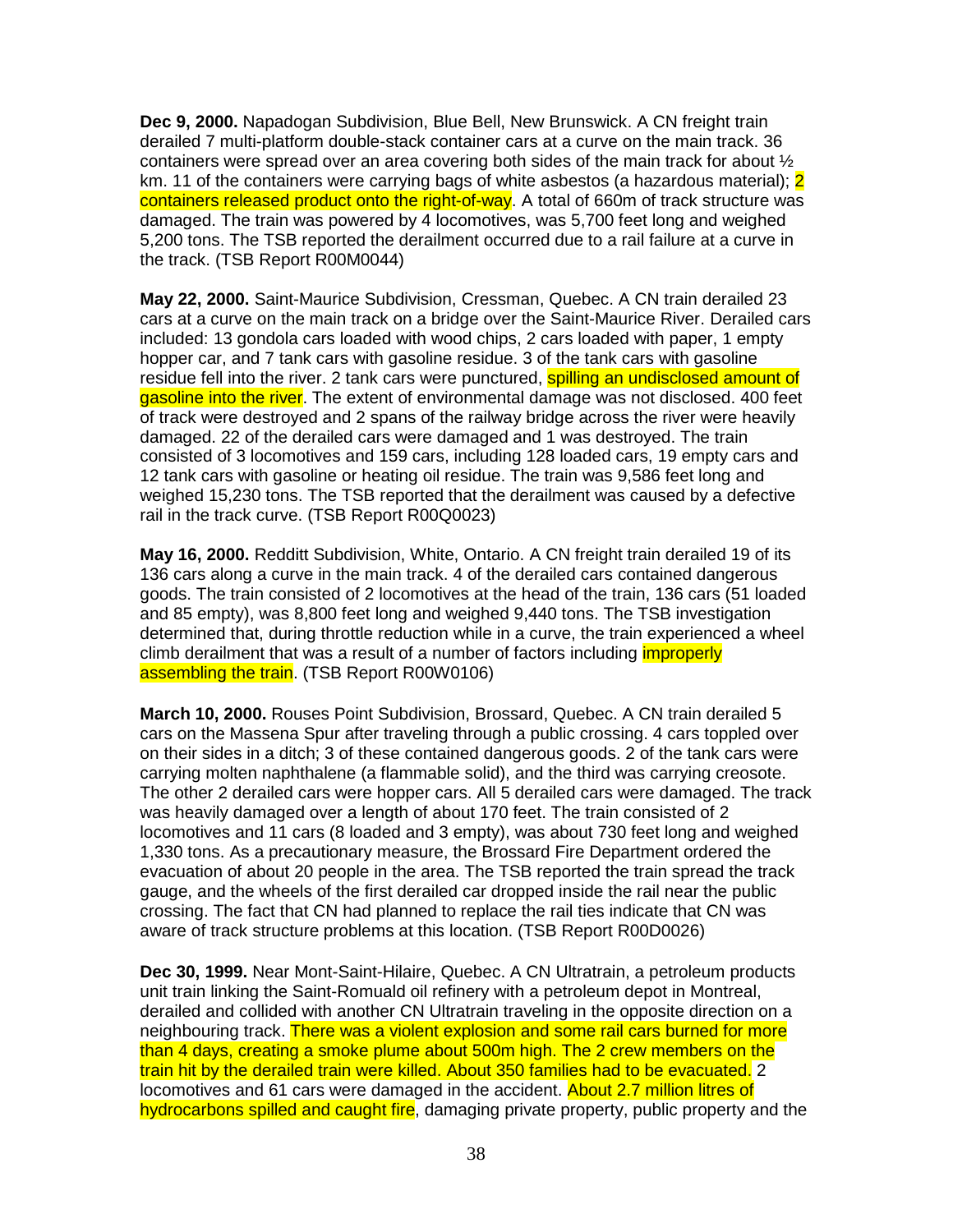**Dec 9, 2000.** Napadogan Subdivision, Blue Bell, New Brunswick. A CN freight train derailed 7 multi-platform double-stack container cars at a curve on the main track. 36 containers were spread over an area covering both sides of the main track for about ½ km. 11 of the containers were carrying bags of white asbestos (a hazardous material); 2 containers released product onto the right-of-way. A total of 660m of track structure was damaged. The train was powered by 4 locomotives, was 5,700 feet long and weighed 5,200 tons. The TSB reported the derailment occurred due to a rail failure at a curve in the track. (TSB Report R00M0044)

**May 22, 2000.** Saint-Maurice Subdivision, Cressman, Quebec. A CN train derailed 23 cars at a curve on the main track on a bridge over the Saint-Maurice River. Derailed cars included: 13 gondola cars loaded with wood chips, 2 cars loaded with paper, 1 empty hopper car, and 7 tank cars with gasoline residue. 3 of the tank cars with gasoline residue fell into the river. 2 tank cars were punctured, spilling an undisclosed amount of gasoline into the river. The extent of environmental damage was not disclosed. 400 feet of track were destroyed and 2 spans of the railway bridge across the river were heavily damaged. 22 of the derailed cars were damaged and 1 was destroyed. The train consisted of 3 locomotives and 159 cars, including 128 loaded cars, 19 empty cars and 12 tank cars with gasoline or heating oil residue. The train was 9,586 feet long and weighed 15,230 tons. The TSB reported that the derailment was caused by a defective rail in the track curve. (TSB Report R00Q0023)

**May 16, 2000.** Redditt Subdivision, White, Ontario. A CN freight train derailed 19 of its 136 cars along a curve in the main track. 4 of the derailed cars contained dangerous goods. The train consisted of 2 locomotives at the head of the train, 136 cars (51 loaded and 85 empty), was 8,800 feet long and weighed 9,440 tons. The TSB investigation determined that, during throttle reduction while in a curve, the train experienced a wheel climb derailment that was a result of a number of factors including improperly assembling the train. (TSB Report R00W0106)

**March 10, 2000.** Rouses Point Subdivision, Brossard, Quebec. A CN train derailed 5 cars on the Massena Spur after traveling through a public crossing. 4 cars toppled over on their sides in a ditch; 3 of these contained dangerous goods. 2 of the tank cars were carrying molten naphthalene (a flammable solid), and the third was carrying creosote. The other 2 derailed cars were hopper cars. All 5 derailed cars were damaged. The track was heavily damaged over a length of about 170 feet. The train consisted of 2 locomotives and 11 cars (8 loaded and 3 empty), was about 730 feet long and weighed 1,330 tons. As a precautionary measure, the Brossard Fire Department ordered the evacuation of about 20 people in the area. The TSB reported the train spread the track gauge, and the wheels of the first derailed car dropped inside the rail near the public crossing. The fact that CN had planned to replace the rail ties indicate that CN was aware of track structure problems at this location. (TSB Report R00D0026)

**Dec 30, 1999.** Near Mont-Saint-Hilaire, Quebec. A CN Ultratrain, a petroleum products unit train linking the Saint-Romuald oil refinery with a petroleum depot in Montreal, derailed and collided with another CN Ultratrain traveling in the opposite direction on a neighbouring track. There was a violent explosion and some rail cars burned for more than 4 days, creating a smoke plume about 500m high. The 2 crew members on the train hit by the derailed train were killed. About 350 families had to be evacuated. 2 locomotives and 61 cars were damaged in the accident. About 2.7 million litres of hydrocarbons spilled and caught fire, damaging private property, public property and the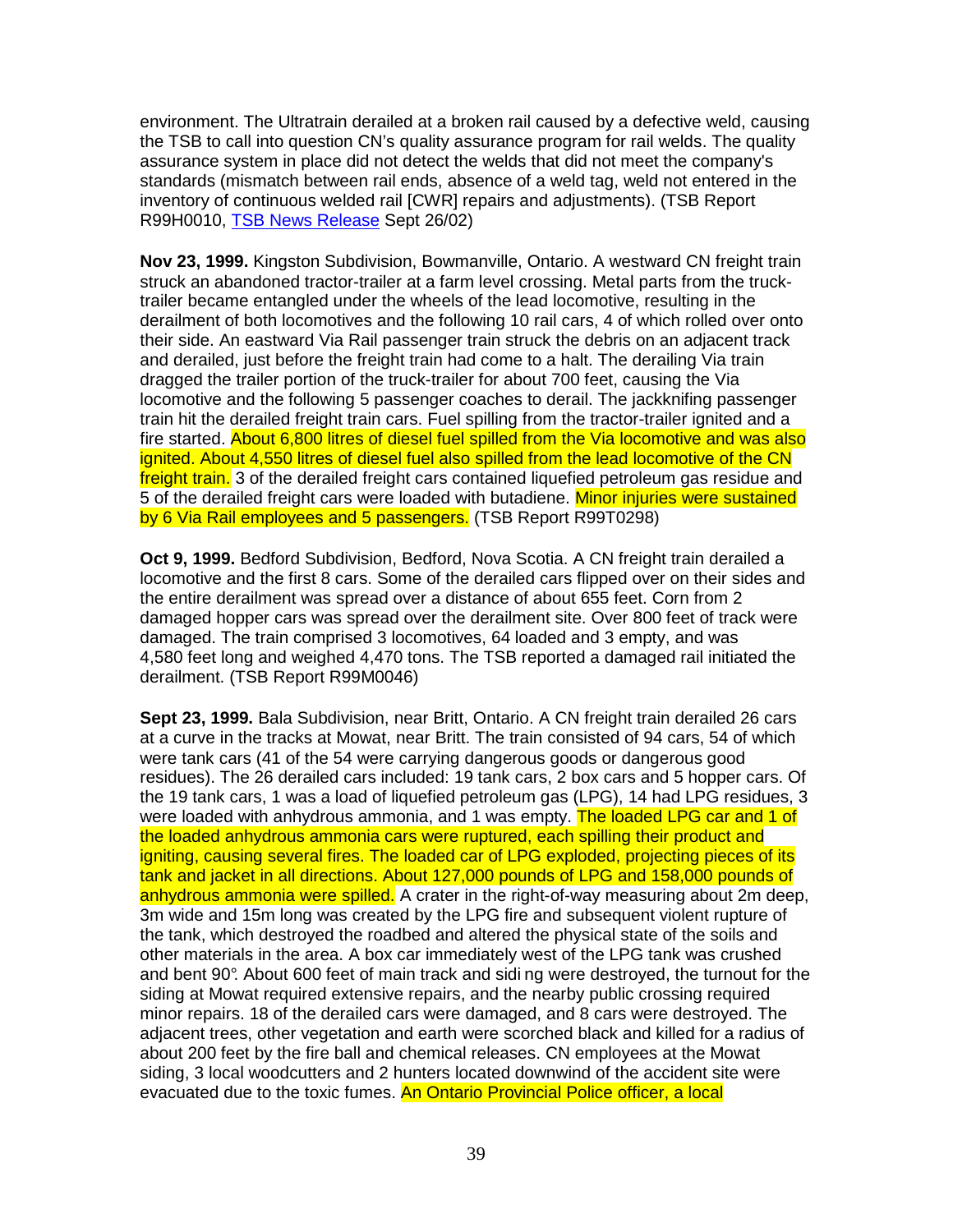environment. The Ultratrain derailed at a broken rail caused by a defective weld, causing the TSB to call into question CN's quality assurance program for rail welds. The quality assurance system in place did not detect the welds that did not meet the company's standards (mismatch between rail ends, absence of a weld tag, weld not entered in the inventory of continuous welded rail [CWR] repairs and adjustments). (TSB Report R99H0010, TSB News Release Sept 26/02)

**Nov 23, 1999.** Kingston Subdivision, Bowmanville, Ontario. A westward CN freight train struck an abandoned tractor-trailer at a farm level crossing. Metal parts from the truck-trailer became entangled under the wheels of the lead locomotive, resulting in the derailment of both locomotives and the following 10 rail cars, 4 of which rolled over onto their side. An eastward Via Rail passenger train struck the debris on an adjacent track and derailed, just before the freight train had come to a halt. The derailing Via train dragged the trailer portion of the truck-trailer for about 700 feet, causing the Via locomotive and the following 5 passenger coaches to derail. The jackknifing passenger train hit the derailed freight train cars. Fuel spilling from the tractor-trailer ignited and a fire started. About 6,800 litres of diesel fuel spilled from the Via locomotive and was also ignited. About 4,550 litres of diesel fuel also spilled from the lead locomotive of the CN freight train. 3 of the derailed freight cars contained liquefied petroleum gas residue and 5 of the derailed freight cars were loaded with butadiene. Minor injuries were sustained by 6 Via Rail employees and 5 passengers. (TSB Report R99T0298)

**Oct 9, 1999.** Bedford Subdivision, Bedford, Nova Scotia. A CN freight train derailed a locomotive and the first 8 cars. Some of the derailed cars flipped over on their sides and the entire derailment was spread over a distance of about 655 feet. Corn from 2 damaged hopper cars was spread over the derailment site. Over 800 feet of track were damaged. The train comprised 3 locomotives, 64 loaded and 3 empty, and was 4,580 feet long and weighed 4,470 tons. The TSB reported a damaged rail initiated the derailment. (TSB Report R99M0046)

**Sept 23, 1999.** Bala Subdivision, near Britt, Ontario. A CN freight train derailed 26 cars at a curve in the tracks at Mowat, near Britt. The train consisted of 94 cars, 54 of which were tank cars (41 of the 54 were carrying dangerous goods or dangerous good residues). The 26 derailed cars included: 19 tank cars, 2 box cars and 5 hopper cars. Of the 19 tank cars, 1 was a load of liquefied petroleum gas (LPG), 14 had LPG residues, 3 were loaded with anhydrous ammonia, and 1 was empty. The loaded LPG car and 1 of the loaded anhydrous ammonia cars were ruptured, each spilling their product and igniting, causing several fires. The loaded car of LPG exploded, projecting pieces of its tank and jacket in all directions. About 127,000 pounds of LPG and 158,000 pounds of anhydrous ammonia were spilled. A crater in the right-of-way measuring about 2m deep, 3m wide and 15m long was created by the LPG fire and subsequent violent rupture of the tank, which destroyed the roadbed and altered the physical state of the soils and other materials in the area. A box car immediately west of the LPG tank was crushed and bent 90°. About 600 feet of main track and siding were destroyed, the turnout for the siding at Mowat required extensive repairs, and the nearby public crossing required minor repairs. 18 of the derailed cars were damaged, and 8 cars were destroyed. The adjacent trees, other vegetation and earth were scorched black and killed for a radius of about 200 feet by the fire ball and chemical releases. CN employees at the Mowat siding, 3 local woodcutters and 2 hunters located downwind of the accident site were evacuated due to the toxic fumes. An Ontario Provincial Police officer, a local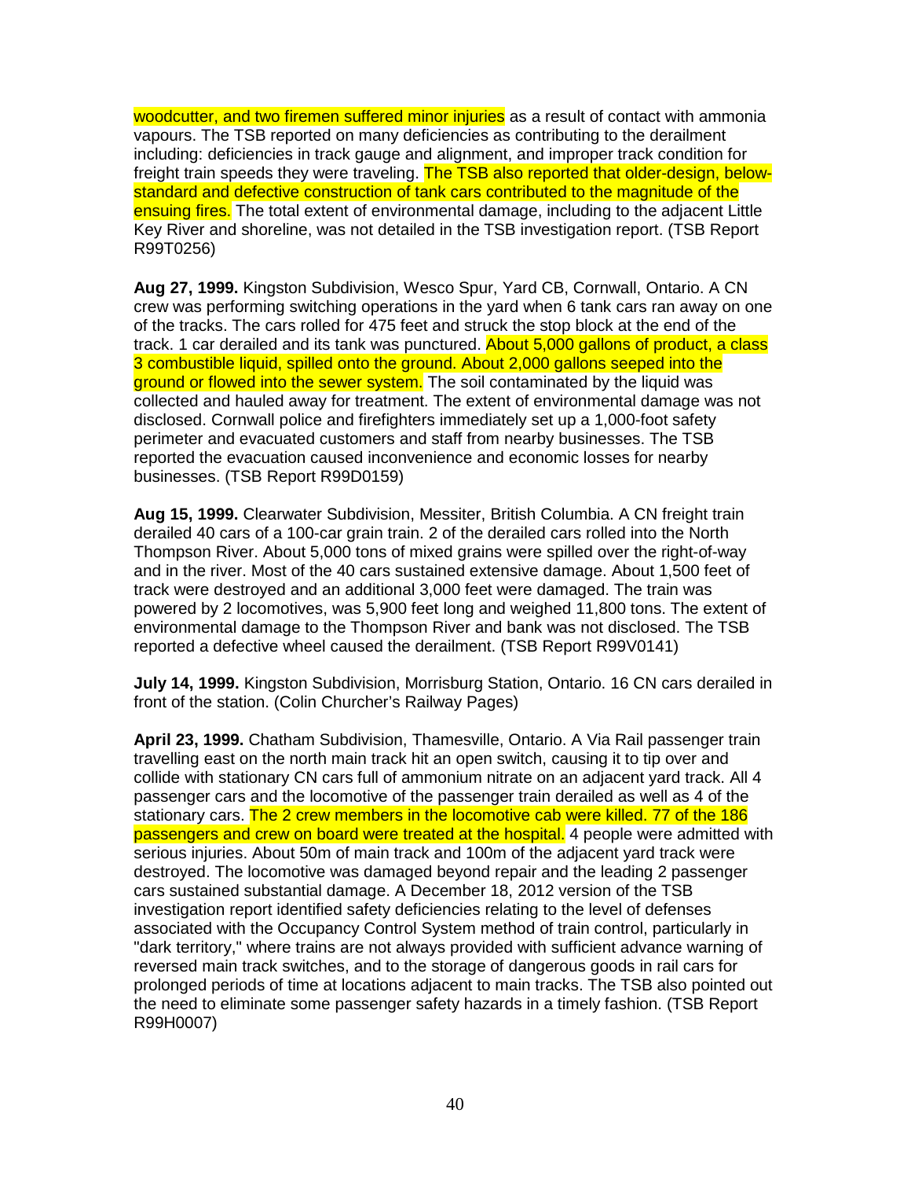woodcutter, and two firemen suffered minor injuries as a result of contact with ammonia vapours. The TSB reported on many deficiencies as contributing to the derailment including: deficiencies in track gauge and alignment, and improper track condition for freight train speeds they were traveling. The TSB also reported that older-design, below-standard and defective construction of tank cars contributed to the magnitude of the ensuing fires. The total extent of environmental damage, including to the adjacent Little Key River and shoreline, was not detailed in the TSB investigation report. (TSB Report R99T0256)

**Aug 27, 1999.** Kingston Subdivision, Wesco Spur, Yard CB, Cornwall, Ontario. A CN crew was performing switching operations in the yard when 6 tank cars ran away on one of the tracks. The cars rolled for 475 feet and struck the stop block at the end of the track. 1 car derailed and its tank was punctured. About 5,000 gallons of product, a class 3 combustible liquid, spilled onto the ground. About 2,000 gallons seeped into the ground or flowed into the sewer system. The soil contaminated by the liquid was collected and hauled away for treatment. The extent of environmental damage was not disclosed. Cornwall police and firefighters immediately set up a 1,000-foot safety perimeter and evacuated customers and staff from nearby businesses. The TSB reported the evacuation caused inconvenience and economic losses for nearby businesses. (TSB Report R99D0159)

**Aug 15, 1999.** Clearwater Subdivision, Messiter, British Columbia. A CN freight train derailed 40 cars of a 100-car grain train. 2 of the derailed cars rolled into the North Thompson River. About 5,000 tons of mixed grains were spilled over the right-of-way and in the river. Most of the 40 cars sustained extensive damage. About 1,500 feet of track were destroyed and an additional 3,000 feet were damaged. The train was powered by 2 locomotives, was 5,900 feet long and weighed 11,800 tons. The extent of environmental damage to the Thompson River and bank was not disclosed. The TSB reported a defective wheel caused the derailment. (TSB Report R99V0141)

**July 14, 1999.** Kingston Subdivision, Morrisburg Station, Ontario. 16 CN cars derailed in front of the station. (Colin Churcher's Railway Pages)

**April 23, 1999.** Chatham Subdivision, Thamesville, Ontario. A Via Rail passenger train travelling east on the north main track hit an open switch, causing it to tip over and collide with stationary CN cars full of ammonium nitrate on an adjacent yard track. All 4 passenger cars and the locomotive of the passenger train derailed as well as 4 of the stationary cars. The 2 crew members in the locomotive cab were killed. 77 of the 186 passengers and crew on board were treated at the hospital. 4 people were admitted with serious injuries. About 50m of main track and 100m of the adjacent yard track were destroyed. The locomotive was damaged beyond repair and the leading 2 passenger cars sustained substantial damage. A December 18, 2012 version of the TSB investigation report identified safety deficiencies relating to the level of defenses associated with the Occupancy Control System method of train control, particularly in "dark territory," where trains are not always provided with sufficient advance warning of reversed main track switches, and to the storage of dangerous goods in rail cars for prolonged periods of time at locations adjacent to main tracks. The TSB also pointed out the need to eliminate some passenger safety hazards in a timely fashion. (TSB Report R99H0007)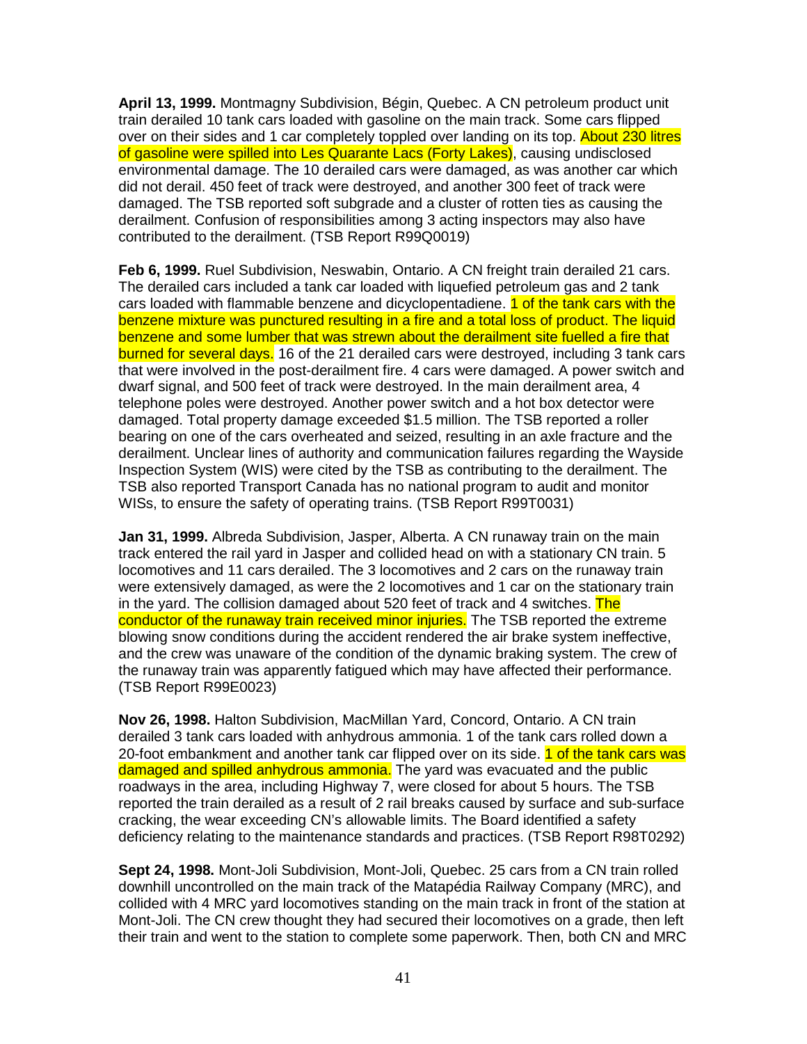**April 13, 1999.** Montmagny Subdivision, Bégin, Quebec. A CN petroleum product unit train derailed 10 tank cars loaded with gasoline on the main track. Some cars flipped over on their sides and 1 car completely toppled over landing on its top. About 230 litres of gasoline were spilled into Les Quarante Lacs (Forty Lakes), causing undisclosed environmental damage. The 10 derailed cars were damaged, as was another car which did not derail. 450 feet of track were destroyed, and another 300 feet of track were damaged. The TSB reported soft subgrade and a cluster of rotten ties as causing the derailment. Confusion of responsibilities among 3 acting inspectors may also have contributed to the derailment. (TSB Report R99Q0019)

**Feb 6, 1999.** Ruel Subdivision, Neswabin, Ontario. A CN freight train derailed 21 cars. The derailed cars included a tank car loaded with liquefied petroleum gas and 2 tank cars loaded with flammable benzene and dicyclopentadiene. 1 of the tank cars with the benzene mixture was punctured resulting in a fire and a total loss of product. The liquid benzene and some lumber that was strewn about the derailment site fuelled a fire that burned for several days. 16 of the 21 derailed cars were destroyed, including 3 tank cars that were involved in the post-derailment fire. 4 cars were damaged. A power switch and dwarf signal, and 500 feet of track were destroyed. In the main derailment area, 4 telephone poles were destroyed. Another power switch and a hot box detector were damaged. Total property damage exceeded $1.5 million. The TSB reported a roller bearing on one of the cars overheated and seized, resulting in an axle fracture and the derailment. Unclear lines of authority and communication failures regarding the Wayside Inspection System (WIS) were cited by the TSB as contributing to the derailment. The TSB also reported Transport Canada has no national program to audit and monitor WISs, to ensure the safety of operating trains. (TSB Report R99T0031)

**Jan 31, 1999.** Albreda Subdivision, Jasper, Alberta. A CN runaway train on the main track entered the rail yard in Jasper and collided head on with a stationary CN train. 5 locomotives and 11 cars derailed. The 3 locomotives and 2 cars on the runaway train were extensively damaged, as were the 2 locomotives and 1 car on the stationary train in the yard. The collision damaged about 520 feet of track and 4 switches. The conductor of the runaway train received minor injuries. The TSB reported the extreme blowing snow conditions during the accident rendered the air brake system ineffective, and the crew was unaware of the condition of the dynamic braking system. The crew of the runaway train was apparently fatigued which may have affected their performance. (TSB Report R99E0023)

**Nov 26, 1998.** Halton Subdivision, MacMillan Yard, Concord, Ontario. A CN train derailed 3 tank cars loaded with anhydrous ammonia. 1 of the tank cars rolled down a 20-foot embankment and another tank car flipped over on its side. 1 of the tank cars was damaged and spilled anhydrous ammonia. The yard was evacuated and the public roadways in the area, including Highway 7, were closed for about 5 hours. The TSB reported the train derailed as a result of 2 rail breaks caused by surface and sub-surface cracking, the wear exceeding CN's allowable limits. The Board identified a safety deficiency relating to the maintenance standards and practices. (TSB Report R98T0292)

**Sept 24, 1998.** Mont-Joli Subdivision, Mont-Joli, Quebec. 25 cars from a CN train rolled downhill uncontrolled on the main track of the Matapédia Railway Company (MRC), and collided with 4 MRC yard locomotives standing on the main track in front of the station at Mont-Joli. The CN crew thought they had secured their locomotives on a grade, then left their train and went to the station to complete some paperwork. Then, both CN and MRC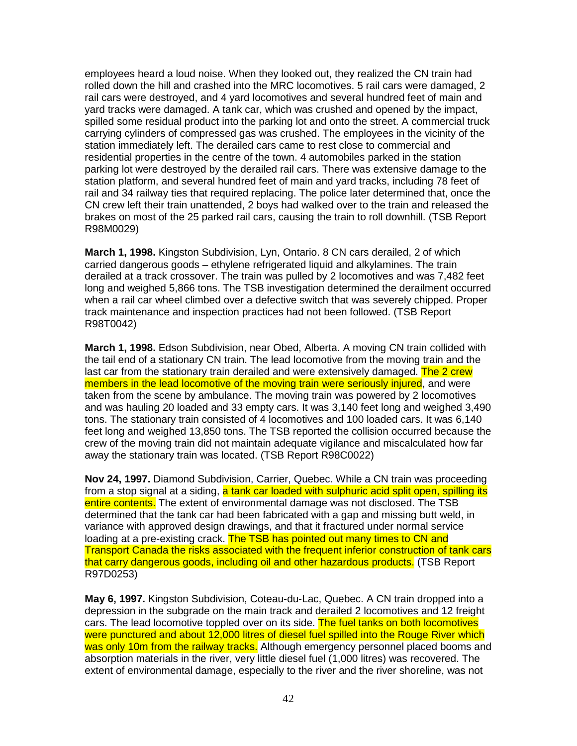employees heard a loud noise. When they looked out, they realized the CN train had rolled down the hill and crashed into the MRC locomotives. 5 rail cars were damaged, 2 rail cars were destroyed, and 4 yard locomotives and several hundred feet of main and yard tracks were damaged. A tank car, which was crushed and opened by the impact, spilled some residual product into the parking lot and onto the street. A commercial truck carrying cylinders of compressed gas was crushed. The employees in the vicinity of the station immediately left. The derailed cars came to rest close to commercial and residential properties in the centre of the town. 4 automobiles parked in the station parking lot were destroyed by the derailed rail cars. There was extensive damage to the station platform, and several hundred feet of main and yard tracks, including 78 feet of rail and 34 railway ties that required replacing. The police later determined that, once the CN crew left their train unattended, 2 boys had walked over to the train and released the brakes on most of the 25 parked rail cars, causing the train to roll downhill. (TSB Report R98M0029)

**March 1, 1998.** Kingston Subdivision, Lyn, Ontario. 8 CN cars derailed, 2 of which carried dangerous goods – ethylene refrigerated liquid and alkylamines. The train derailed at a track crossover. The train was pulled by 2 locomotives and was 7,482 feet long and weighed 5,866 tons. The TSB investigation determined the derailment occurred when a rail car wheel climbed over a defective switch that was severely chipped. Proper track maintenance and inspection practices had not been followed. (TSB Report R98T0042)

**March 1, 1998.** Edson Subdivision, near Obed, Alberta. A moving CN train collided with the tail end of a stationary CN train. The lead locomotive from the moving train and the last car from the stationary train derailed and were extensively damaged. The 2 crew members in the lead locomotive of the moving train were seriously injured, and were taken from the scene by ambulance. The moving train was powered by 2 locomotives and was hauling 20 loaded and 33 empty cars. It was 3,140 feet long and weighed 3,490 tons. The stationary train consisted of 4 locomotives and 100 loaded cars. It was 6,140 feet long and weighed 13,850 tons. The TSB reported the collision occurred because the crew of the moving train did not maintain adequate vigilance and miscalculated how far away the stationary train was located. (TSB Report R98C0022)

**Nov 24, 1997.** Diamond Subdivision, Carrier, Quebec. While a CN train was proceeding from a stop signal at a siding, a tank car loaded with sulphuric acid split open, spilling its entire contents. The extent of environmental damage was not disclosed. The TSB determined that the tank car had been fabricated with a gap and missing butt weld, in variance with approved design drawings, and that it fractured under normal service loading at a pre-existing crack. The TSB has pointed out many times to CN and Transport Canada the risks associated with the frequent inferior construction of tank cars that carry dangerous goods, including oil and other hazardous products. (TSB Report R97D0253)

**May 6, 1997.** Kingston Subdivision, Coteau-du-Lac, Quebec. A CN train dropped into a depression in the subgrade on the main track and derailed 2 locomotives and 12 freight cars. The lead locomotive toppled over on its side. The fuel tanks on both locomotives were punctured and about 12,000 litres of diesel fuel spilled into the Rouge River which was only 10m from the railway tracks. Although emergency personnel placed booms and absorption materials in the river, very little diesel fuel (1,000 litres) was recovered. The extent of environmental damage, especially to the river and the river shoreline, was not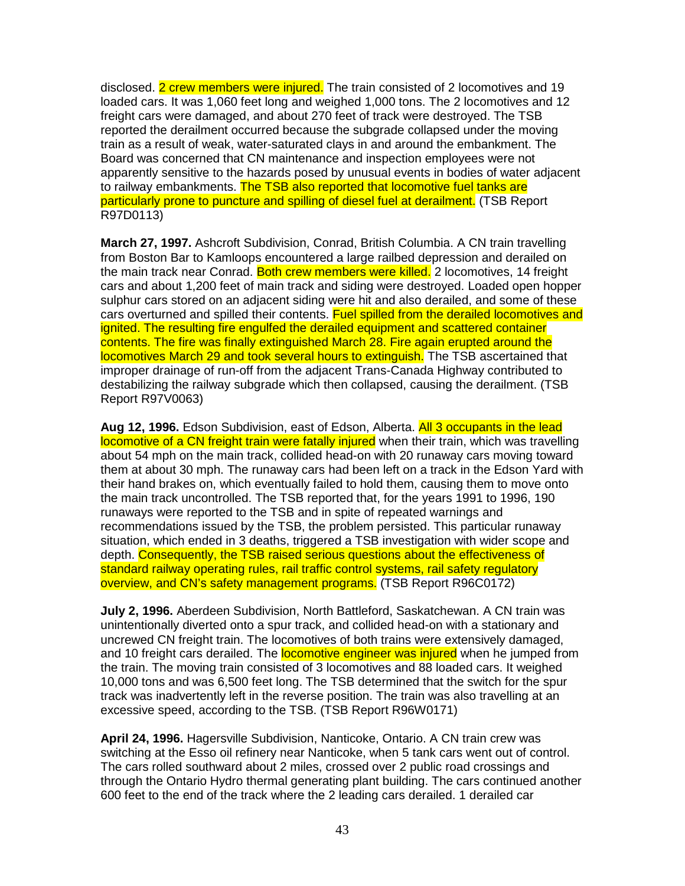disclosed. 2 crew members were injured. The train consisted of 2 locomotives and 19 loaded cars. It was 1,060 feet long and weighed 1,000 tons. The 2 locomotives and 12 freight cars were damaged, and about 270 feet of track were destroyed. The TSB reported the derailment occurred because the subgrade collapsed under the moving train as a result of weak, water-saturated clays in and around the embankment. The Board was concerned that CN maintenance and inspection employees were not apparently sensitive to the hazards posed by unusual events in bodies of water adjacent to railway embankments. The TSB also reported that locomotive fuel tanks are particularly prone to puncture and spilling of diesel fuel at derailment. (TSB Report R97D0113)

**March 27, 1997.** Ashcroft Subdivision, Conrad, British Columbia. A CN train travelling from Boston Bar to Kamloops encountered a large railbed depression and derailed on the main track near Conrad. Both crew members were killed. 2 locomotives, 14 freight cars and about 1,200 feet of main track and siding were destroyed. Loaded open hopper sulphur cars stored on an adjacent siding were hit and also derailed, and some of these cars overturned and spilled their contents. Fuel spilled from the derailed locomotives and ignited. The resulting fire engulfed the derailed equipment and scattered container contents. The fire was finally extinguished March 28. Fire again erupted around the locomotives March 29 and took several hours to extinguish. The TSB ascertained that improper drainage of run-off from the adjacent Trans-Canada Highway contributed to destabilizing the railway subgrade which then collapsed, causing the derailment. (TSB Report R97V0063)

**Aug 12, 1996.** Edson Subdivision, east of Edson, Alberta. All 3 occupants in the lead locomotive of a CN freight train were fatally injured when their train, which was travelling about 54 mph on the main track, collided head-on with 20 runaway cars moving toward them at about 30 mph. The runaway cars had been left on a track in the Edson Yard with their hand brakes on, which eventually failed to hold them, causing them to move onto the main track uncontrolled. The TSB reported that, for the years 1991 to 1996, 190 runaways were reported to the TSB and in spite of repeated warnings and recommendations issued by the TSB, the problem persisted. This particular runaway situation, which ended in 3 deaths, triggered a TSB investigation with wider scope and depth. Consequently, the TSB raised serious questions about the effectiveness of standard railway operating rules, rail traffic control systems, rail safety regulatory overview, and CN's safety management programs. (TSB Report R96C0172)

**July 2, 1996.** Aberdeen Subdivision, North Battleford, Saskatchewan. A CN train was unintentionally diverted onto a spur track, and collided head-on with a stationary and uncrewed CN freight train. The locomotives of both trains were extensively damaged, and 10 freight cars derailed. The locomotive engineer was injured when he jumped from the train. The moving train consisted of 3 locomotives and 88 loaded cars. It weighed 10,000 tons and was 6,500 feet long. The TSB determined that the switch for the spur track was inadvertently left in the reverse position. The train was also travelling at an excessive speed, according to the TSB. (TSB Report R96W0171)

**April 24, 1996.** Hagersville Subdivision, Nanticoke, Ontario. A CN train crew was switching at the Esso oil refinery near Nanticoke, when 5 tank cars went out of control. The cars rolled southward about 2 miles, crossed over 2 public road crossings and through the Ontario Hydro thermal generating plant building. The cars continued another 600 feet to the end of the track where the 2 leading cars derailed. 1 derailed car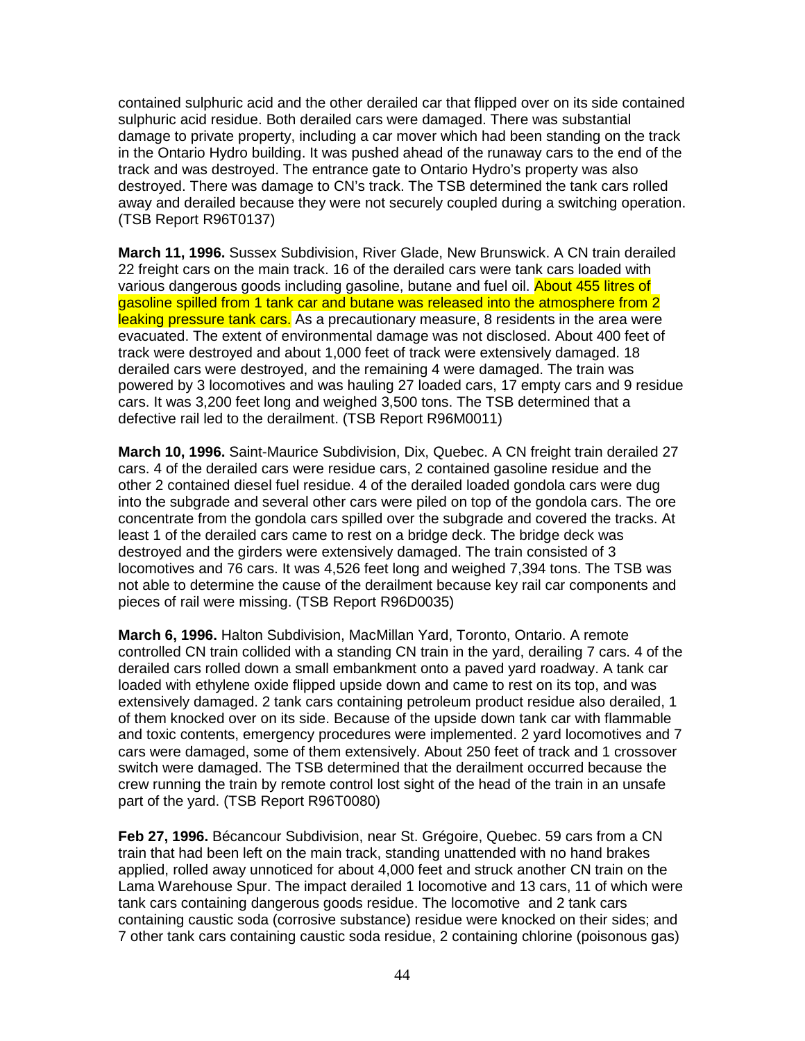contained sulphuric acid and the other derailed car that flipped over on its side contained sulphuric acid residue. Both derailed cars were damaged. There was substantial damage to private property, including a car mover which had been standing on the track in the Ontario Hydro building. It was pushed ahead of the runaway cars to the end of the track and was destroyed. The entrance gate to Ontario Hydro's property was also destroyed. There was damage to CN's track. The TSB determined the tank cars rolled away and derailed because they were not securely coupled during a switching operation. (TSB Report R96T0137)

**March 11, 1996.** Sussex Subdivision, River Glade, New Brunswick. A CN train derailed 22 freight cars on the main track. 16 of the derailed cars were tank cars loaded with various dangerous goods including gasoline, butane and fuel oil. About 455 litres of gasoline spilled from 1 tank car and butane was released into the atmosphere from 2 leaking pressure tank cars. As a precautionary measure, 8 residents in the area were evacuated. The extent of environmental damage was not disclosed. About 400 feet of track were destroyed and about 1,000 feet of track were extensively damaged. 18 derailed cars were destroyed, and the remaining 4 were damaged. The train was powered by 3 locomotives and was hauling 27 loaded cars, 17 empty cars and 9 residue cars. It was 3,200 feet long and weighed 3,500 tons. The TSB determined that a defective rail led to the derailment. (TSB Report R96M0011)

**March 10, 1996.** Saint-Maurice Subdivision, Dix, Quebec. A CN freight train derailed 27 cars. 4 of the derailed cars were residue cars, 2 contained gasoline residue and the other 2 contained diesel fuel residue. 4 of the derailed loaded gondola cars were dug into the subgrade and several other cars were piled on top of the gondola cars. The ore concentrate from the gondola cars spilled over the subgrade and covered the tracks. At least 1 of the derailed cars came to rest on a bridge deck. The bridge deck was destroyed and the girders were extensively damaged. The train consisted of 3 locomotives and 76 cars. It was 4,526 feet long and weighed 7,394 tons. The TSB was not able to determine the cause of the derailment because key rail car components and pieces of rail were missing. (TSB Report R96D0035)

**March 6, 1996.** Halton Subdivision, MacMillan Yard, Toronto, Ontario. A remote controlled CN train collided with a standing CN train in the yard, derailing 7 cars. 4 of the derailed cars rolled down a small embankment onto a paved yard roadway. A tank car loaded with ethylene oxide flipped upside down and came to rest on its top, and was extensively damaged. 2 tank cars containing petroleum product residue also derailed, 1 of them knocked over on its side. Because of the upside down tank car with flammable and toxic contents, emergency procedures were implemented. 2 yard locomotives and 7 cars were damaged, some of them extensively. About 250 feet of track and 1 crossover switch were damaged. The TSB determined that the derailment occurred because the crew running the train by remote control lost sight of the head of the train in an unsafe part of the yard. (TSB Report R96T0080)

**Feb 27, 1996.** Bécancour Subdivision, near St. Grégoire, Quebec. 59 cars from a CN train that had been left on the main track, standing unattended with no hand brakes applied, rolled away unnoticed for about 4,000 feet and struck another CN train on the Lama Warehouse Spur. The impact derailed 1 locomotive and 13 cars, 11 of which were tank cars containing dangerous goods residue. The locomotive and 2 tank cars containing caustic soda (corrosive substance) residue were knocked on their sides; and 7 other tank cars containing caustic soda residue, 2 containing chlorine (poisonous gas)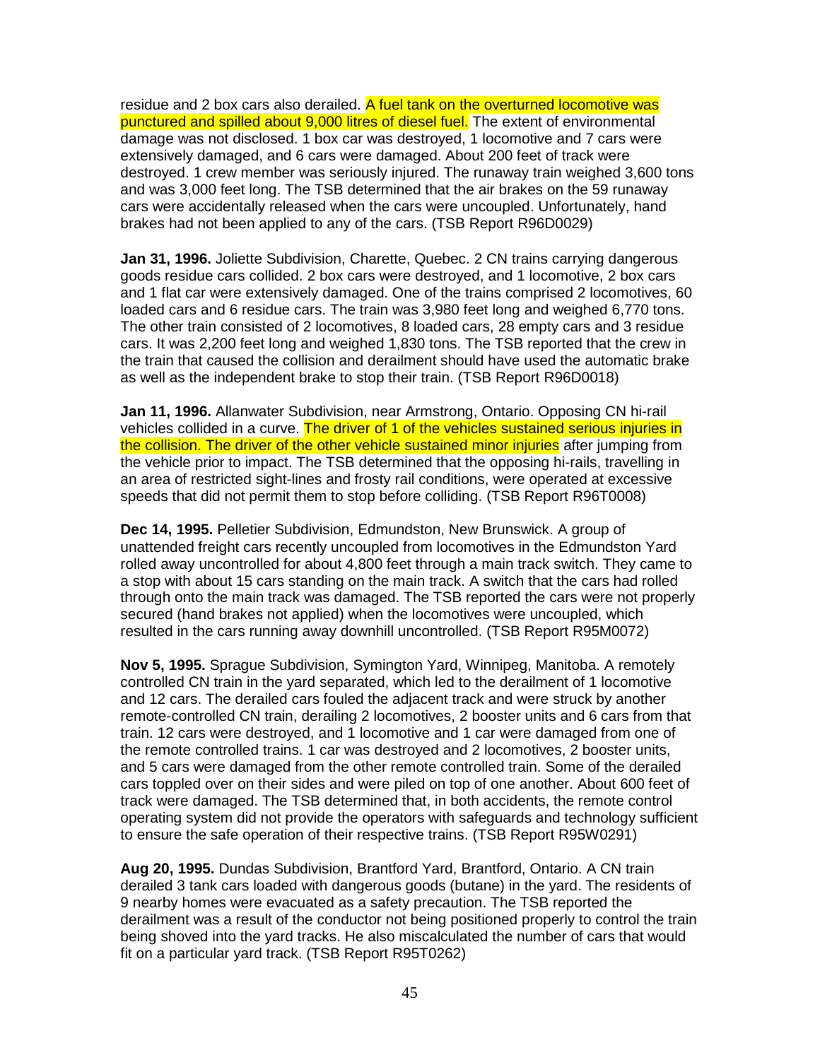residue and 2 box cars also derailed. A fuel tank on the overturned locomotive was punctured and spilled about 9,000 litres of diesel fuel. The extent of environmental damage was not disclosed. 1 box car was destroyed, 1 locomotive and 7 cars were extensively damaged, and 6 cars were damaged. About 200 feet of track were destroyed. 1 crew member was seriously injured. The runaway train weighed 3,600 tons and was 3,000 feet long. The TSB determined that the air brakes on the 59 runaway cars were accidentally released when the cars were uncoupled. Unfortunately, hand brakes had not been applied to any of the cars. (TSB Report R96D0029)

**Jan 31, 1996.** Joliette Subdivision, Charette, Quebec. 2 CN trains carrying dangerous goods residue cars collided. 2 box cars were destroyed, and 1 locomotive, 2 box cars and 1 flat car were extensively damaged. One of the trains comprised 2 locomotives, 60 loaded cars and 6 residue cars. The train was 3,980 feet long and weighed 6,770 tons. The other train consisted of 2 locomotives, 8 loaded cars, 28 empty cars and 3 residue cars. It was 2,200 feet long and weighed 1,830 tons. The TSB reported that the crew in the train that caused the collision and derailment should have used the automatic brake as well as the independent brake to stop their train. (TSB Report R96D0018)

**Jan 11, 1996.** Allanwater Subdivision, near Armstrong, Ontario. Opposing CN hi-rail vehicles collided in a curve. The driver of 1 of the vehicles sustained serious injuries in the collision. The driver of the other vehicle sustained minor injuries after jumping from the vehicle prior to impact. The TSB determined that the opposing hi-rails, travelling in an area of restricted sight-lines and frosty rail conditions, were operated at excessive speeds that did not permit them to stop before colliding. (TSB Report R96T0008)

**Dec 14, 1995.** Pelletier Subdivision, Edmundston, New Brunswick. A group of unattended freight cars recently uncoupled from locomotives in the Edmundston Yard rolled away uncontrolled for about 4,800 feet through a main track switch. They came to a stop with about 15 cars standing on the main track. A switch that the cars had rolled through onto the main track was damaged. The TSB reported the cars were not properly secured (hand brakes not applied) when the locomotives were uncoupled, which resulted in the cars running away downhill uncontrolled. (TSB Report R95M0072)

**Nov 5, 1995.** Sprague Subdivision, Symington Yard, Winnipeg, Manitoba. A remotely controlled CN train in the yard separated, which led to the derailment of 1 locomotive and 12 cars. The derailed cars fouled the adjacent track and were struck by another remote-controlled CN train, derailing 2 locomotives, 2 booster units and 6 cars from that train. 12 cars were destroyed, and 1 locomotive and 1 car were damaged from one of the remote controlled trains. 1 car was destroyed and 2 locomotives, 2 booster units, and 5 cars were damaged from the other remote controlled train. Some of the derailed cars toppled over on their sides and were piled on top of one another. About 600 feet of track were damaged. The TSB determined that, in both accidents, the remote control operating system did not provide the operators with safeguards and technology sufficient to ensure the safe operation of their respective trains. (TSB Report R95W0291)

**Aug 20, 1995.** Dundas Subdivision, Brantford Yard, Brantford, Ontario. A CN train derailed 3 tank cars loaded with dangerous goods (butane) in the yard. The residents of 9 nearby homes were evacuated as a safety precaution. The TSB reported the derailment was a result of the conductor not being positioned properly to control the train being shoved into the yard tracks. He also miscalculated the number of cars that would fit on a particular yard track. (TSB Report R95T0262)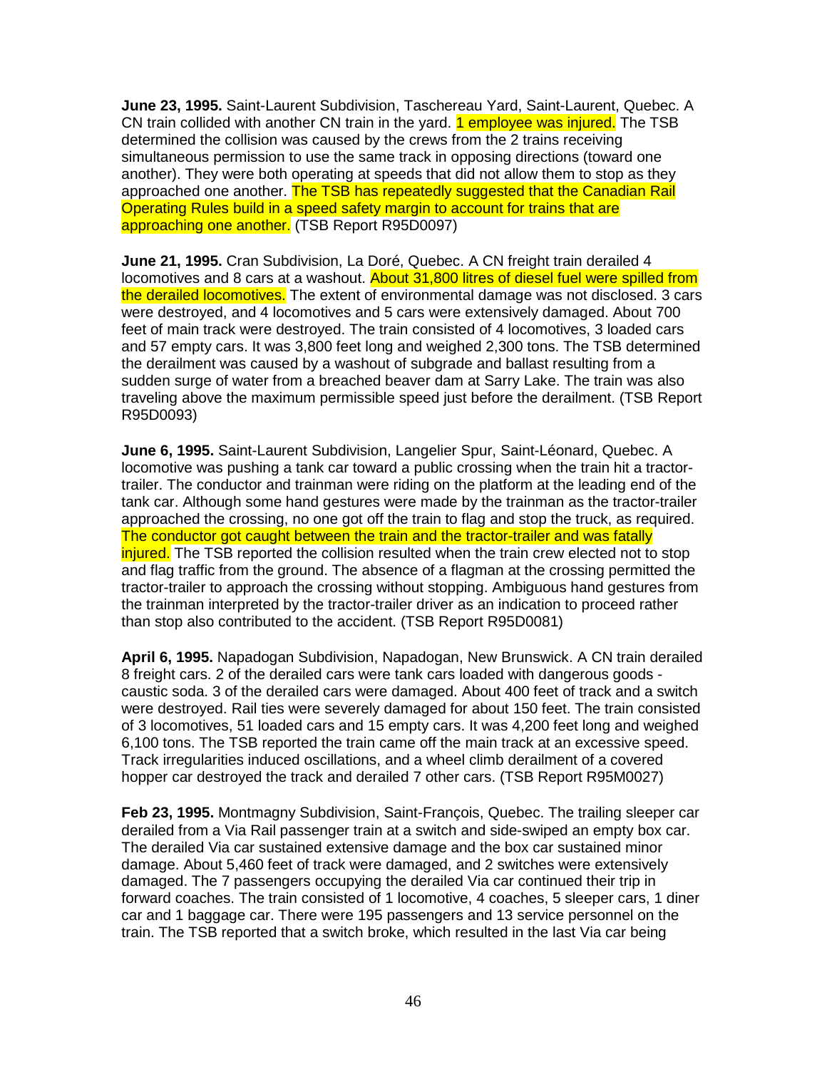**June 23, 1995.** Saint-Laurent Subdivision, Taschereau Yard, Saint-Laurent, Quebec. A CN train collided with another CN train in the yard. 1 employee was injured. The TSB determined the collision was caused by the crews from the 2 trains receiving simultaneous permission to use the same track in opposing directions (toward one another). They were both operating at speeds that did not allow them to stop as they approached one another. The TSB has repeatedly suggested that the Canadian Rail Operating Rules build in a speed safety margin to account for trains that are approaching one another. (TSB Report R95D0097)

**June 21, 1995.** Cran Subdivision, La Doré, Quebec. A CN freight train derailed 4 locomotives and 8 cars at a washout. About 31,800 litres of diesel fuel were spilled from the derailed locomotives. The extent of environmental damage was not disclosed. 3 cars were destroyed, and 4 locomotives and 5 cars were extensively damaged. About 700 feet of main track were destroyed. The train consisted of 4 locomotives, 3 loaded cars and 57 empty cars. It was 3,800 feet long and weighed 2,300 tons. The TSB determined the derailment was caused by a washout of subgrade and ballast resulting from a sudden surge of water from a breached beaver dam at Sarry Lake. The train was also traveling above the maximum permissible speed just before the derailment. (TSB Report R95D0093)

**June 6, 1995.** Saint-Laurent Subdivision, Langelier Spur, Saint-Léonard, Quebec. A locomotive was pushing a tank car toward a public crossing when the train hit a tractor-trailer. The conductor and trainman were riding on the platform at the leading end of the tank car. Although some hand gestures were made by the trainman as the tractor-trailer approached the crossing, no one got off the train to flag and stop the truck, as required. The conductor got caught between the train and the tractor-trailer and was fatally injured. The TSB reported the collision resulted when the train crew elected not to stop and flag traffic from the ground. The absence of a flagman at the crossing permitted the tractor-trailer to approach the crossing without stopping. Ambiguous hand gestures from the trainman interpreted by the tractor-trailer driver as an indication to proceed rather than stop also contributed to the accident. (TSB Report R95D0081)

**April 6, 1995.** Napadogan Subdivision, Napadogan, New Brunswick. A CN train derailed 8 freight cars. 2 of the derailed cars were tank cars loaded with dangerous goods - caustic soda. 3 of the derailed cars were damaged. About 400 feet of track and a switch were destroyed. Rail ties were severely damaged for about 150 feet. The train consisted of 3 locomotives, 51 loaded cars and 15 empty cars. It was 4,200 feet long and weighed 6,100 tons. The TSB reported the train came off the main track at an excessive speed. Track irregularities induced oscillations, and a wheel climb derailment of a covered hopper car destroyed the track and derailed 7 other cars. (TSB Report R95M0027)

**Feb 23, 1995.** Montmagny Subdivision, Saint-François, Quebec. The trailing sleeper car derailed from a Via Rail passenger train at a switch and side-swiped an empty box car. The derailed Via car sustained extensive damage and the box car sustained minor damage. About 5,460 feet of track were damaged, and 2 switches were extensively damaged. The 7 passengers occupying the derailed Via car continued their trip in forward coaches. The train consisted of 1 locomotive, 4 coaches, 5 sleeper cars, 1 diner car and 1 baggage car. There were 195 passengers and 13 service personnel on the train. The TSB reported that a switch broke, which resulted in the last Via car being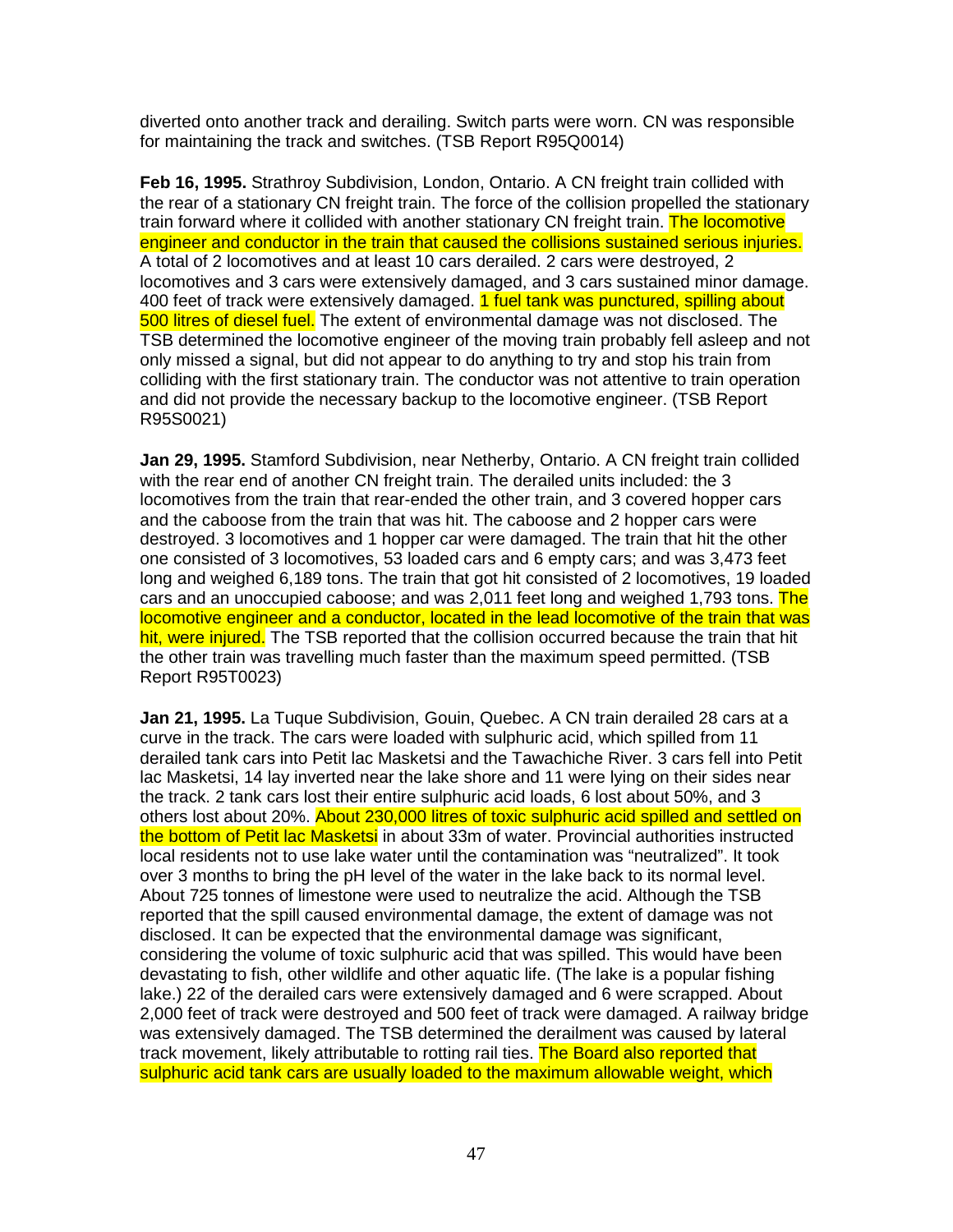diverted onto another track and derailing. Switch parts were worn. CN was responsible for maintaining the track and switches. (TSB Report R95Q0014)

**Feb 16, 1995.** Strathroy Subdivision, London, Ontario. A CN freight train collided with the rear of a stationary CN freight train. The force of the collision propelled the stationary train forward where it collided with another stationary CN freight train. The locomotive engineer and conductor in the train that caused the collisions sustained serious injuries. A total of 2 locomotives and at least 10 cars derailed. 2 cars were destroyed, 2 locomotives and 3 cars were extensively damaged, and 3 cars sustained minor damage. 400 feet of track were extensively damaged. 1 fuel tank was punctured, spilling about 500 litres of diesel fuel. The extent of environmental damage was not disclosed. The TSB determined the locomotive engineer of the moving train probably fell asleep and not only missed a signal, but did not appear to do anything to try and stop his train from colliding with the first stationary train. The conductor was not attentive to train operation and did not provide the necessary backup to the locomotive engineer. (TSB Report R95S0021)

**Jan 29, 1995.** Stamford Subdivision, near Netherby, Ontario. A CN freight train collided with the rear end of another CN freight train. The derailed units included: the 3 locomotives from the train that rear-ended the other train, and 3 covered hopper cars and the caboose from the train that was hit. The caboose and 2 hopper cars were destroyed. 3 locomotives and 1 hopper car were damaged. The train that hit the other one consisted of 3 locomotives, 53 loaded cars and 6 empty cars; and was 3,473 feet long and weighed 6,189 tons. The train that got hit consisted of 2 locomotives, 19 loaded cars and an unoccupied caboose; and was 2,011 feet long and weighed 1,793 tons. The locomotive engineer and a conductor, located in the lead locomotive of the train that was hit, were injured. The TSB reported that the collision occurred because the train that hit the other train was travelling much faster than the maximum speed permitted. (TSB Report R95T0023)

**Jan 21, 1995.** La Tuque Subdivision, Gouin, Quebec. A CN train derailed 28 cars at a curve in the track. The cars were loaded with sulphuric acid, which spilled from 11 derailed tank cars into Petit lac Masketsi and the Tawachiche River. 3 cars fell into Petit lac Masketsi, 14 lay inverted near the lake shore and 11 were lying on their sides near the track. 2 tank cars lost their entire sulphuric acid loads, 6 lost about 50%, and 3 others lost about 20%. About 230,000 litres of toxic sulphuric acid spilled and settled on the bottom of Petit lac Masketsi in about 33m of water. Provincial authorities instructed local residents not to use lake water until the contamination was "neutralized". It took over 3 months to bring the pH level of the water in the lake back to its normal level. About 725 tonnes of limestone were used to neutralize the acid. Although the TSB reported that the spill caused environmental damage, the extent of damage was not disclosed. It can be expected that the environmental damage was significant, considering the volume of toxic sulphuric acid that was spilled. This would have been devastating to fish, other wildlife and other aquatic life. (The lake is a popular fishing lake.) 22 of the derailed cars were extensively damaged and 6 were scrapped. About 2,000 feet of track were destroyed and 500 feet of track were damaged. A railway bridge was extensively damaged. The TSB determined the derailment was caused by lateral track movement, likely attributable to rotting rail ties. The Board also reported that sulphuric acid tank cars are usually loaded to the maximum allowable weight, which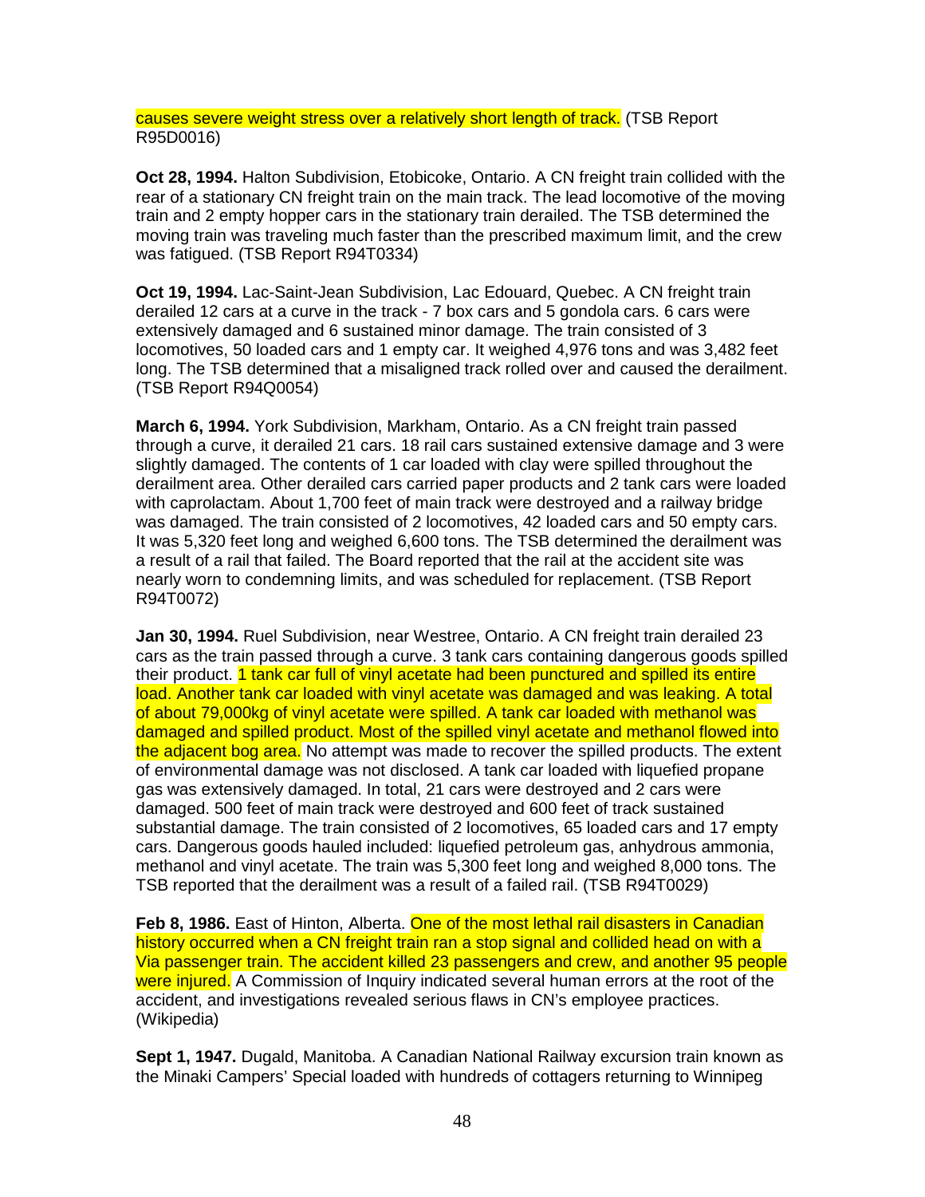causes severe weight stress over a relatively short length of track. (TSB Report R95D0016)

**Oct 28, 1994.** Halton Subdivision, Etobicoke, Ontario. A CN freight train collided with the rear of a stationary CN freight train on the main track. The lead locomotive of the moving train and 2 empty hopper cars in the stationary train derailed. The TSB determined the moving train was traveling much faster than the prescribed maximum limit, and the crew was fatigued. (TSB Report R94T0334)

**Oct 19, 1994.** Lac-Saint-Jean Subdivision, Lac Edouard, Quebec. A CN freight train derailed 12 cars at a curve in the track - 7 box cars and 5 gondola cars. 6 cars were extensively damaged and 6 sustained minor damage. The train consisted of 3 locomotives, 50 loaded cars and 1 empty car. It weighed 4,976 tons and was 3,482 feet long. The TSB determined that a misaligned track rolled over and caused the derailment. (TSB Report R94Q0054)

**March 6, 1994.** York Subdivision, Markham, Ontario. As a CN freight train passed through a curve, it derailed 21 cars. 18 rail cars sustained extensive damage and 3 were slightly damaged. The contents of 1 car loaded with clay were spilled throughout the derailment area. Other derailed cars carried paper products and 2 tank cars were loaded with caprolactam. About 1,700 feet of main track were destroyed and a railway bridge was damaged. The train consisted of 2 locomotives, 42 loaded cars and 50 empty cars. It was 5,320 feet long and weighed 6,600 tons. The TSB determined the derailment was a result of a rail that failed. The Board reported that the rail at the accident site was nearly worn to condemning limits, and was scheduled for replacement. (TSB Report R94T0072)

**Jan 30, 1994.** Ruel Subdivision, near Westree, Ontario. A CN freight train derailed 23 cars as the train passed through a curve. 3 tank cars containing dangerous goods spilled their product. 1 tank car full of vinyl acetate had been punctured and spilled its entire load. Another tank car loaded with vinyl acetate was damaged and was leaking. A total of about 79,000kg of vinyl acetate were spilled. A tank car loaded with methanol was damaged and spilled product. Most of the spilled vinyl acetate and methanol flowed into the adjacent bog area. No attempt was made to recover the spilled products. The extent of environmental damage was not disclosed. A tank car loaded with liquefied propane gas was extensively damaged. In total, 21 cars were destroyed and 2 cars were damaged. 500 feet of main track were destroyed and 600 feet of track sustained substantial damage. The train consisted of 2 locomotives, 65 loaded cars and 17 empty cars. Dangerous goods hauled included: liquefied petroleum gas, anhydrous ammonia, methanol and vinyl acetate. The train was 5,300 feet long and weighed 8,000 tons. The TSB reported that the derailment was a result of a failed rail. (TSB R94T0029)

**Feb 8, 1986.** East of Hinton, Alberta. One of the most lethal rail disasters in Canadian history occurred when a CN freight train ran a stop signal and collided head on with a Via passenger train. The accident killed 23 passengers and crew, and another 95 people were injured. A Commission of Inquiry indicated several human errors at the root of the accident, and investigations revealed serious flaws in CN's employee practices. (Wikipedia)

**Sept 1, 1947.** Dugald, Manitoba. A Canadian National Railway excursion train known as the Minaki Campers' Special loaded with hundreds of cottagers returning to Winnipeg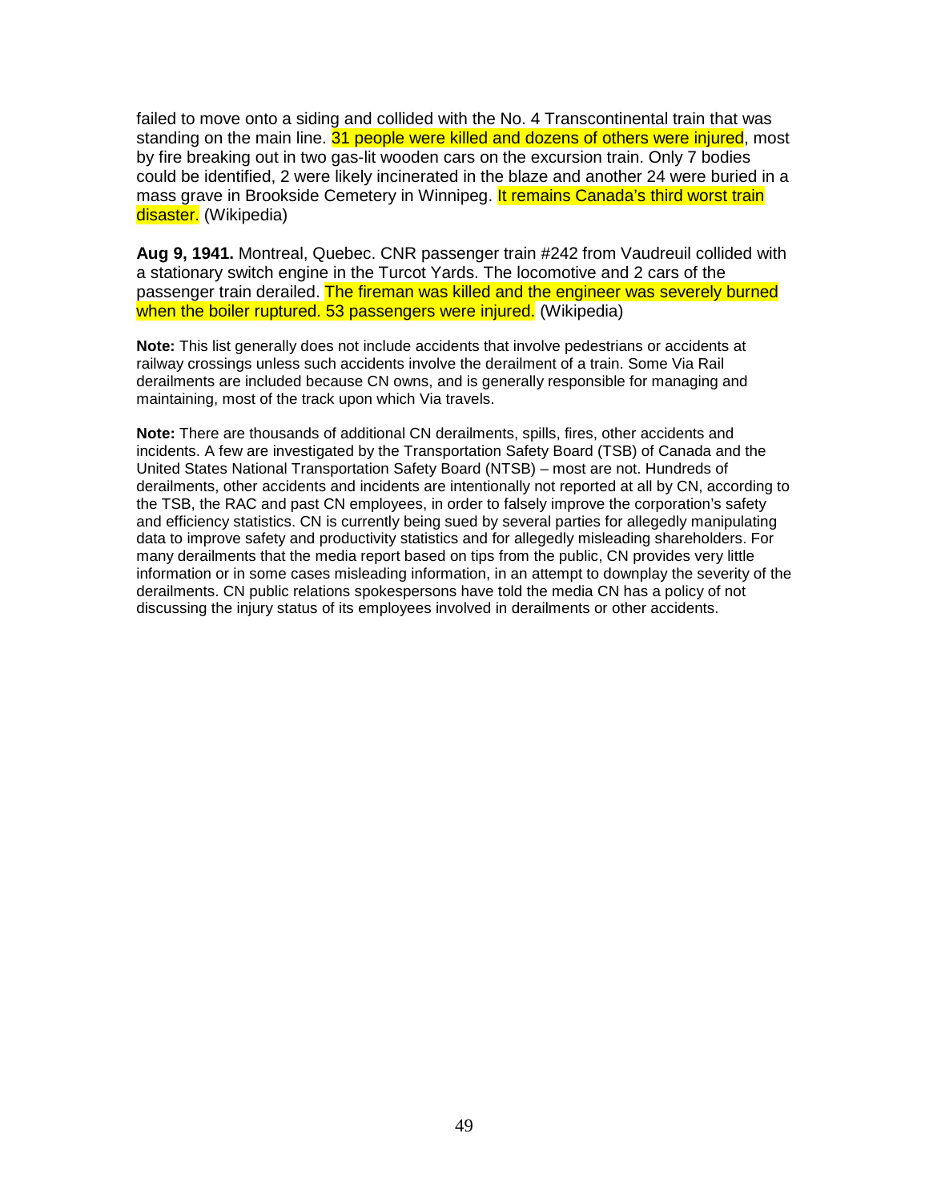failed to move onto a siding and collided with the No. 4 Transcontinental train that was standing on the main line. 31 people were killed and dozens of others were injured, most by fire breaking out in two gas-lit wooden cars on the excursion train. Only 7 bodies could be identified, 2 were likely incinerated in the blaze and another 24 were buried in a mass grave in Brookside Cemetery in Winnipeg. It remains Canada's third worst train disaster. (Wikipedia)

**Aug 9, 1941.** Montreal, Quebec. CNR passenger train #242 from Vaudreuil collided with a stationary switch engine in the Turcot Yards. The locomotive and 2 cars of the passenger train derailed. The fireman was killed and the engineer was severely burned when the boiler ruptured. 53 passengers were injured. (Wikipedia)

**Note:** This list generally does not include accidents that involve pedestrians or accidents at railway crossings unless such accidents involve the derailment of a train. Some Via Rail derailments are included because CN owns, and is generally responsible for managing and maintaining, most of the track upon which Via travels.

**Note:** There are thousands of additional CN derailments, spills, fires, other accidents and incidents. A few are investigated by the Transportation Safety Board (TSB) of Canada and the United States National Transportation Safety Board (NTSB) – most are not. Hundreds of derailments, other accidents and incidents are intentionally not reported at all by CN, according to the TSB, the RAC and past CN employees, in order to falsely improve the corporation's safety and efficiency statistics. CN is currently being sued by several parties for allegedly manipulating data to improve safety and productivity statistics and for allegedly misleading shareholders. For many derailments that the media report based on tips from the public, CN provides very little information or in some cases misleading information, in an attempt to downplay the severity of the derailments. CN public relations spokespersons have told the media CN has a policy of not discussing the injury status of its employees involved in derailments or other accidents.